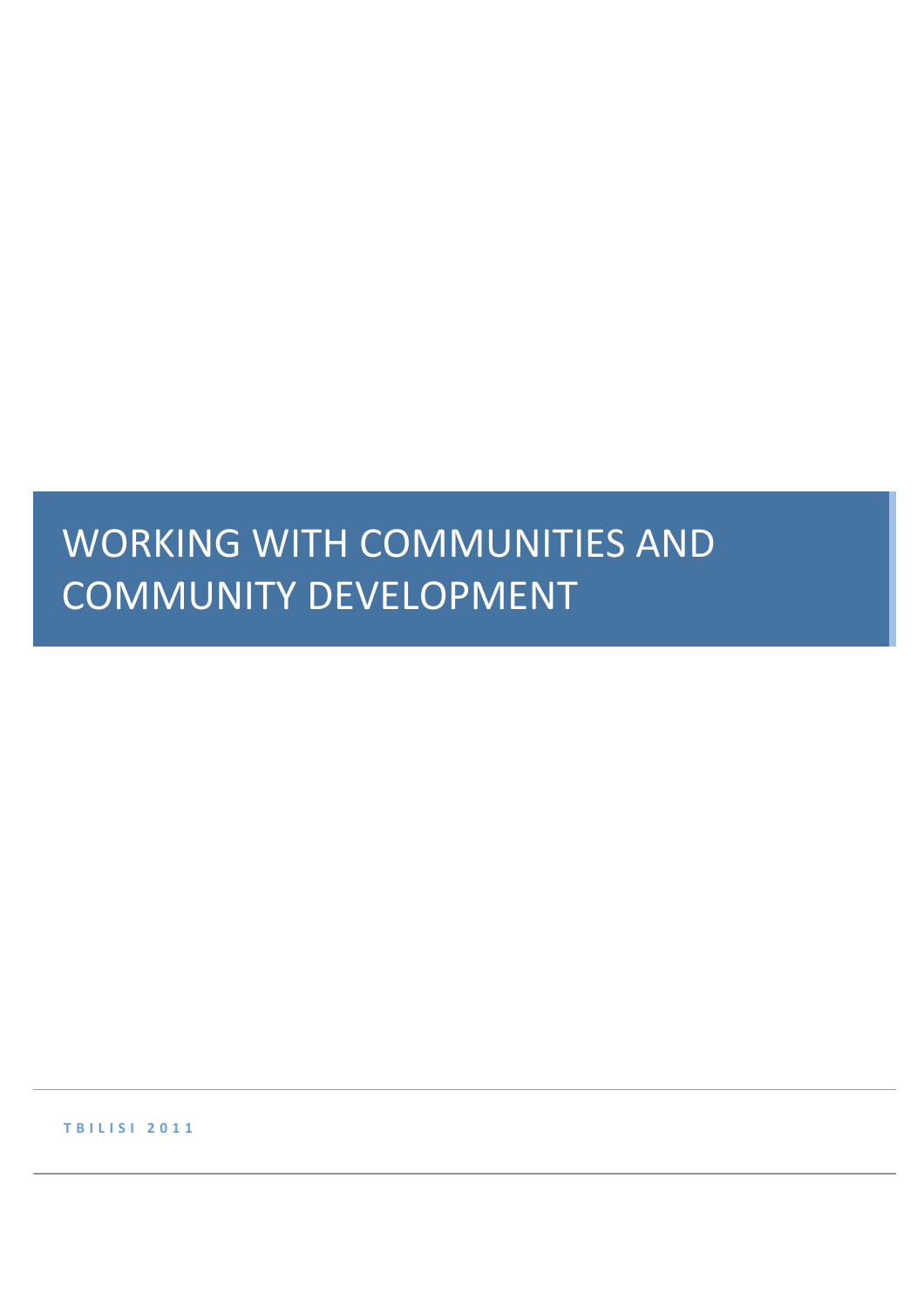# WORKING WITH COMMUNITIES AND COMMUNITY DEVELOPMENT

TBILISI 2011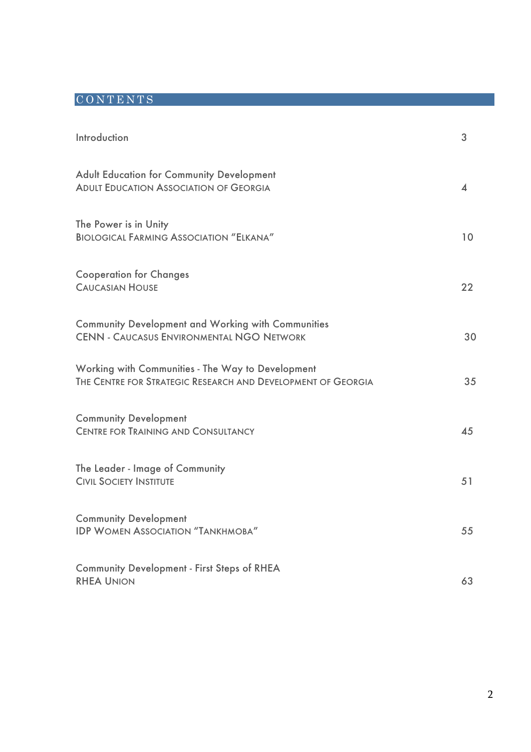# CONTENTS

| | |
|---|---|
| Introduction | 3 |
| Adult Education for Community Development<br>ADULT EDUCATION ASSOCIATION OF GEORGIA | 4 |
| The Power is in Unity<br>BIOLOGICAL FARMING ASSOCIATION "ELKANA" | 10 |
| Cooperation for Changes<br>CAUCASIAN HOUSE | 22 |
| Community Development and Working with Communities<br>CENN - CAUCASUS ENVIRONMENTAL NGO NETWORK | 30 |
| Working with Communities - The Way to Development<br>THE CENTRE FOR STRATEGIC RESEARCH AND DEVELOPMENT OF GEORGIA | 35 |
| Community Development<br>CENTRE FOR TRAINING AND CONSULTANCY | 45 |
| The Leader - Image of Community<br>CIVIL SOCIETY INSTITUTE | 51 |
| Community Development<br>IDP WOMEN ASSOCIATION "TANKHMOBA" | 55 |
| Community Development - First Steps of RHEA<br>RHEA UNION | 63 |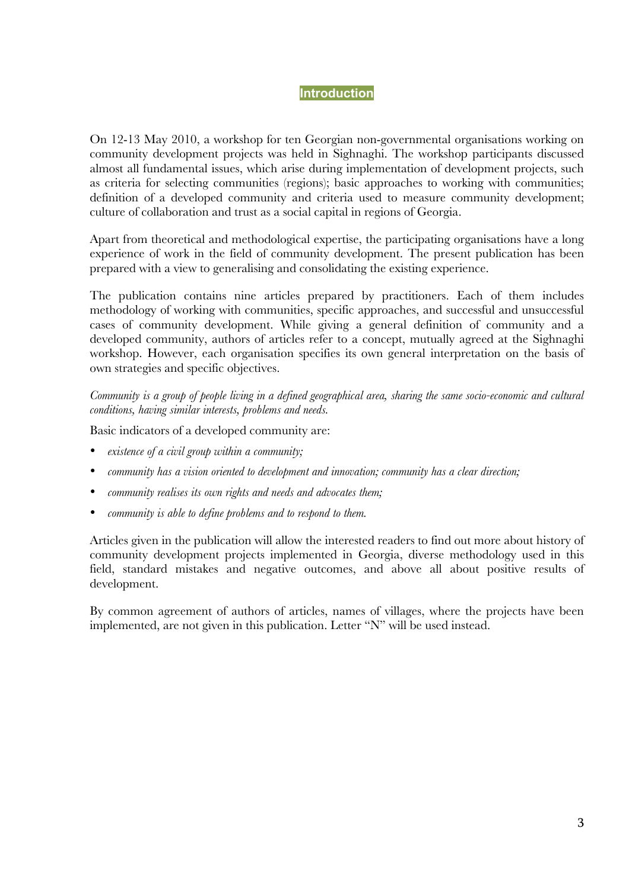# Introduction

On 12-13 May 2010, a workshop for ten Georgian non-governmental organisations working on community development projects was held in Sighnaghi. The workshop participants discussed almost all fundamental issues, which arise during implementation of development projects, such as criteria for selecting communities (regions); basic approaches to working with communities; definition of a developed community and criteria used to measure community development; culture of collaboration and trust as a social capital in regions of Georgia.

Apart from theoretical and methodological expertise, the participating organisations have a long experience of work in the field of community development. The present publication has been prepared with a view to generalising and consolidating the existing experience.

The publication contains nine articles prepared by practitioners. Each of them includes methodology of working with communities, specific approaches, and successful and unsuccessful cases of community development. While giving a general definition of community and a developed community, authors of articles refer to a concept, mutually agreed at the Sighnaghi workshop. However, each organisation specifies its own general interpretation on the basis of own strategies and specific objectives.

*Community is a group of people living in a defined geographical area, sharing the same socio-economic and cultural conditions, having similar interests, problems and needs.*

Basic indicators of a developed community are:

- *existence of a civil group within a community;*
- *community has a vision oriented to development and innovation; community has a clear direction;*
- *community realises its own rights and needs and advocates them;*
- *community is able to define problems and to respond to them.*

Articles given in the publication will allow the interested readers to find out more about history of community development projects implemented in Georgia, diverse methodology used in this field, standard mistakes and negative outcomes, and above all about positive results of development.

By common agreement of authors of articles, names of villages, where the projects have been implemented, are not given in this publication. Letter "N" will be used instead.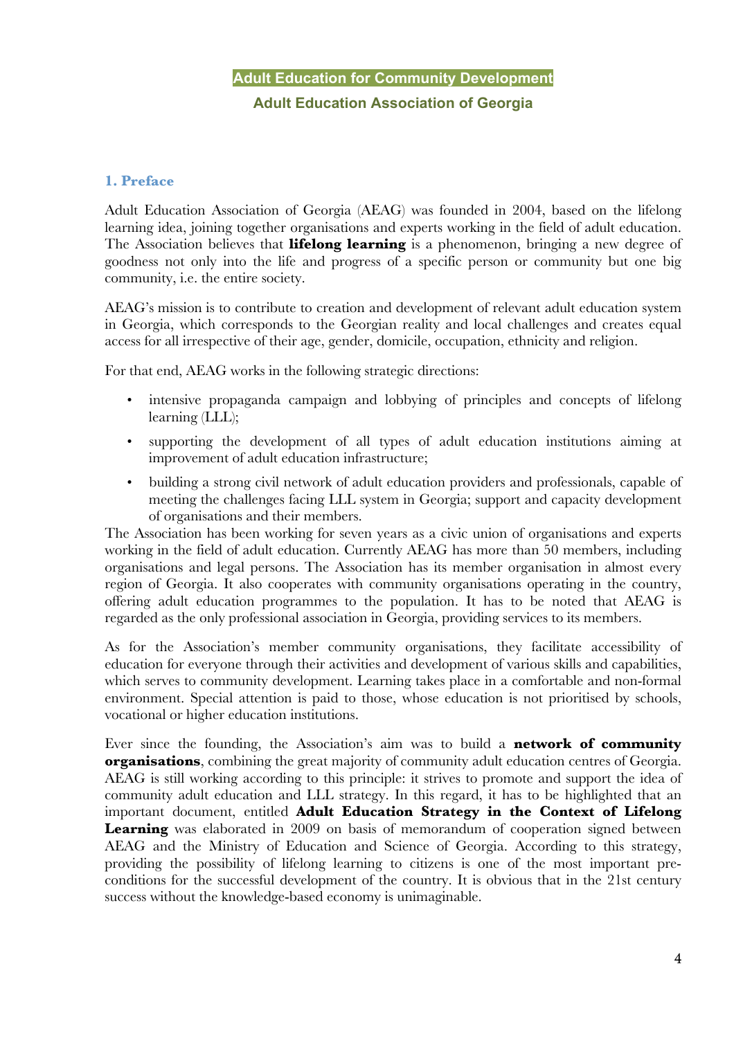**Adult Education for Community Development**

**Adult Education Association of Georgia**

## 1. Preface

Adult Education Association of Georgia (AEAG) was founded in 2004, based on the lifelong learning idea, joining together organisations and experts working in the field of adult education. The Association believes that **lifelong learning** is a phenomenon, bringing a new degree of goodness not only into the life and progress of a specific person or community but one big community, i.e. the entire society.

AEAG's mission is to contribute to creation and development of relevant adult education system in Georgia, which corresponds to the Georgian reality and local challenges and creates equal access for all irrespective of their age, gender, domicile, occupation, ethnicity and religion.

For that end, AEAG works in the following strategic directions:

- intensive propaganda campaign and lobbying of principles and concepts of lifelong learning (LLL);
- supporting the development of all types of adult education institutions aiming at improvement of adult education infrastructure;
- building a strong civil network of adult education providers and professionals, capable of meeting the challenges facing LLL system in Georgia; support and capacity development of organisations and their members.

The Association has been working for seven years as a civic union of organisations and experts working in the field of adult education. Currently AEAG has more than 50 members, including organisations and legal persons. The Association has its member organisation in almost every region of Georgia. It also cooperates with community organisations operating in the country, offering adult education programmes to the population. It has to be noted that AEAG is regarded as the only professional association in Georgia, providing services to its members.

As for the Association's member community organisations, they facilitate accessibility of education for everyone through their activities and development of various skills and capabilities, which serves to community development. Learning takes place in a comfortable and non-formal environment. Special attention is paid to those, whose education is not prioritised by schools, vocational or higher education institutions.

Ever since the founding, the Association's aim was to build a **network of community organisations**, combining the great majority of community adult education centres of Georgia. AEAG is still working according to this principle: it strives to promote and support the idea of community adult education and LLL strategy. In this regard, it has to be highlighted that an important document, entitled **Adult Education Strategy in the Context of Lifelong Learning** was elaborated in 2009 on basis of memorandum of cooperation signed between AEAG and the Ministry of Education and Science of Georgia. According to this strategy, providing the possibility of lifelong learning to citizens is one of the most important pre-conditions for the successful development of the country. It is obvious that in the 21st century success without the knowledge-based economy is unimaginable.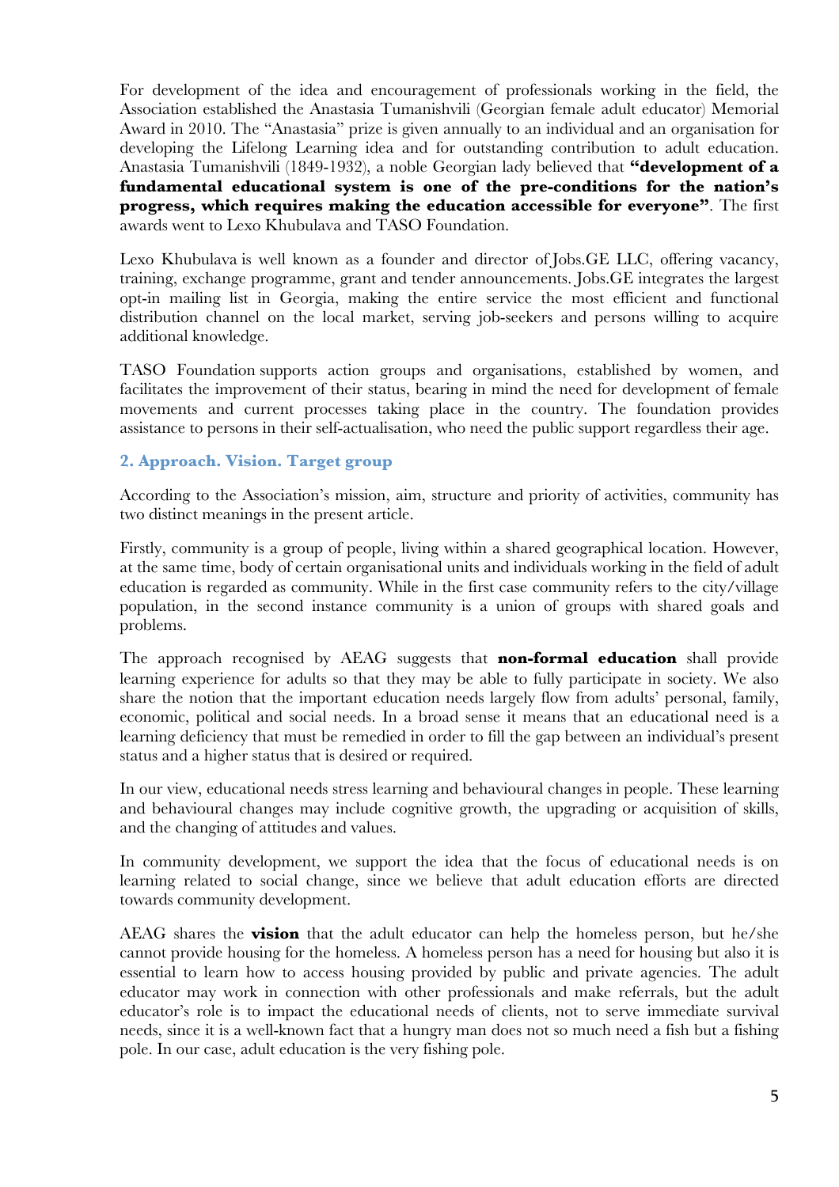For development of the idea and encouragement of professionals working in the field, the Association established the Anastasia Tumanishvili (Georgian female adult educator) Memorial Award in 2010. The "Anastasia" prize is given annually to an individual and an organisation for developing the Lifelong Learning idea and for outstanding contribution to adult education. Anastasia Tumanishvili (1849-1932), a noble Georgian lady believed that **"development of a fundamental educational system is one of the pre-conditions for the nation's progress, which requires making the education accessible for everyone"**. The first awards went to Lexo Khubulava and TASO Foundation.

Lexo Khubulava is well known as a founder and director of Jobs.GE LLC, offering vacancy, training, exchange programme, grant and tender announcements. Jobs.GE integrates the largest opt-in mailing list in Georgia, making the entire service the most efficient and functional distribution channel on the local market, serving job-seekers and persons willing to acquire additional knowledge.

TASO Foundation supports action groups and organisations, established by women, and facilitates the improvement of their status, bearing in mind the need for development of female movements and current processes taking place in the country. The foundation provides assistance to persons in their self-actualisation, who need the public support regardless their age.

## 2. Approach. Vision. Target group

According to the Association's mission, aim, structure and priority of activities, community has two distinct meanings in the present article.

Firstly, community is a group of people, living within a shared geographical location. However, at the same time, body of certain organisational units and individuals working in the field of adult education is regarded as community. While in the first case community refers to the city/village population, in the second instance community is a union of groups with shared goals and problems.

The approach recognised by AEAG suggests that **non-formal education** shall provide learning experience for adults so that they may be able to fully participate in society. We also share the notion that the important education needs largely flow from adults' personal, family, economic, political and social needs. In a broad sense it means that an educational need is a learning deficiency that must be remedied in order to fill the gap between an individual's present status and a higher status that is desired or required.

In our view, educational needs stress learning and behavioural changes in people. These learning and behavioural changes may include cognitive growth, the upgrading or acquisition of skills, and the changing of attitudes and values.

In community development, we support the idea that the focus of educational needs is on learning related to social change, since we believe that adult education efforts are directed towards community development.

AEAG shares the **vision** that the adult educator can help the homeless person, but he/she cannot provide housing for the homeless. A homeless person has a need for housing but also it is essential to learn how to access housing provided by public and private agencies. The adult educator may work in connection with other professionals and make referrals, but the adult educator's role is to impact the educational needs of clients, not to serve immediate survival needs, since it is a well-known fact that a hungry man does not so much need a fish but a fishing pole. In our case, adult education is the very fishing pole.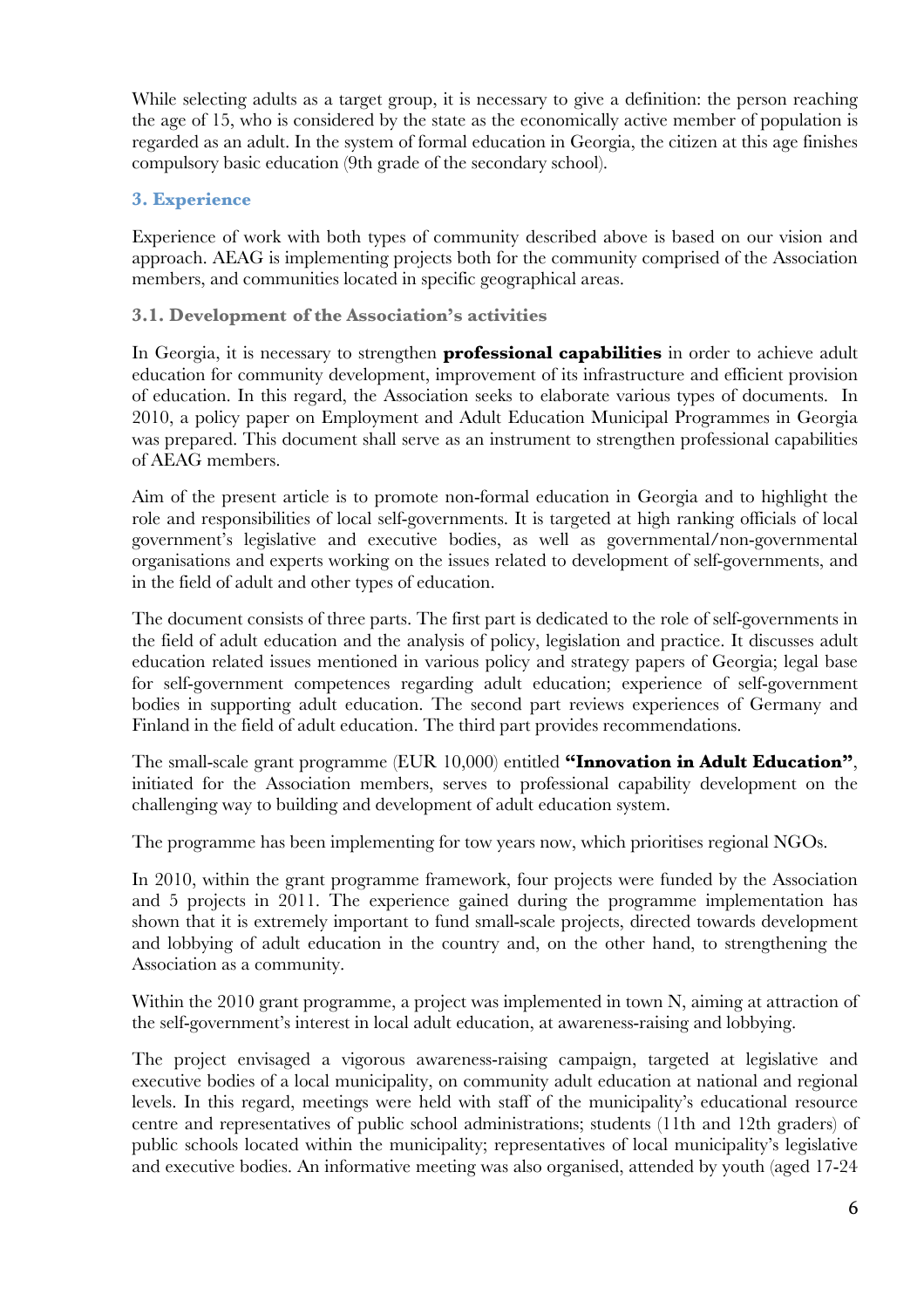While selecting adults as a target group, it is necessary to give a definition: the person reaching the age of 15, who is considered by the state as the economically active member of population is regarded as an adult. In the system of formal education in Georgia, the citizen at this age finishes compulsory basic education (9th grade of the secondary school).

## 3. Experience

Experience of work with both types of community described above is based on our vision and approach. AEAG is implementing projects both for the community comprised of the Association members, and communities located in specific geographical areas.

### 3.1. Development of the Association's activities

In Georgia, it is necessary to strengthen **professional capabilities** in order to achieve adult education for community development, improvement of its infrastructure and efficient provision of education. In this regard, the Association seeks to elaborate various types of documents. In 2010, a policy paper on Employment and Adult Education Municipal Programmes in Georgia was prepared. This document shall serve as an instrument to strengthen professional capabilities of AEAG members.

Aim of the present article is to promote non-formal education in Georgia and to highlight the role and responsibilities of local self-governments. It is targeted at high ranking officials of local government's legislative and executive bodies, as well as governmental/non-governmental organisations and experts working on the issues related to development of self-governments, and in the field of adult and other types of education.

The document consists of three parts. The first part is dedicated to the role of self-governments in the field of adult education and the analysis of policy, legislation and practice. It discusses adult education related issues mentioned in various policy and strategy papers of Georgia; legal base for self-government competences regarding adult education; experience of self-government bodies in supporting adult education. The second part reviews experiences of Germany and Finland in the field of adult education. The third part provides recommendations.

The small-scale grant programme (EUR 10,000) entitled **"Innovation in Adult Education"**, initiated for the Association members, serves to professional capability development on the challenging way to building and development of adult education system.

The programme has been implementing for tow years now, which prioritises regional NGOs.

In 2010, within the grant programme framework, four projects were funded by the Association and 5 projects in 2011. The experience gained during the programme implementation has shown that it is extremely important to fund small-scale projects, directed towards development and lobbying of adult education in the country and, on the other hand, to strengthening the Association as a community.

Within the 2010 grant programme, a project was implemented in town N, aiming at attraction of the self-government's interest in local adult education, at awareness-raising and lobbying.

The project envisaged a vigorous awareness-raising campaign, targeted at legislative and executive bodies of a local municipality, on community adult education at national and regional levels. In this regard, meetings were held with staff of the municipality's educational resource centre and representatives of public school administrations; students (11th and 12th graders) of public schools located within the municipality; representatives of local municipality's legislative and executive bodies. An informative meeting was also organised, attended by youth (aged 17-24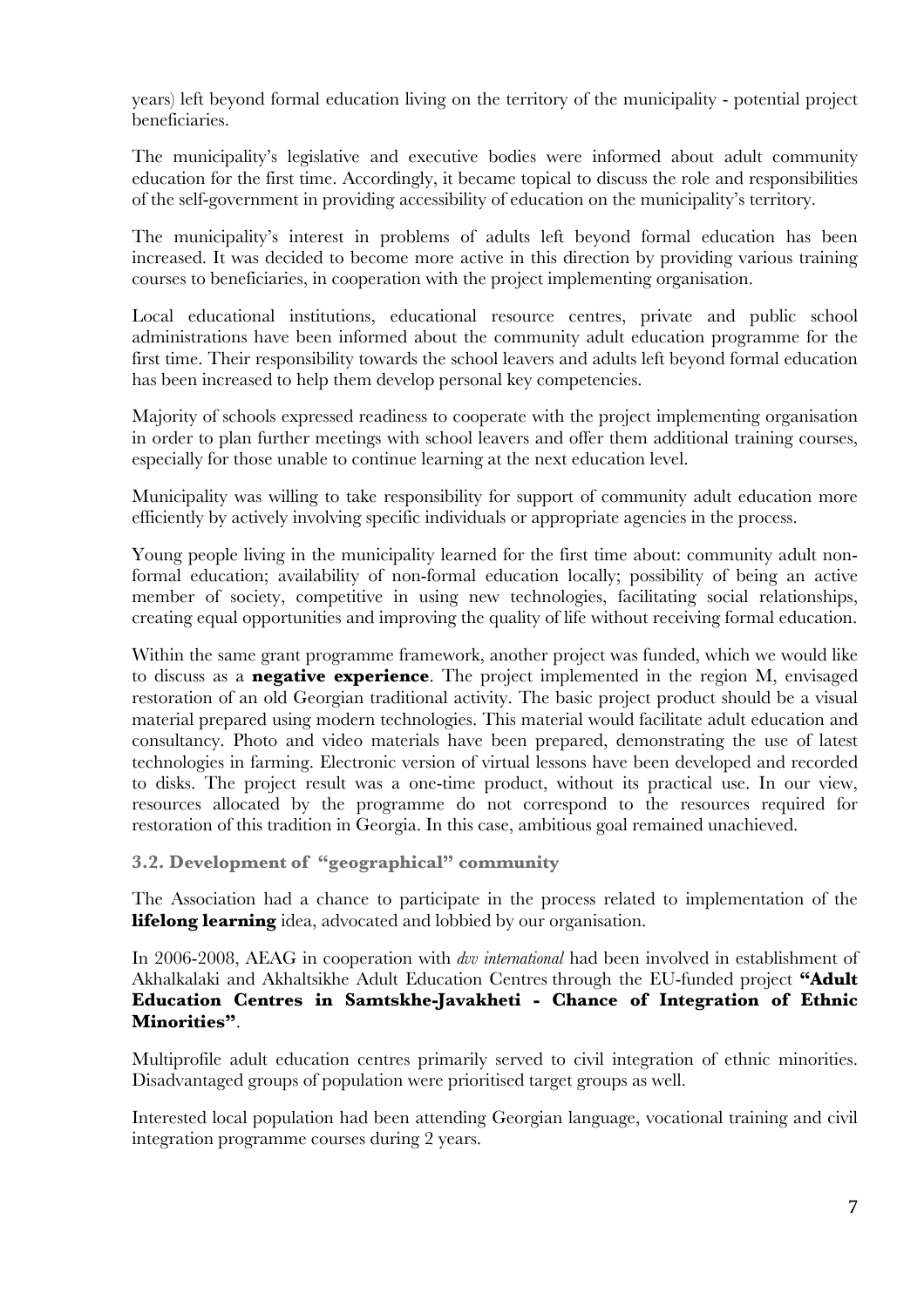years) left beyond formal education living on the territory of the municipality - potential project beneficiaries.

The municipality's legislative and executive bodies were informed about adult community education for the first time. Accordingly, it became topical to discuss the role and responsibilities of the self-government in providing accessibility of education on the municipality's territory.

The municipality's interest in problems of adults left beyond formal education has been increased. It was decided to become more active in this direction by providing various training courses to beneficiaries, in cooperation with the project implementing organisation.

Local educational institutions, educational resource centres, private and public school administrations have been informed about the community adult education programme for the first time. Their responsibility towards the school leavers and adults left beyond formal education has been increased to help them develop personal key competencies.

Majority of schools expressed readiness to cooperate with the project implementing organisation in order to plan further meetings with school leavers and offer them additional training courses, especially for those unable to continue learning at the next education level.

Municipality was willing to take responsibility for support of community adult education more efficiently by actively involving specific individuals or appropriate agencies in the process.

Young people living in the municipality learned for the first time about: community adult non-formal education; availability of non-formal education locally; possibility of being an active member of society, competitive in using new technologies, facilitating social relationships, creating equal opportunities and improving the quality of life without receiving formal education.

Within the same grant programme framework, another project was funded, which we would like to discuss as a **negative experience**. The project implemented in the region M, envisaged restoration of an old Georgian traditional activity. The basic project product should be a visual material prepared using modern technologies. This material would facilitate adult education and consultancy. Photo and video materials have been prepared, demonstrating the use of latest technologies in farming. Electronic version of virtual lessons have been developed and recorded to disks. The project result was a one-time product, without its practical use. In our view, resources allocated by the programme do not correspond to the resources required for restoration of this tradition in Georgia. In this case, ambitious goal remained unachieved.

### 3.2. Development of "geographical" community

The Association had a chance to participate in the process related to implementation of the **lifelong learning** idea, advocated and lobbied by our organisation.

In 2006-2008, AEAG in cooperation with *dvv international* had been involved in establishment of Akhalkalaki and Akhaltsikhe Adult Education Centres through the EU-funded project **"Adult Education Centres in Samtskhe-Javakheti - Chance of Integration of Ethnic Minorities"**.

Multiprofile adult education centres primarily served to civil integration of ethnic minorities. Disadvantaged groups of population were prioritised target groups as well.

Interested local population had been attending Georgian language, vocational training and civil integration programme courses during 2 years.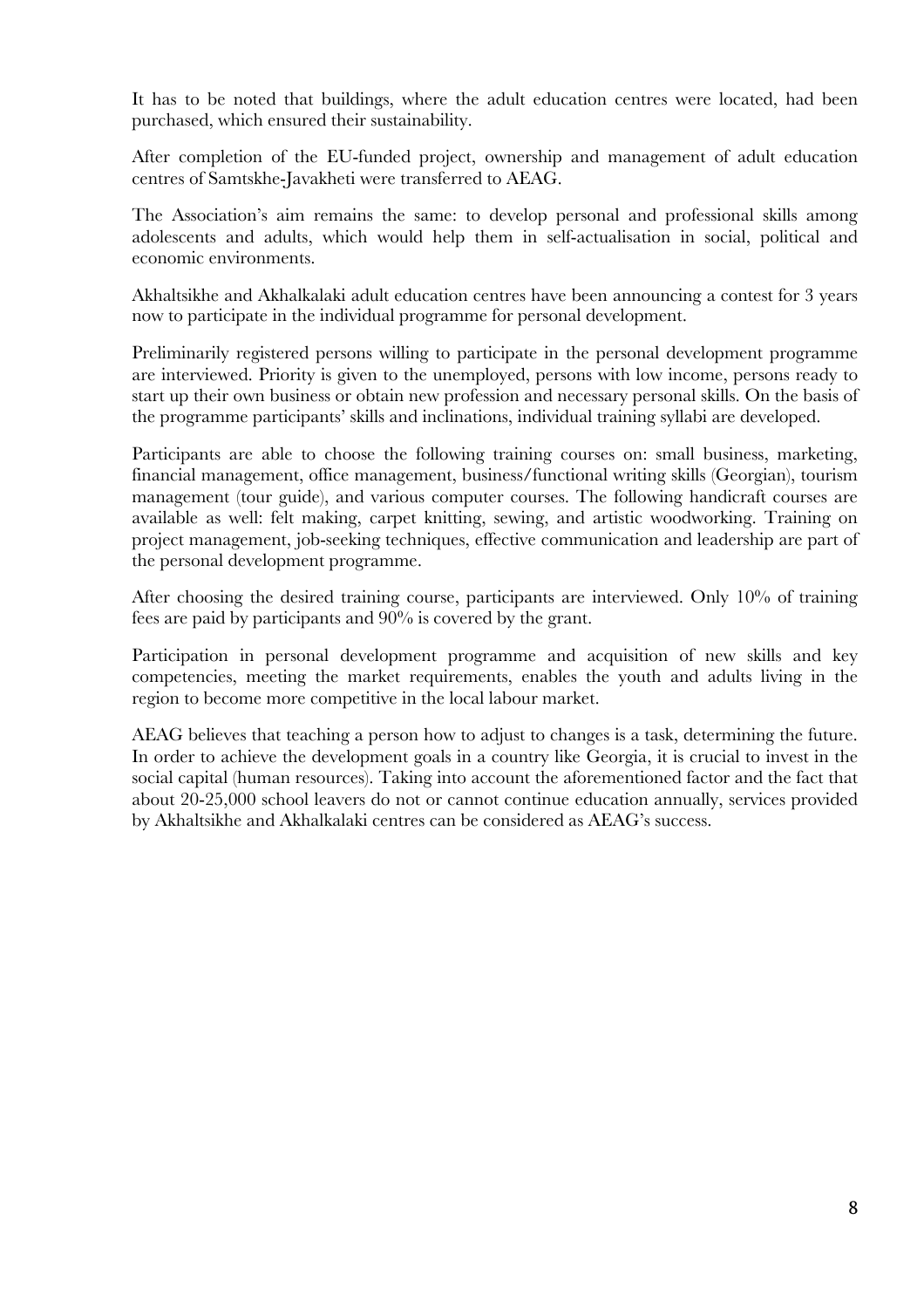It has to be noted that buildings, where the adult education centres were located, had been purchased, which ensured their sustainability.

After completion of the EU-funded project, ownership and management of adult education centres of Samtskhe-Javakheti were transferred to AEAG.

The Association's aim remains the same: to develop personal and professional skills among adolescents and adults, which would help them in self-actualisation in social, political and economic environments.

Akhaltsikhe and Akhalkalaki adult education centres have been announcing a contest for 3 years now to participate in the individual programme for personal development.

Preliminarily registered persons willing to participate in the personal development programme are interviewed. Priority is given to the unemployed, persons with low income, persons ready to start up their own business or obtain new profession and necessary personal skills. On the basis of the programme participants' skills and inclinations, individual training syllabi are developed.

Participants are able to choose the following training courses on: small business, marketing, financial management, office management, business/functional writing skills (Georgian), tourism management (tour guide), and various computer courses. The following handicraft courses are available as well: felt making, carpet knitting, sewing, and artistic woodworking. Training on project management, job-seeking techniques, effective communication and leadership are part of the personal development programme.

After choosing the desired training course, participants are interviewed. Only 10% of training fees are paid by participants and 90% is covered by the grant.

Participation in personal development programme and acquisition of new skills and key competencies, meeting the market requirements, enables the youth and adults living in the region to become more competitive in the local labour market.

AEAG believes that teaching a person how to adjust to changes is a task, determining the future. In order to achieve the development goals in a country like Georgia, it is crucial to invest in the social capital (human resources). Taking into account the aforementioned factor and the fact that about 20-25,000 school leavers do not or cannot continue education annually, services provided by Akhaltsikhe and Akhalkalaki centres can be considered as AEAG's success.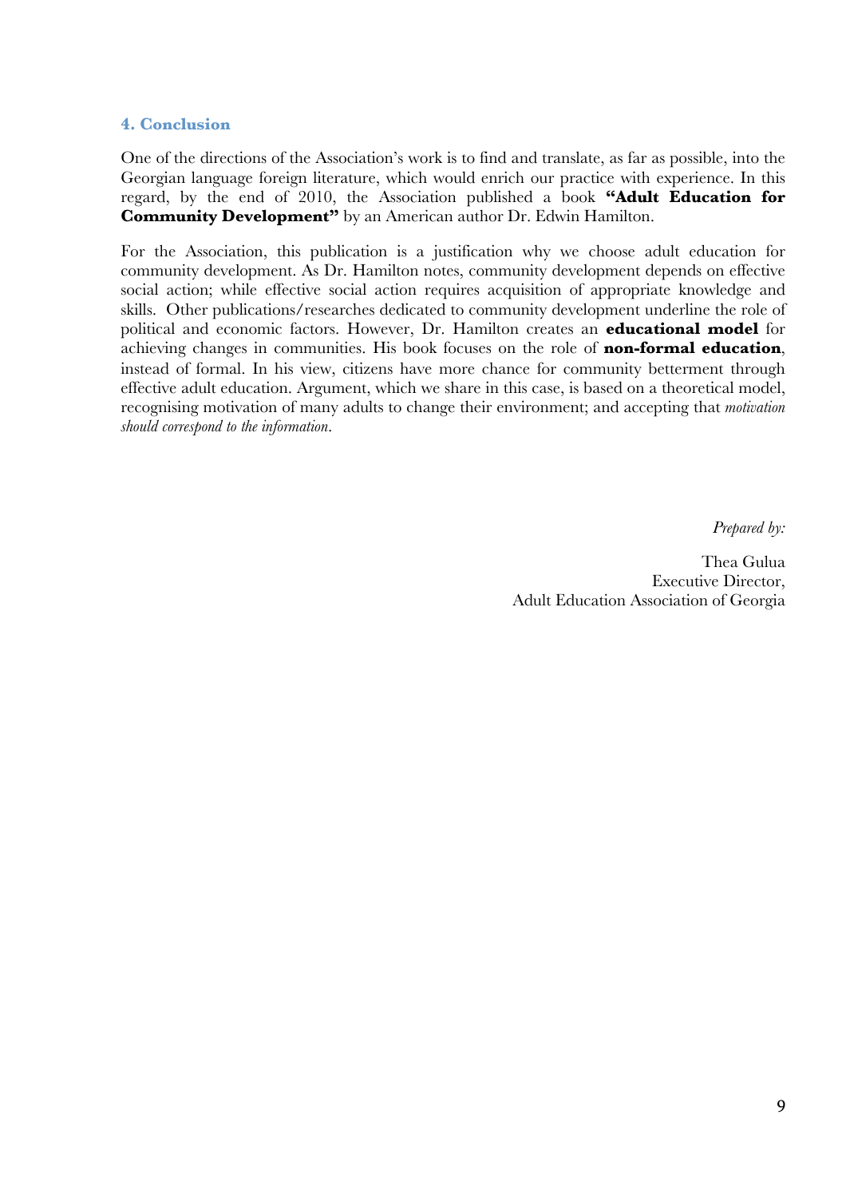### 4. Conclusion

One of the directions of the Association's work is to find and translate, as far as possible, into the Georgian language foreign literature, which would enrich our practice with experience. In this regard, by the end of 2010, the Association published a book **"Adult Education for Community Development"** by an American author Dr. Edwin Hamilton.

For the Association, this publication is a justification why we choose adult education for community development. As Dr. Hamilton notes, community development depends on effective social action; while effective social action requires acquisition of appropriate knowledge and skills. Other publications/researches dedicated to community development underline the role of political and economic factors. However, Dr. Hamilton creates an **educational model** for achieving changes in communities. His book focuses on the role of **non-formal education**, instead of formal. In his view, citizens have more chance for community betterment through effective adult education. Argument, which we share in this case, is based on a theoretical model, recognising motivation of many adults to change their environment; and accepting that *motivation should correspond to the information*.

*Prepared by:*

Thea Gulua
Executive Director,
Adult Education Association of Georgia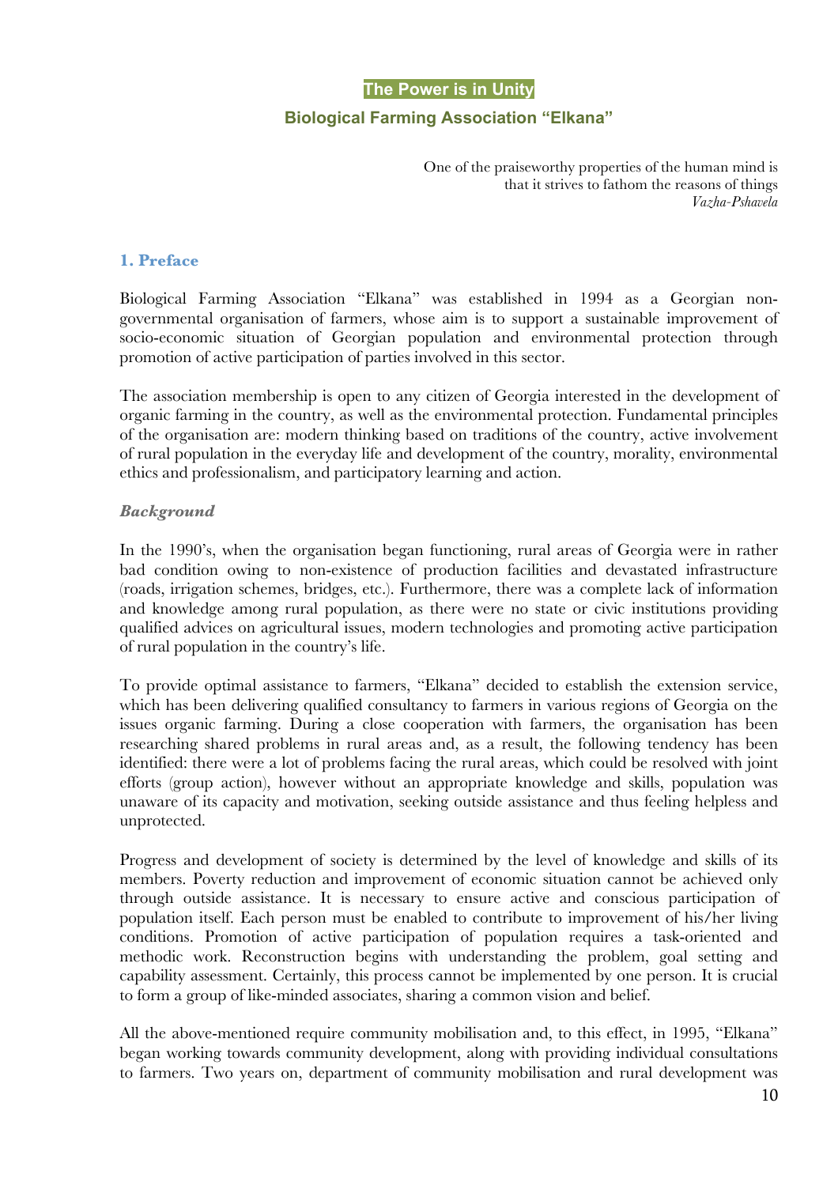# The Power is in Unity

## Biological Farming Association "Elkana"

> One of the praiseworthy properties of the human mind is that it strives to fathom the reasons of things
> *Vazha-Pshavela*

### 1. Preface

Biological Farming Association "Elkana" was established in 1994 as a Georgian non-governmental organisation of farmers, whose aim is to support a sustainable improvement of socio-economic situation of Georgian population and environmental protection through promotion of active participation of parties involved in this sector.

The association membership is open to any citizen of Georgia interested in the development of organic farming in the country, as well as the environmental protection. Fundamental principles of the organisation are: modern thinking based on traditions of the country, active involvement of rural population in the everyday life and development of the country, morality, environmental ethics and professionalism, and participatory learning and action.

#### *Background*

In the 1990's, when the organisation began functioning, rural areas of Georgia were in rather bad condition owing to non-existence of production facilities and devastated infrastructure (roads, irrigation schemes, bridges, etc.). Furthermore, there was a complete lack of information and knowledge among rural population, as there were no state or civic institutions providing qualified advices on agricultural issues, modern technologies and promoting active participation of rural population in the country's life.

To provide optimal assistance to farmers, "Elkana" decided to establish the extension service, which has been delivering qualified consultancy to farmers in various regions of Georgia on the issues organic farming. During a close cooperation with farmers, the organisation has been researching shared problems in rural areas and, as a result, the following tendency has been identified: there were a lot of problems facing the rural areas, which could be resolved with joint efforts (group action), however without an appropriate knowledge and skills, population was unaware of its capacity and motivation, seeking outside assistance and thus feeling helpless and unprotected.

Progress and development of society is determined by the level of knowledge and skills of its members. Poverty reduction and improvement of economic situation cannot be achieved only through outside assistance. It is necessary to ensure active and conscious participation of population itself. Each person must be enabled to contribute to improvement of his/her living conditions. Promotion of active participation of population requires a task-oriented and methodic work. Reconstruction begins with understanding the problem, goal setting and capability assessment. Certainly, this process cannot be implemented by one person. It is crucial to form a group of like-minded associates, sharing a common vision and belief.

All the above-mentioned require community mobilisation and, to this effect, in 1995, "Elkana" began working towards community development, along with providing individual consultations to farmers. Two years on, department of community mobilisation and rural development was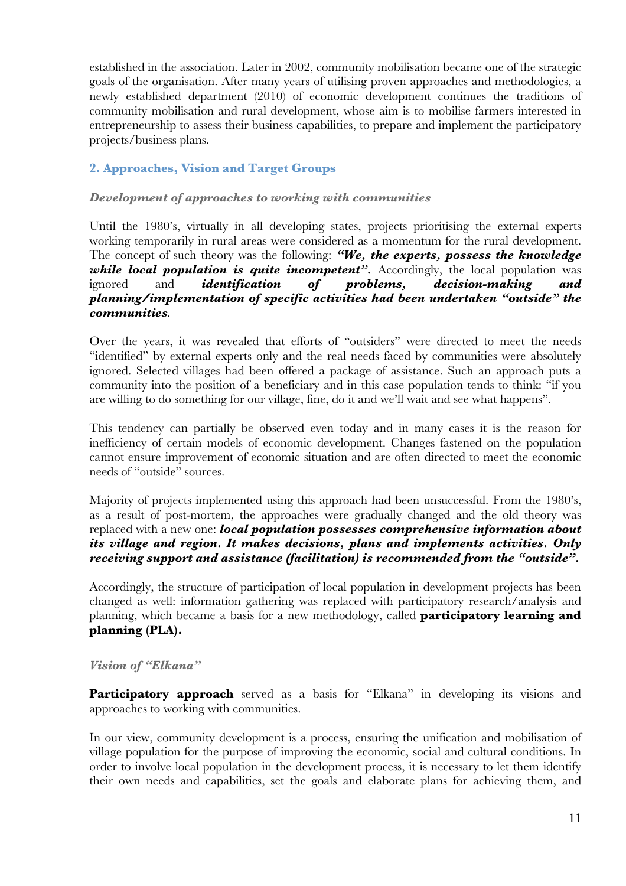established in the association. Later in 2002, community mobilisation became one of the strategic goals of the organisation. After many years of utilising proven approaches and methodologies, a newly established department (2010) of economic development continues the traditions of community mobilisation and rural development, whose aim is to mobilise farmers interested in entrepreneurship to assess their business capabilities, to prepare and implement the participatory projects/business plans.

## 2. Approaches, Vision and Target Groups

### *Development of approaches to working with communities*

Until the 1980's, virtually in all developing states, projects prioritising the external experts working temporarily in rural areas were considered as a momentum for the rural development. The concept of such theory was the following: ***"We, the experts, possess the knowledge while local population is quite incompetent".*** Accordingly, the local population was ignored and ***identification of problems, decision-making and planning/implementation of specific activities had been undertaken "outside" the communities***.

Over the years, it was revealed that efforts of "outsiders" were directed to meet the needs "identified" by external experts only and the real needs faced by communities were absolutely ignored. Selected villages had been offered a package of assistance. Such an approach puts a community into the position of a beneficiary and in this case population tends to think: "if you are willing to do something for our village, fine, do it and we'll wait and see what happens".

This tendency can partially be observed even today and in many cases it is the reason for inefficiency of certain models of economic development. Changes fastened on the population cannot ensure improvement of economic situation and are often directed to meet the economic needs of "outside" sources.

Majority of projects implemented using this approach had been unsuccessful. From the 1980's, as a result of post-mortem, the approaches were gradually changed and the old theory was replaced with a new one: ***local population possesses comprehensive information about its village and region. It makes decisions, plans and implements activities. Only receiving support and assistance (facilitation) is recommended from the "outside".***

Accordingly, the structure of participation of local population in development projects has been changed as well: information gathering was replaced with participatory research/analysis and planning, which became a basis for a new methodology, called **participatory learning and planning (PLA).**

### *Vision of "Elkana"*

**Participatory approach** served as a basis for "Elkana" in developing its visions and approaches to working with communities.

In our view, community development is a process, ensuring the unification and mobilisation of village population for the purpose of improving the economic, social and cultural conditions. In order to involve local population in the development process, it is necessary to let them identify their own needs and capabilities, set the goals and elaborate plans for achieving them, and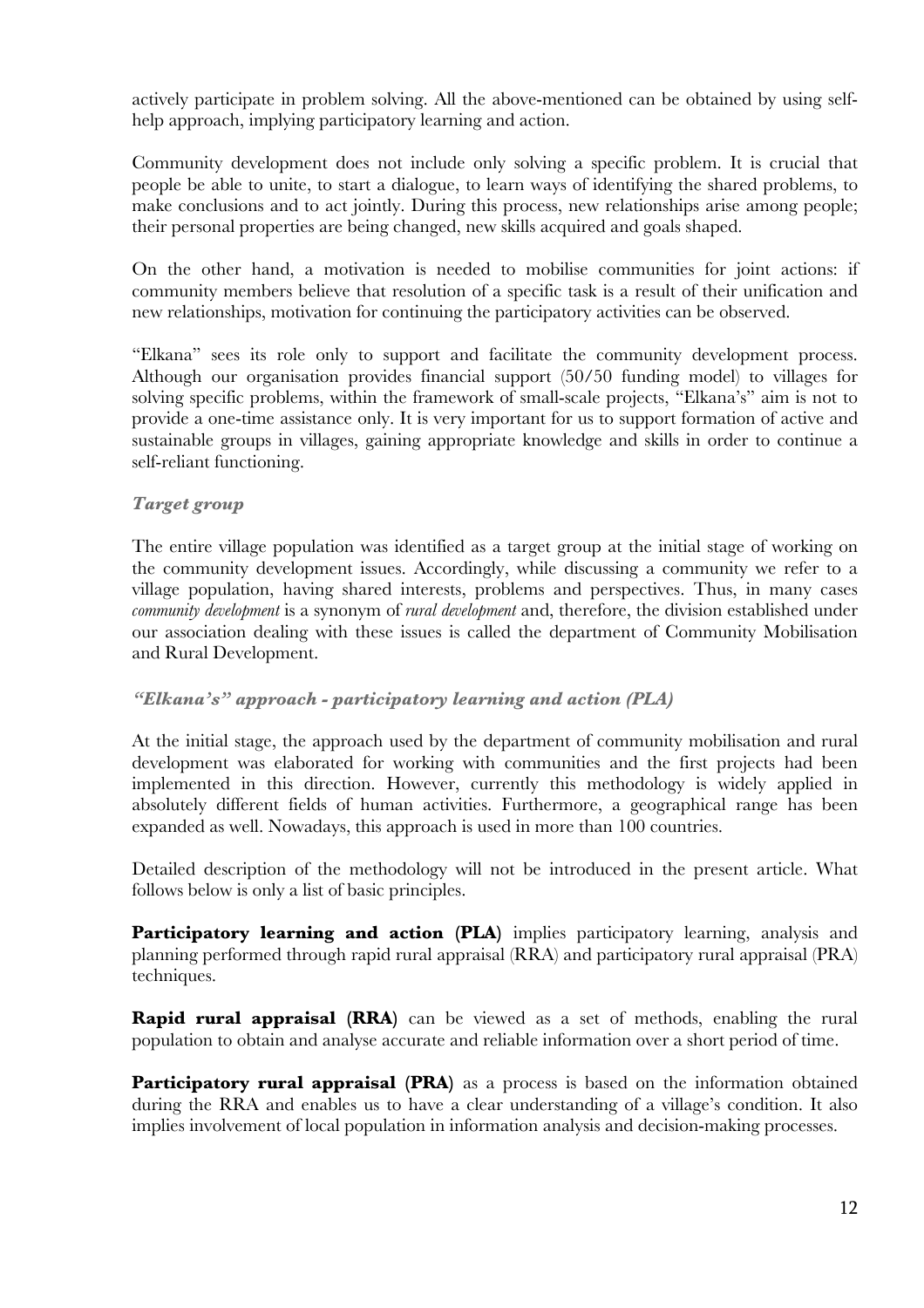actively participate in problem solving. All the above-mentioned can be obtained by using self-help approach, implying participatory learning and action.

Community development does not include only solving a specific problem. It is crucial that people be able to unite, to start a dialogue, to learn ways of identifying the shared problems, to make conclusions and to act jointly. During this process, new relationships arise among people; their personal properties are being changed, new skills acquired and goals shaped.

On the other hand, a motivation is needed to mobilise communities for joint actions: if community members believe that resolution of a specific task is a result of their unification and new relationships, motivation for continuing the participatory activities can be observed.

"Elkana" sees its role only to support and facilitate the community development process. Although our organisation provides financial support (50/50 funding model) to villages for solving specific problems, within the framework of small-scale projects, "Elkana's" aim is not to provide a one-time assistance only. It is very important for us to support formation of active and sustainable groups in villages, gaining appropriate knowledge and skills in order to continue a self-reliant functioning.

### *Target group*

The entire village population was identified as a target group at the initial stage of working on the community development issues. Accordingly, while discussing a community we refer to a village population, having shared interests, problems and perspectives. Thus, in many cases *community development* is a synonym of *rural development* and, therefore, the division established under our association dealing with these issues is called the department of Community Mobilisation and Rural Development.

### *"Elkana's" approach - participatory learning and action (PLA)*

At the initial stage, the approach used by the department of community mobilisation and rural development was elaborated for working with communities and the first projects had been implemented in this direction. However, currently this methodology is widely applied in absolutely different fields of human activities. Furthermore, a geographical range has been expanded as well. Nowadays, this approach is used in more than 100 countries.

Detailed description of the methodology will not be introduced in the present article. What follows below is only a list of basic principles.

**Participatory learning and action (PLA)** implies participatory learning, analysis and planning performed through rapid rural appraisal (RRA) and participatory rural appraisal (PRA) techniques.

**Rapid rural appraisal (RRA)** can be viewed as a set of methods, enabling the rural population to obtain and analyse accurate and reliable information over a short period of time.

**Participatory rural appraisal (PRA)** as a process is based on the information obtained during the RRA and enables us to have a clear understanding of a village's condition. It also implies involvement of local population in information analysis and decision-making processes.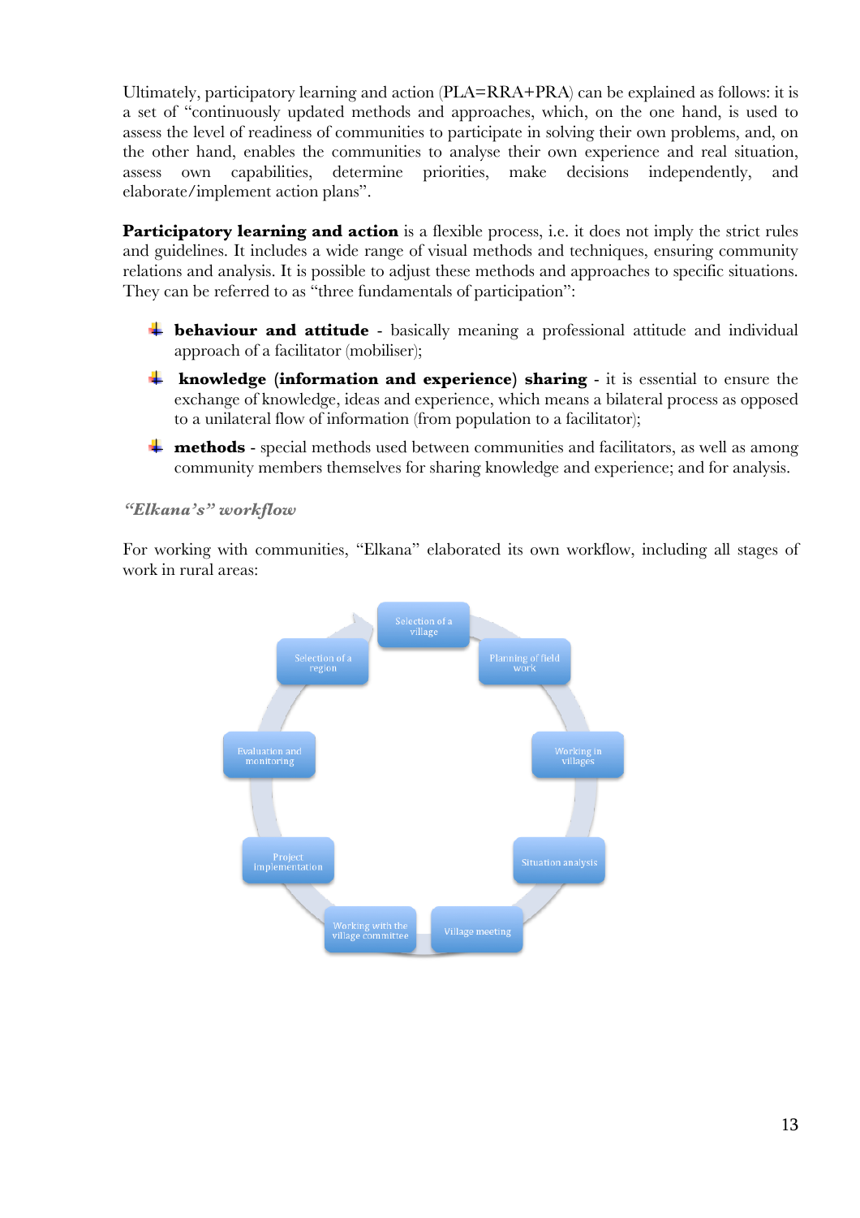Ultimately, participatory learning and action (PLA=RRA+PRA) can be explained as follows: it is a set of "continuously updated methods and approaches, which, on the one hand, is used to assess the level of readiness of communities to participate in solving their own problems, and, on the other hand, enables the communities to analyse their own experience and real situation, assess own capabilities, determine priorities, make decisions independently, and elaborate/implement action plans".

**Participatory learning and action** is a flexible process, i.e. it does not imply the strict rules and guidelines. It includes a wide range of visual methods and techniques, ensuring community relations and analysis. It is possible to adjust these methods and approaches to specific situations. They can be referred to as "three fundamentals of participation":

- **behaviour and attitude** - basically meaning a professional attitude and individual approach of a facilitator (mobiliser);
- **knowledge (information and experience) sharing** - it is essential to ensure the exchange of knowledge, ideas and experience, which means a bilateral process as opposed to a unilateral flow of information (from population to a facilitator);
- **methods** - special methods used between communities and facilitators, as well as among community members themselves for sharing knowledge and experience; and for analysis.

***"Elkana's" workflow***

For working with communities, "Elkana" elaborated its own workflow, including all stages of work in rural areas:

Selection of a village → Planning of field work → Working in villages → Situation analysis → Village meeting → Working with the village committee → Project implementation → Evaluation and monitoring → Selection of a region → Selection of a village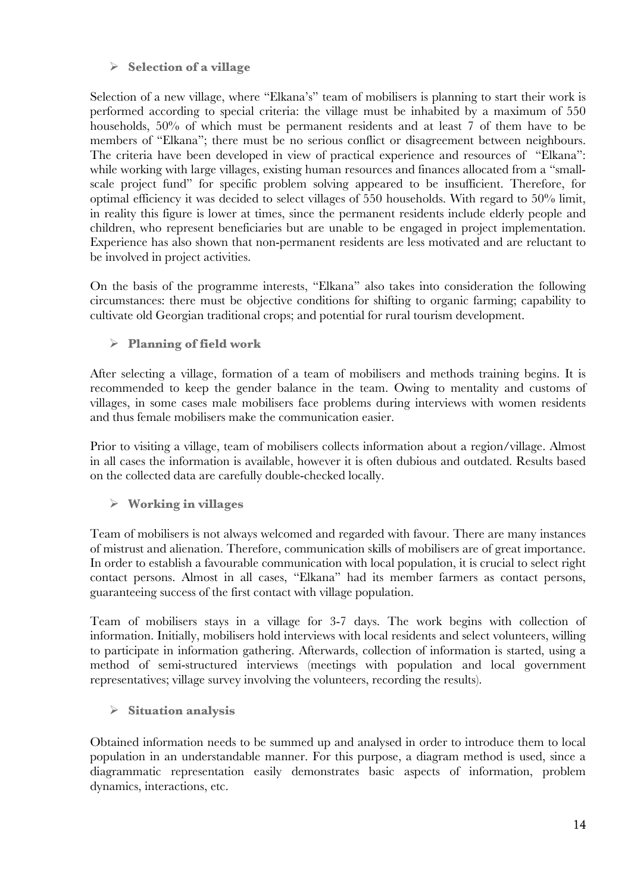- **Selection of a village**

Selection of a new village, where "Elkana's" team of mobilisers is planning to start their work is performed according to special criteria: the village must be inhabited by a maximum of 550 households, 50% of which must be permanent residents and at least 7 of them have to be members of "Elkana"; there must be no serious conflict or disagreement between neighbours. The criteria have been developed in view of practical experience and resources of "Elkana": while working with large villages, existing human resources and finances allocated from a "small-scale project fund" for specific problem solving appeared to be insufficient. Therefore, for optimal efficiency it was decided to select villages of 550 households. With regard to 50% limit, in reality this figure is lower at times, since the permanent residents include elderly people and children, who represent beneficiaries but are unable to be engaged in project implementation. Experience has also shown that non-permanent residents are less motivated and are reluctant to be involved in project activities.

On the basis of the programme interests, "Elkana" also takes into consideration the following circumstances: there must be objective conditions for shifting to organic farming; capability to cultivate old Georgian traditional crops; and potential for rural tourism development.

- **Planning of field work**

After selecting a village, formation of a team of mobilisers and methods training begins. It is recommended to keep the gender balance in the team. Owing to mentality and customs of villages, in some cases male mobilisers face problems during interviews with women residents and thus female mobilisers make the communication easier.

Prior to visiting a village, team of mobilisers collects information about a region/village. Almost in all cases the information is available, however it is often dubious and outdated. Results based on the collected data are carefully double-checked locally.

- **Working in villages**

Team of mobilisers is not always welcomed and regarded with favour. There are many instances of mistrust and alienation. Therefore, communication skills of mobilisers are of great importance. In order to establish a favourable communication with local population, it is crucial to select right contact persons. Almost in all cases, "Elkana" had its member farmers as contact persons, guaranteeing success of the first contact with village population.

Team of mobilisers stays in a village for 3-7 days. The work begins with collection of information. Initially, mobilisers hold interviews with local residents and select volunteers, willing to participate in information gathering. Afterwards, collection of information is started, using a method of semi-structured interviews (meetings with population and local government representatives; village survey involving the volunteers, recording the results).

- **Situation analysis**

Obtained information needs to be summed up and analysed in order to introduce them to local population in an understandable manner. For this purpose, a diagram method is used, since a diagrammatic representation easily demonstrates basic aspects of information, problem dynamics, interactions, etc.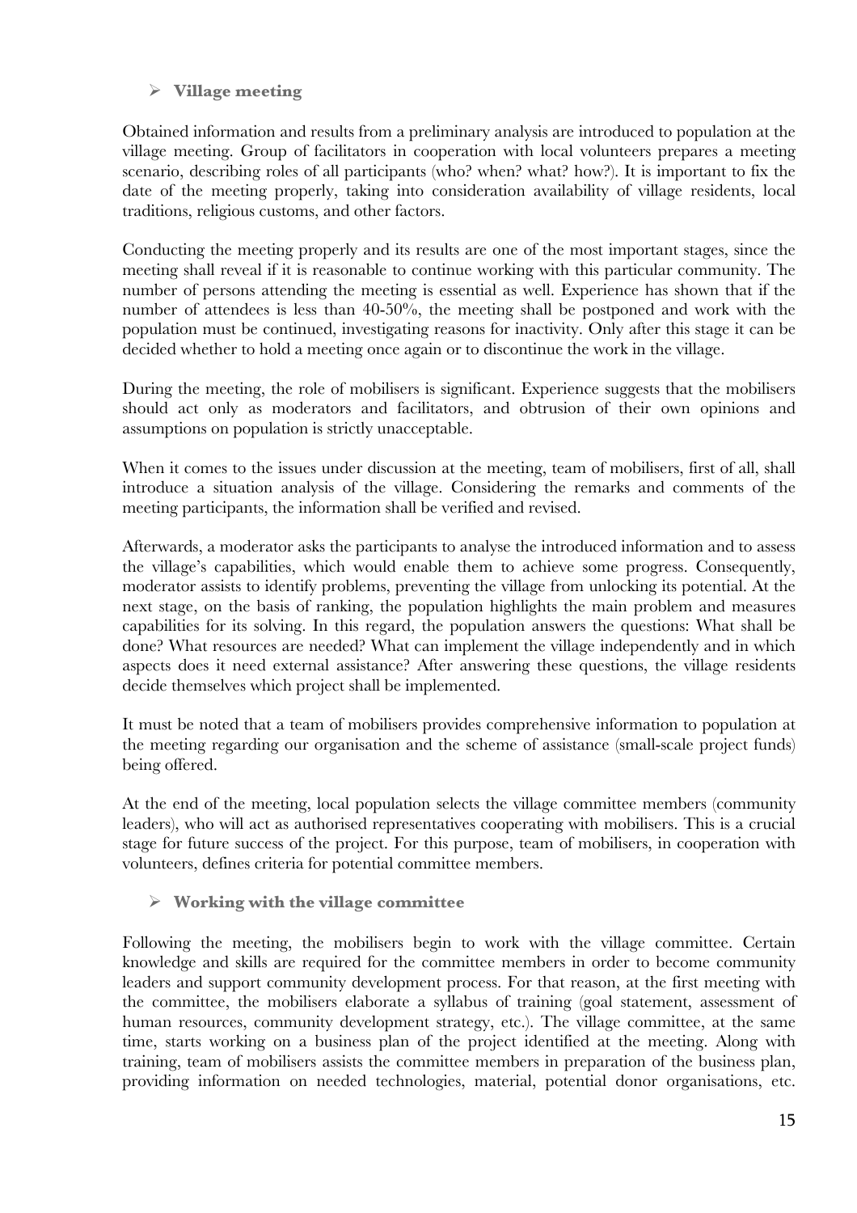- **Village meeting**

Obtained information and results from a preliminary analysis are introduced to population at the village meeting. Group of facilitators in cooperation with local volunteers prepares a meeting scenario, describing roles of all participants (who? when? what? how?). It is important to fix the date of the meeting properly, taking into consideration availability of village residents, local traditions, religious customs, and other factors.

Conducting the meeting properly and its results are one of the most important stages, since the meeting shall reveal if it is reasonable to continue working with this particular community. The number of persons attending the meeting is essential as well. Experience has shown that if the number of attendees is less than 40-50%, the meeting shall be postponed and work with the population must be continued, investigating reasons for inactivity. Only after this stage it can be decided whether to hold a meeting once again or to discontinue the work in the village.

During the meeting, the role of mobilisers is significant. Experience suggests that the mobilisers should act only as moderators and facilitators, and obtrusion of their own opinions and assumptions on population is strictly unacceptable.

When it comes to the issues under discussion at the meeting, team of mobilisers, first of all, shall introduce a situation analysis of the village. Considering the remarks and comments of the meeting participants, the information shall be verified and revised.

Afterwards, a moderator asks the participants to analyse the introduced information and to assess the village's capabilities, which would enable them to achieve some progress. Consequently, moderator assists to identify problems, preventing the village from unlocking its potential. At the next stage, on the basis of ranking, the population highlights the main problem and measures capabilities for its solving. In this regard, the population answers the questions: What shall be done? What resources are needed? What can implement the village independently and in which aspects does it need external assistance? After answering these questions, the village residents decide themselves which project shall be implemented.

It must be noted that a team of mobilisers provides comprehensive information to population at the meeting regarding our organisation and the scheme of assistance (small-scale project funds) being offered.

At the end of the meeting, local population selects the village committee members (community leaders), who will act as authorised representatives cooperating with mobilisers. This is a crucial stage for future success of the project. For this purpose, team of mobilisers, in cooperation with volunteers, defines criteria for potential committee members.

- **Working with the village committee**

Following the meeting, the mobilisers begin to work with the village committee. Certain knowledge and skills are required for the committee members in order to become community leaders and support community development process. For that reason, at the first meeting with the committee, the mobilisers elaborate a syllabus of training (goal statement, assessment of human resources, community development strategy, etc.). The village committee, at the same time, starts working on a business plan of the project identified at the meeting. Along with training, team of mobilisers assists the committee members in preparation of the business plan, providing information on needed technologies, material, potential donor organisations, etc.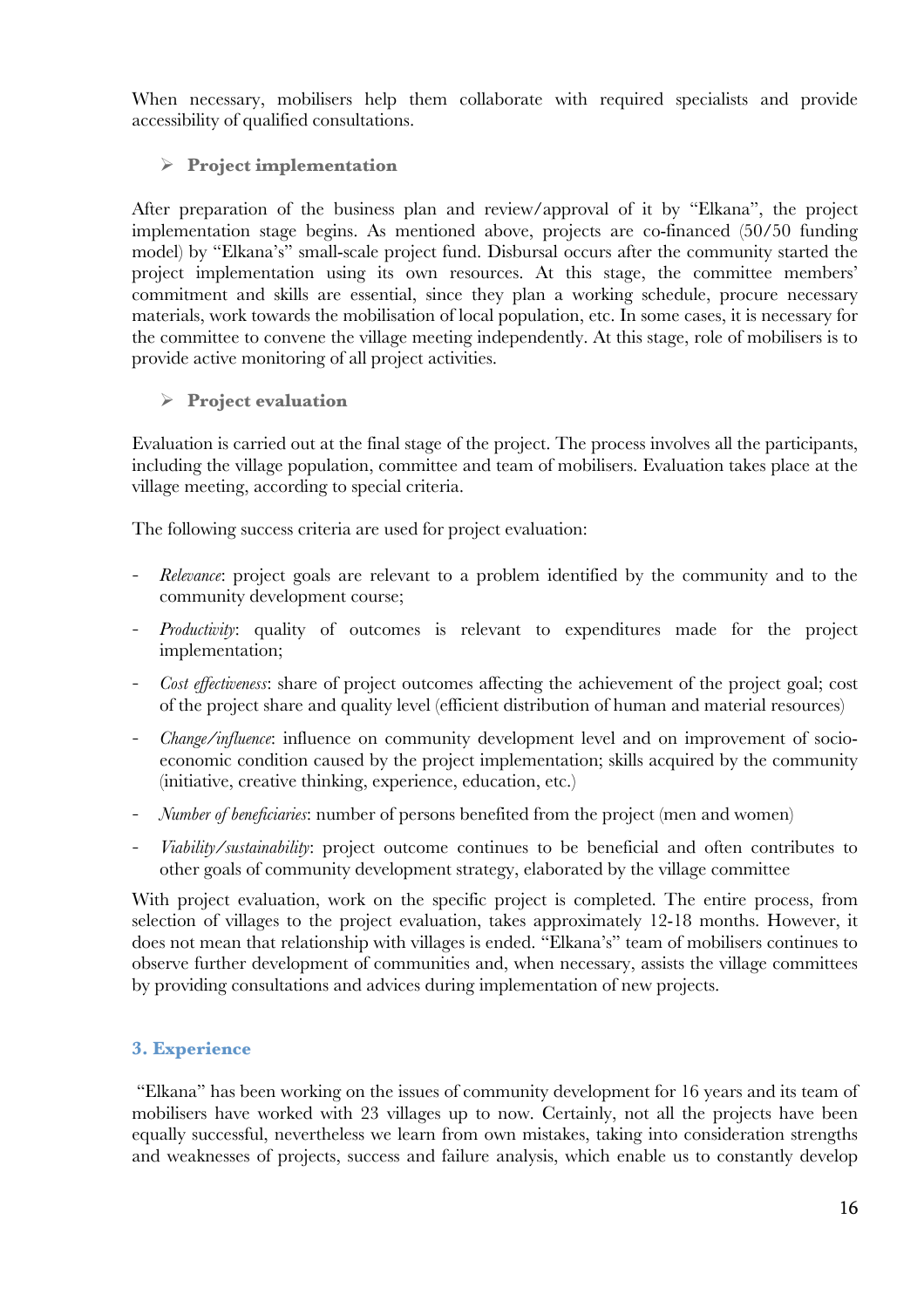When necessary, mobilisers help them collaborate with required specialists and provide accessibility of qualified consultations.

- **Project implementation**

After preparation of the business plan and review/approval of it by "Elkana", the project implementation stage begins. As mentioned above, projects are co-financed (50/50 funding model) by "Elkana's" small-scale project fund. Disbursal occurs after the community started the project implementation using its own resources. At this stage, the committee members' commitment and skills are essential, since they plan a working schedule, procure necessary materials, work towards the mobilisation of local population, etc. In some cases, it is necessary for the committee to convene the village meeting independently. At this stage, role of mobilisers is to provide active monitoring of all project activities.

- **Project evaluation**

Evaluation is carried out at the final stage of the project. The process involves all the participants, including the village population, committee and team of mobilisers. Evaluation takes place at the village meeting, according to special criteria.

The following success criteria are used for project evaluation:

- *Relevance*: project goals are relevant to a problem identified by the community and to the community development course;
- *Productivity*: quality of outcomes is relevant to expenditures made for the project implementation;
- *Cost effectiveness*: share of project outcomes affecting the achievement of the project goal; cost of the project share and quality level (efficient distribution of human and material resources)
- *Change/influence*: influence on community development level and on improvement of socio-economic condition caused by the project implementation; skills acquired by the community (initiative, creative thinking, experience, education, etc.)
- *Number of beneficiaries*: number of persons benefited from the project (men and women)
- *Viability/sustainability*: project outcome continues to be beneficial and often contributes to other goals of community development strategy, elaborated by the village committee

With project evaluation, work on the specific project is completed. The entire process, from selection of villages to the project evaluation, takes approximately 12-18 months. However, it does not mean that relationship with villages is ended. "Elkana's" team of mobilisers continues to observe further development of communities and, when necessary, assists the village committees by providing consultations and advices during implementation of new projects.

## 3. Experience

"Elkana" has been working on the issues of community development for 16 years and its team of mobilisers have worked with 23 villages up to now. Certainly, not all the projects have been equally successful, nevertheless we learn from own mistakes, taking into consideration strengths and weaknesses of projects, success and failure analysis, which enable us to constantly develop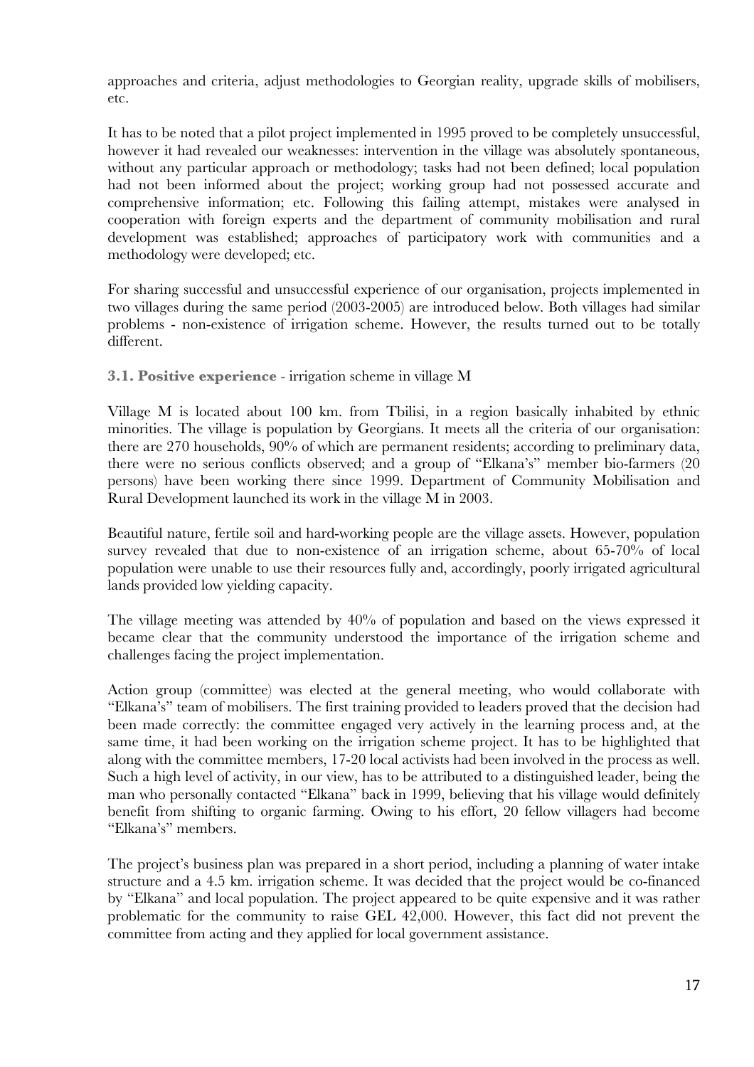approaches and criteria, adjust methodologies to Georgian reality, upgrade skills of mobilisers, etc.

It has to be noted that a pilot project implemented in 1995 proved to be completely unsuccessful, however it had revealed our weaknesses: intervention in the village was absolutely spontaneous, without any particular approach or methodology; tasks had not been defined; local population had not been informed about the project; working group had not possessed accurate and comprehensive information; etc. Following this failing attempt, mistakes were analysed in cooperation with foreign experts and the department of community mobilisation and rural development was established; approaches of participatory work with communities and a methodology were developed; etc.

For sharing successful and unsuccessful experience of our organisation, projects implemented in two villages during the same period (2003-2005) are introduced below. Both villages had similar problems - non-existence of irrigation scheme. However, the results turned out to be totally different.

### 3.1. Positive experience - irrigation scheme in village M

Village M is located about 100 km. from Tbilisi, in a region basically inhabited by ethnic minorities. The village is population by Georgians. It meets all the criteria of our organisation: there are 270 households, 90% of which are permanent residents; according to preliminary data, there were no serious conflicts observed; and a group of "Elkana's" member bio-farmers (20 persons) have been working there since 1999. Department of Community Mobilisation and Rural Development launched its work in the village M in 2003.

Beautiful nature, fertile soil and hard-working people are the village assets. However, population survey revealed that due to non-existence of an irrigation scheme, about 65-70% of local population were unable to use their resources fully and, accordingly, poorly irrigated agricultural lands provided low yielding capacity.

The village meeting was attended by 40% of population and based on the views expressed it became clear that the community understood the importance of the irrigation scheme and challenges facing the project implementation.

Action group (committee) was elected at the general meeting, who would collaborate with "Elkana's" team of mobilisers. The first training provided to leaders proved that the decision had been made correctly: the committee engaged very actively in the learning process and, at the same time, it had been working on the irrigation scheme project. It has to be highlighted that along with the committee members, 17-20 local activists had been involved in the process as well. Such a high level of activity, in our view, has to be attributed to a distinguished leader, being the man who personally contacted "Elkana" back in 1999, believing that his village would definitely benefit from shifting to organic farming. Owing to his effort, 20 fellow villagers had become "Elkana's" members.

The project's business plan was prepared in a short period, including a planning of water intake structure and a 4.5 km. irrigation scheme. It was decided that the project would be co-financed by "Elkana" and local population. The project appeared to be quite expensive and it was rather problematic for the community to raise GEL 42,000. However, this fact did not prevent the committee from acting and they applied for local government assistance.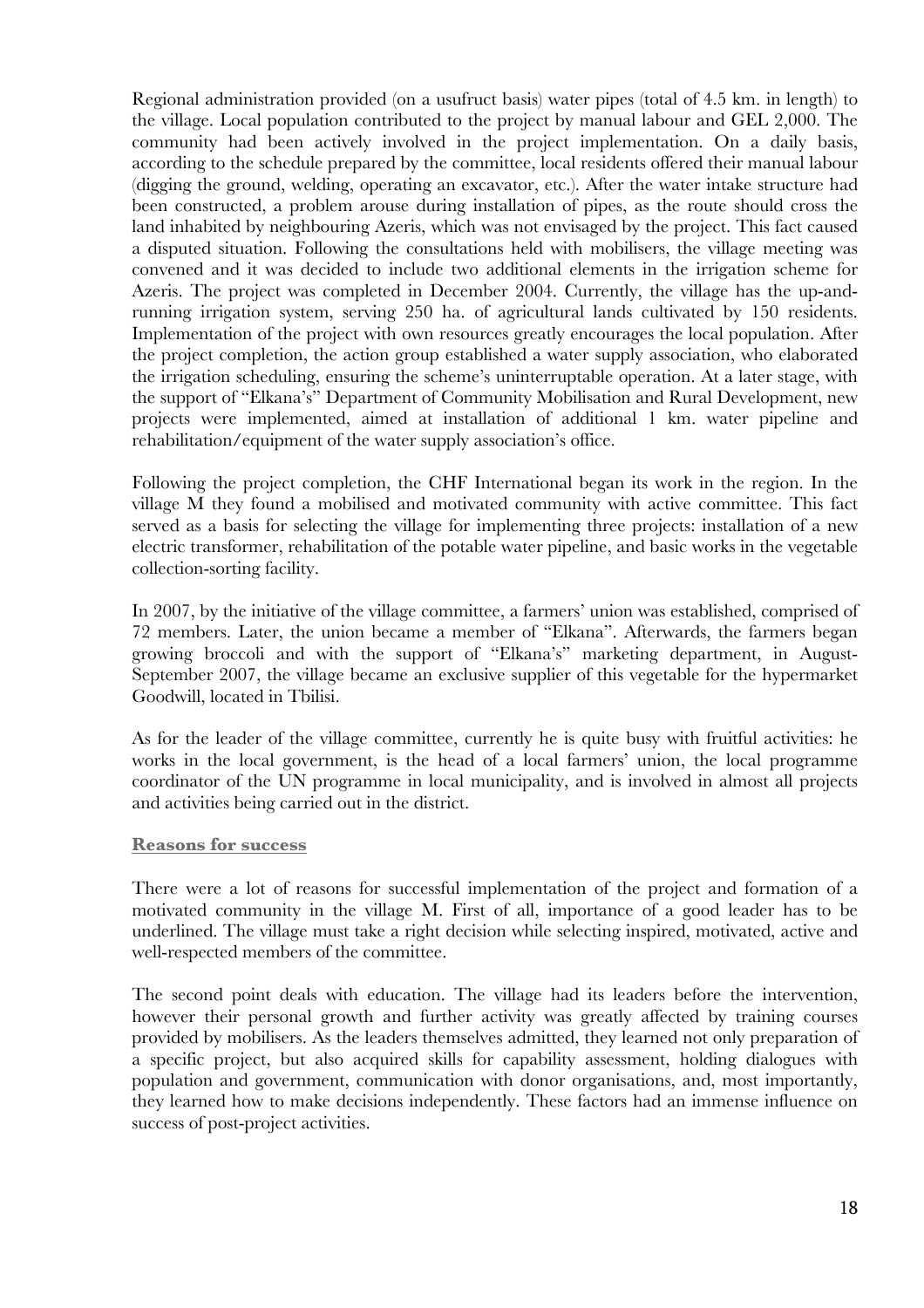Regional administration provided (on a usufruct basis) water pipes (total of 4.5 km. in length) to the village. Local population contributed to the project by manual labour and GEL 2,000. The community had been actively involved in the project implementation. On a daily basis, according to the schedule prepared by the committee, local residents offered their manual labour (digging the ground, welding, operating an excavator, etc.). After the water intake structure had been constructed, a problem arouse during installation of pipes, as the route should cross the land inhabited by neighbouring Azeris, which was not envisaged by the project. This fact caused a disputed situation. Following the consultations held with mobilisers, the village meeting was convened and it was decided to include two additional elements in the irrigation scheme for Azeris. The project was completed in December 2004. Currently, the village has the up-and-running irrigation system, serving 250 ha. of agricultural lands cultivated by 150 residents. Implementation of the project with own resources greatly encourages the local population. After the project completion, the action group established a water supply association, who elaborated the irrigation scheduling, ensuring the scheme's uninterruptable operation. At a later stage, with the support of "Elkana's" Department of Community Mobilisation and Rural Development, new projects were implemented, aimed at installation of additional 1 km. water pipeline and rehabilitation/equipment of the water supply association's office.

Following the project completion, the CHF International began its work in the region. In the village M they found a mobilised and motivated community with active committee. This fact served as a basis for selecting the village for implementing three projects: installation of a new electric transformer, rehabilitation of the potable water pipeline, and basic works in the vegetable collection-sorting facility.

In 2007, by the initiative of the village committee, a farmers' union was established, comprised of 72 members. Later, the union became a member of "Elkana". Afterwards, the farmers began growing broccoli and with the support of "Elkana's" marketing department, in August-September 2007, the village became an exclusive supplier of this vegetable for the hypermarket Goodwill, located in Tbilisi.

As for the leader of the village committee, currently he is quite busy with fruitful activities: he works in the local government, is the head of a local farmers' union, the local programme coordinator of the UN programme in local municipality, and is involved in almost all projects and activities being carried out in the district.

**Reasons for success**

There were a lot of reasons for successful implementation of the project and formation of a motivated community in the village M. First of all, importance of a good leader has to be underlined. The village must take a right decision while selecting inspired, motivated, active and well-respected members of the committee.

The second point deals with education. The village had its leaders before the intervention, however their personal growth and further activity was greatly affected by training courses provided by mobilisers. As the leaders themselves admitted, they learned not only preparation of a specific project, but also acquired skills for capability assessment, holding dialogues with population and government, communication with donor organisations, and, most importantly, they learned how to make decisions independently. These factors had an immense influence on success of post-project activities.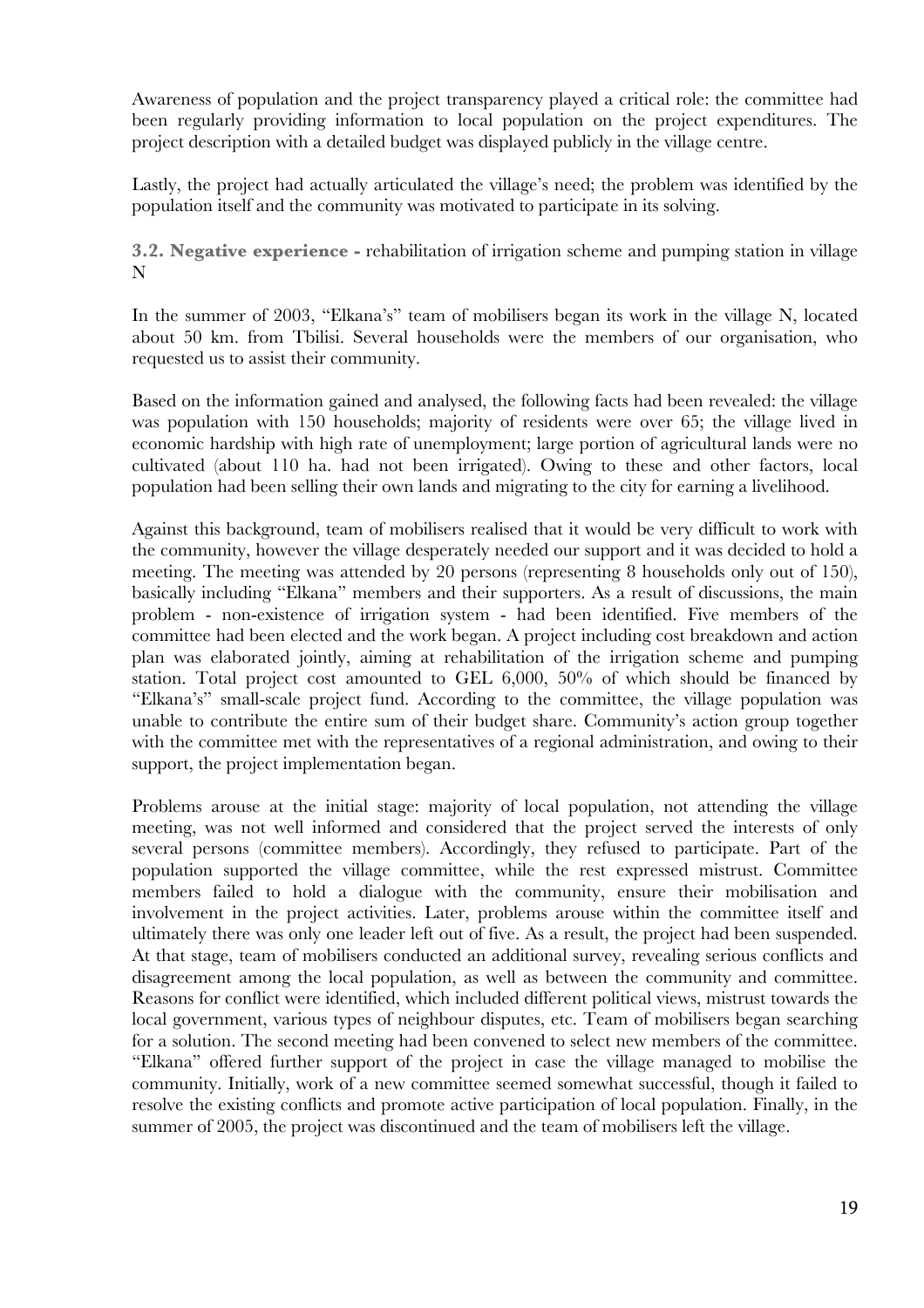Awareness of population and the project transparency played a critical role: the committee had been regularly providing information to local population on the project expenditures. The project description with a detailed budget was displayed publicly in the village centre.

Lastly, the project had actually articulated the village's need; the problem was identified by the population itself and the community was motivated to participate in its solving.

### 3.2. Negative experience - rehabilitation of irrigation scheme and pumping station in village N

In the summer of 2003, "Elkana's" team of mobilisers began its work in the village N, located about 50 km. from Tbilisi. Several households were the members of our organisation, who requested us to assist their community.

Based on the information gained and analysed, the following facts had been revealed: the village was population with 150 households; majority of residents were over 65; the village lived in economic hardship with high rate of unemployment; large portion of agricultural lands were no cultivated (about 110 ha. had not been irrigated). Owing to these and other factors, local population had been selling their own lands and migrating to the city for earning a livelihood.

Against this background, team of mobilisers realised that it would be very difficult to work with the community, however the village desperately needed our support and it was decided to hold a meeting. The meeting was attended by 20 persons (representing 8 households only out of 150), basically including "Elkana" members and their supporters. As a result of discussions, the main problem - non-existence of irrigation system - had been identified. Five members of the committee had been elected and the work began. A project including cost breakdown and action plan was elaborated jointly, aiming at rehabilitation of the irrigation scheme and pumping station. Total project cost amounted to GEL 6,000, 50% of which should be financed by "Elkana's" small-scale project fund. According to the committee, the village population was unable to contribute the entire sum of their budget share. Community's action group together with the committee met with the representatives of a regional administration, and owing to their support, the project implementation began.

Problems arouse at the initial stage: majority of local population, not attending the village meeting, was not well informed and considered that the project served the interests of only several persons (committee members). Accordingly, they refused to participate. Part of the population supported the village committee, while the rest expressed mistrust. Committee members failed to hold a dialogue with the community, ensure their mobilisation and involvement in the project activities. Later, problems arouse within the committee itself and ultimately there was only one leader left out of five. As a result, the project had been suspended. At that stage, team of mobilisers conducted an additional survey, revealing serious conflicts and disagreement among the local population, as well as between the community and committee. Reasons for conflict were identified, which included different political views, mistrust towards the local government, various types of neighbour disputes, etc. Team of mobilisers began searching for a solution. The second meeting had been convened to select new members of the committee. "Elkana" offered further support of the project in case the village managed to mobilise the community. Initially, work of a new committee seemed somewhat successful, though it failed to resolve the existing conflicts and promote active participation of local population. Finally, in the summer of 2005, the project was discontinued and the team of mobilisers left the village.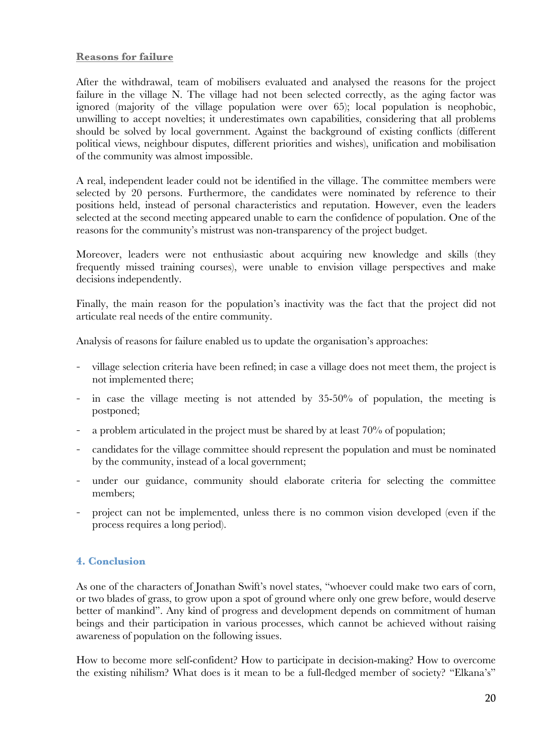**Reasons for failure**

After the withdrawal, team of mobilisers evaluated and analysed the reasons for the project failure in the village N. The village had not been selected correctly, as the aging factor was ignored (majority of the village population were over 65); local population is neophobic, unwilling to accept novelties; it underestimates own capabilities, considering that all problems should be solved by local government. Against the background of existing conflicts (different political views, neighbour disputes, different priorities and wishes), unification and mobilisation of the community was almost impossible.

A real, independent leader could not be identified in the village. The committee members were selected by 20 persons. Furthermore, the candidates were nominated by reference to their positions held, instead of personal characteristics and reputation. However, even the leaders selected at the second meeting appeared unable to earn the confidence of population. One of the reasons for the community's mistrust was non-transparency of the project budget.

Moreover, leaders were not enthusiastic about acquiring new knowledge and skills (they frequently missed training courses), were unable to envision village perspectives and make decisions independently.

Finally, the main reason for the population's inactivity was the fact that the project did not articulate real needs of the entire community.

Analysis of reasons for failure enabled us to update the organisation's approaches:

- village selection criteria have been refined; in case a village does not meet them, the project is not implemented there;
- in case the village meeting is not attended by 35-50% of population, the meeting is postponed;
- a problem articulated in the project must be shared by at least 70% of population;
- candidates for the village committee should represent the population and must be nominated by the community, instead of a local government;
- under our guidance, community should elaborate criteria for selecting the committee members;
- project can not be implemented, unless there is no common vision developed (even if the process requires a long period).

## 4. Conclusion

As one of the characters of Jonathan Swift's novel states, "whoever could make two ears of corn, or two blades of grass, to grow upon a spot of ground where only one grew before, would deserve better of mankind". Any kind of progress and development depends on commitment of human beings and their participation in various processes, which cannot be achieved without raising awareness of population on the following issues.

How to become more self-confident? How to participate in decision-making? How to overcome the existing nihilism? What does is it mean to be a full-fledged member of society? "Elkana's"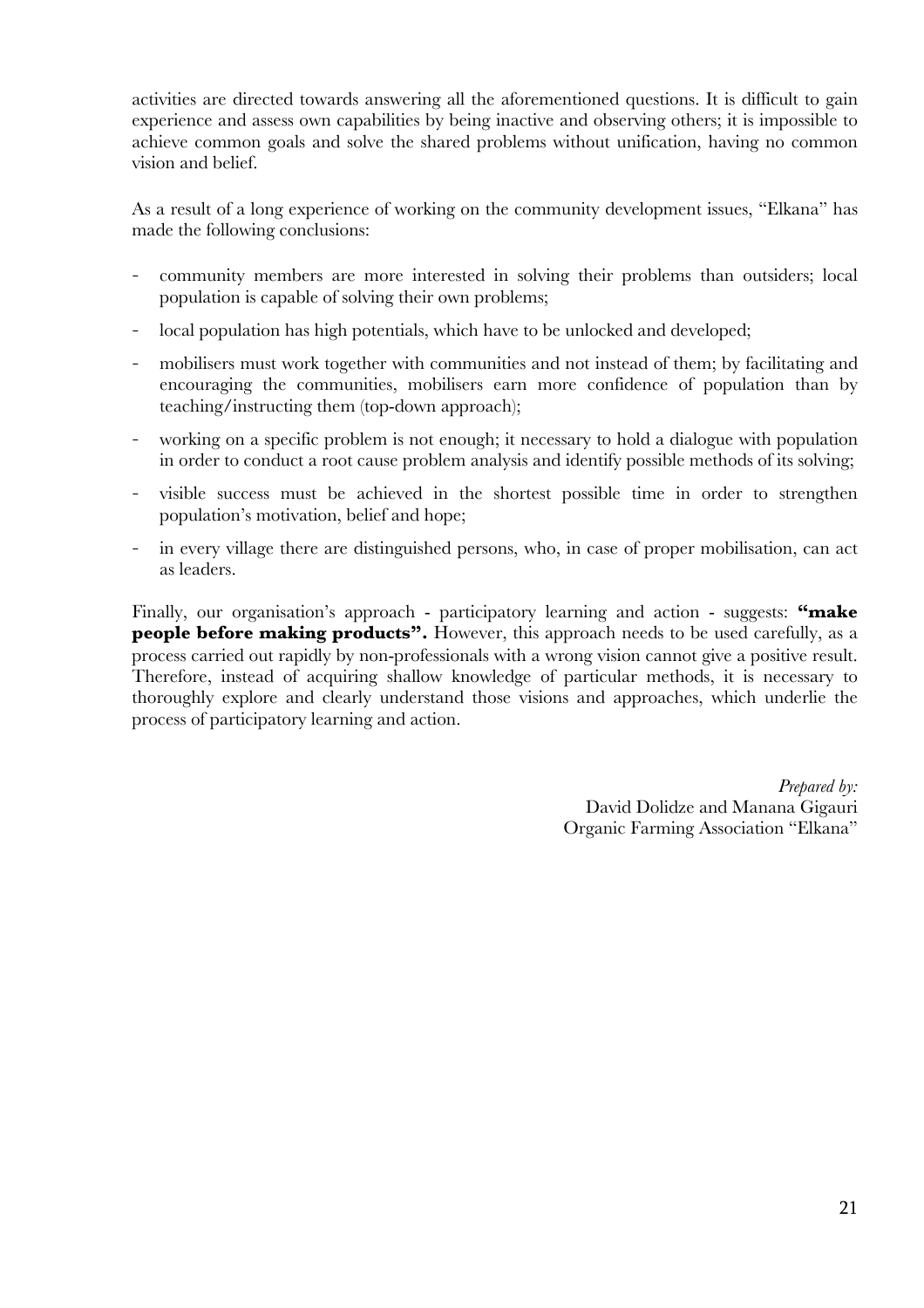activities are directed towards answering all the aforementioned questions. It is difficult to gain experience and assess own capabilities by being inactive and observing others; it is impossible to achieve common goals and solve the shared problems without unification, having no common vision and belief.

As a result of a long experience of working on the community development issues, "Elkana" has made the following conclusions:

- community members are more interested in solving their problems than outsiders; local population is capable of solving their own problems;
- local population has high potentials, which have to be unlocked and developed;
- mobilisers must work together with communities and not instead of them; by facilitating and encouraging the communities, mobilisers earn more confidence of population than by teaching/instructing them (top-down approach);
- working on a specific problem is not enough; it necessary to hold a dialogue with population in order to conduct a root cause problem analysis and identify possible methods of its solving;
- visible success must be achieved in the shortest possible time in order to strengthen population's motivation, belief and hope;
- in every village there are distinguished persons, who, in case of proper mobilisation, can act as leaders.

Finally, our organisation's approach - participatory learning and action - suggests: **"make people before making products".** However, this approach needs to be used carefully, as a process carried out rapidly by non-professionals with a wrong vision cannot give a positive result. Therefore, instead of acquiring shallow knowledge of particular methods, it is necessary to thoroughly explore and clearly understand those visions and approaches, which underlie the process of participatory learning and action.

*Prepared by:*
David Dolidze and Manana Gigauri
Organic Farming Association "Elkana"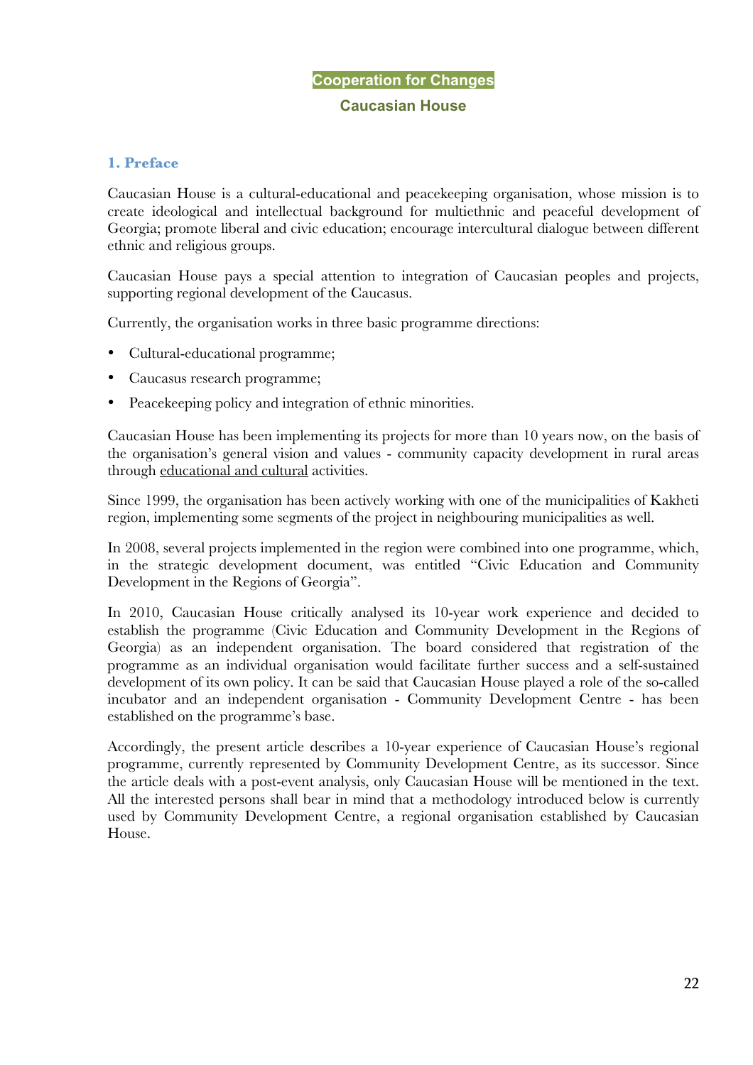## Cooperation for Changes

### Caucasian House

### 1. Preface

Caucasian House is a cultural-educational and peacekeeping organisation, whose mission is to create ideological and intellectual background for multiethnic and peaceful development of Georgia; promote liberal and civic education; encourage intercultural dialogue between different ethnic and religious groups.

Caucasian House pays a special attention to integration of Caucasian peoples and projects, supporting regional development of the Caucasus.

Currently, the organisation works in three basic programme directions:

- Cultural-educational programme;
- Caucasus research programme;
- Peacekeeping policy and integration of ethnic minorities.

Caucasian House has been implementing its projects for more than 10 years now, on the basis of the organisation's general vision and values - community capacity development in rural areas through educational and cultural activities.

Since 1999, the organisation has been actively working with one of the municipalities of Kakheti region, implementing some segments of the project in neighbouring municipalities as well.

In 2008, several projects implemented in the region were combined into one programme, which, in the strategic development document, was entitled "Civic Education and Community Development in the Regions of Georgia".

In 2010, Caucasian House critically analysed its 10-year work experience and decided to establish the programme (Civic Education and Community Development in the Regions of Georgia) as an independent organisation. The board considered that registration of the programme as an individual organisation would facilitate further success and a self-sustained development of its own policy. It can be said that Caucasian House played a role of the so-called incubator and an independent organisation - Community Development Centre - has been established on the programme's base.

Accordingly, the present article describes a 10-year experience of Caucasian House's regional programme, currently represented by Community Development Centre, as its successor. Since the article deals with a post-event analysis, only Caucasian House will be mentioned in the text. All the interested persons shall bear in mind that a methodology introduced below is currently used by Community Development Centre, a regional organisation established by Caucasian House.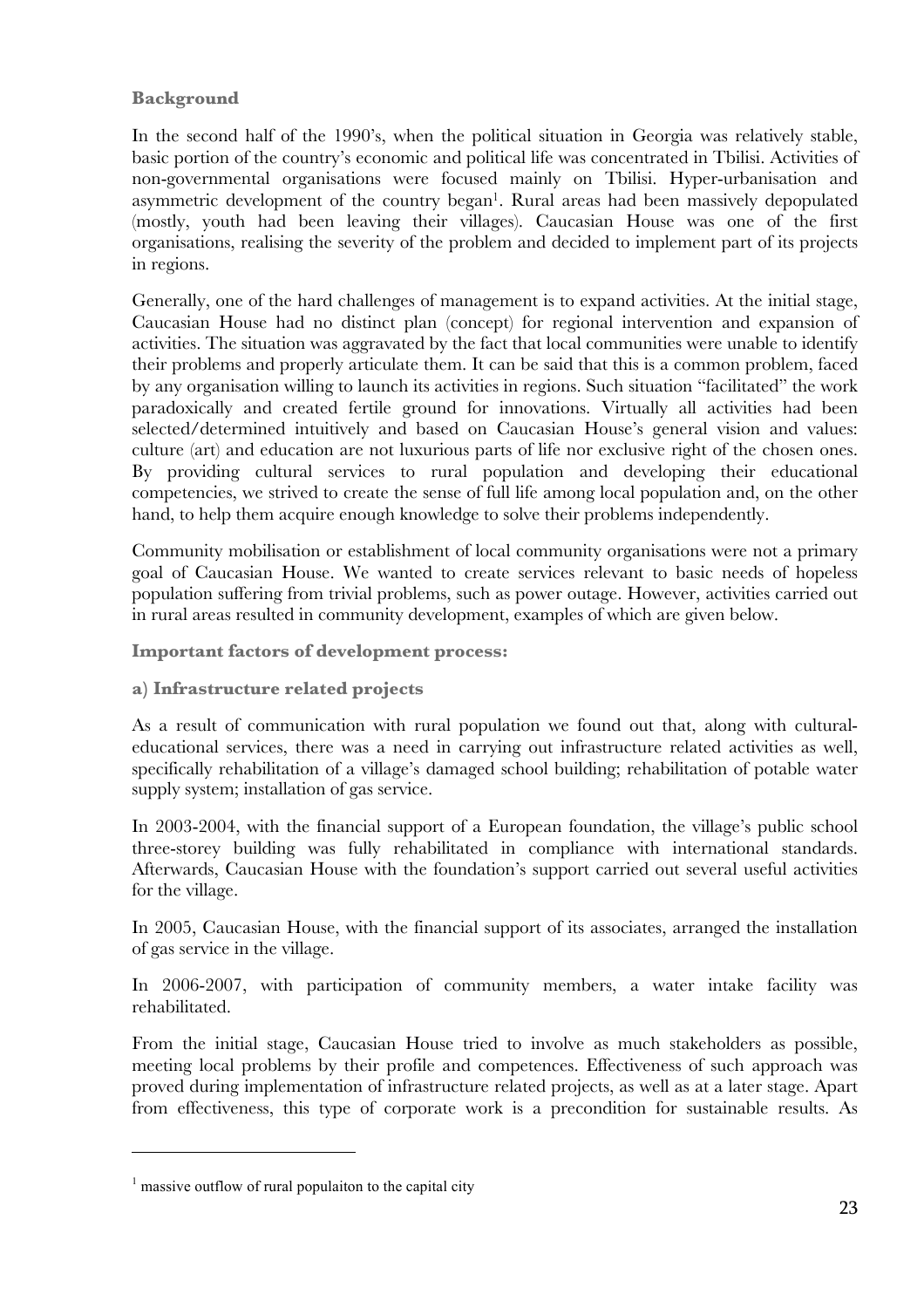## Background

In the second half of the 1990's, when the political situation in Georgia was relatively stable, basic portion of the country's economic and political life was concentrated in Tbilisi. Activities of non-governmental organisations were focused mainly on Tbilisi. Hyper-urbanisation and asymmetric development of the country began[1]. Rural areas had been massively depopulated (mostly, youth had been leaving their villages). Caucasian House was one of the first organisations, realising the severity of the problem and decided to implement part of its projects in regions.

Generally, one of the hard challenges of management is to expand activities. At the initial stage, Caucasian House had no distinct plan (concept) for regional intervention and expansion of activities. The situation was aggravated by the fact that local communities were unable to identify their problems and properly articulate them. It can be said that this is a common problem, faced by any organisation willing to launch its activities in regions. Such situation "facilitated" the work paradoxically and created fertile ground for innovations. Virtually all activities had been selected/determined intuitively and based on Caucasian House's general vision and values: culture (art) and education are not luxurious parts of life nor exclusive right of the chosen ones. By providing cultural services to rural population and developing their educational competencies, we strived to create the sense of full life among local population and, on the other hand, to help them acquire enough knowledge to solve their problems independently.

Community mobilisation or establishment of local community organisations were not a primary goal of Caucasian House. We wanted to create services relevant to basic needs of hopeless population suffering from trivial problems, such as power outage. However, activities carried out in rural areas resulted in community development, examples of which are given below.

### Important factors of development process:

#### a) Infrastructure related projects

As a result of communication with rural population we found out that, along with cultural-educational services, there was a need in carrying out infrastructure related activities as well, specifically rehabilitation of a village's damaged school building; rehabilitation of potable water supply system; installation of gas service.

In 2003-2004, with the financial support of a European foundation, the village's public school three-storey building was fully rehabilitated in compliance with international standards. Afterwards, Caucasian House with the foundation's support carried out several useful activities for the village.

In 2005, Caucasian House, with the financial support of its associates, arranged the installation of gas service in the village.

In 2006-2007, with participation of community members, a water intake facility was rehabilitated.

From the initial stage, Caucasian House tried to involve as much stakeholders as possible, meeting local problems by their profile and competences. Effectiveness of such approach was proved during implementation of infrastructure related projects, as well as at a later stage. Apart from effectiveness, this type of corporate work is a precondition for sustainable results. As

[1] massive outflow of rural populaiton to the capital city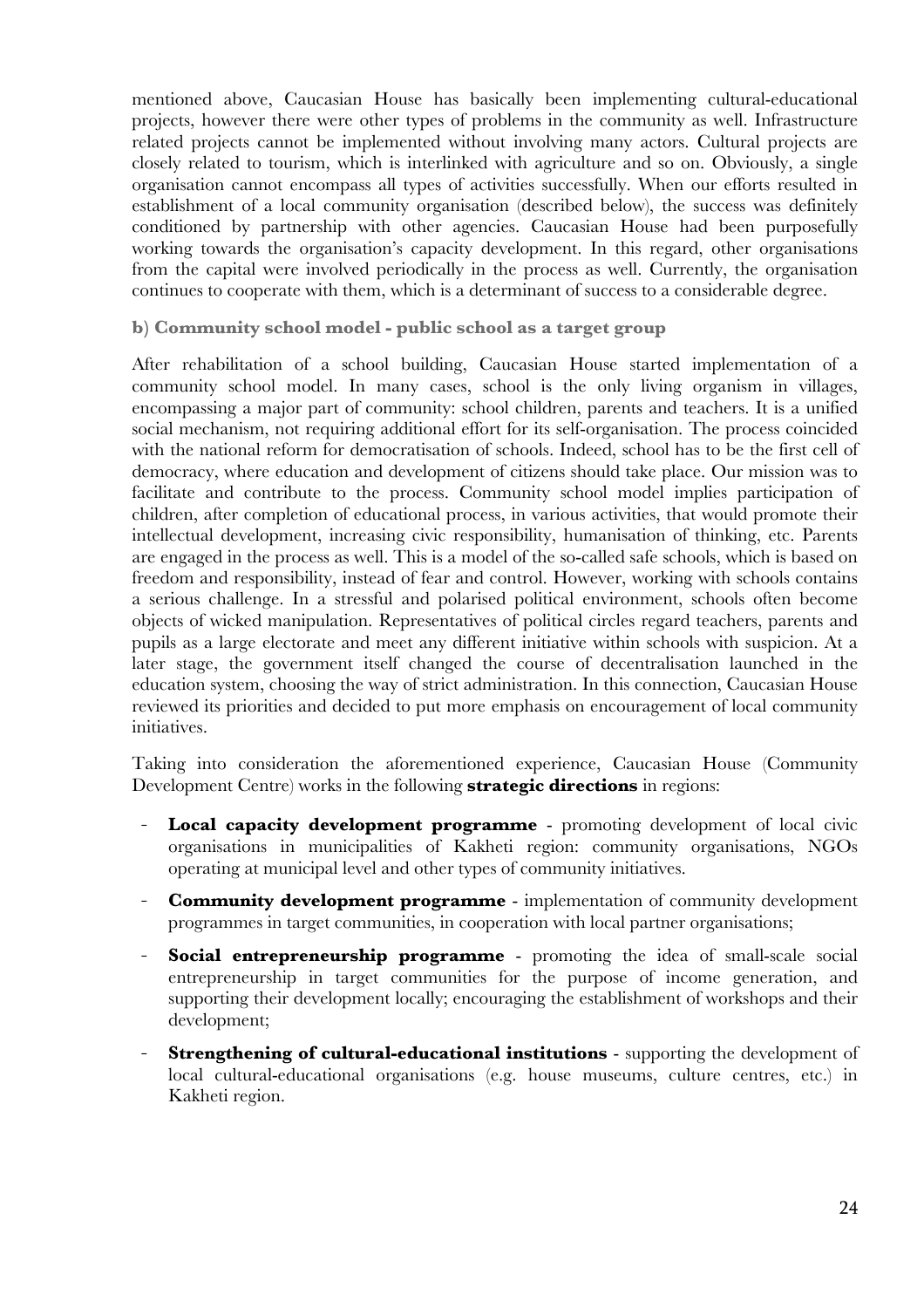mentioned above, Caucasian House has basically been implementing cultural-educational projects, however there were other types of problems in the community as well. Infrastructure related projects cannot be implemented without involving many actors. Cultural projects are closely related to tourism, which is interlinked with agriculture and so on. Obviously, a single organisation cannot encompass all types of activities successfully. When our efforts resulted in establishment of a local community organisation (described below), the success was definitely conditioned by partnership with other agencies. Caucasian House had been purposefully working towards the organisation's capacity development. In this regard, other organisations from the capital were involved periodically in the process as well. Currently, the organisation continues to cooperate with them, which is a determinant of success to a considerable degree.

**b) Community school model - public school as a target group**

After rehabilitation of a school building, Caucasian House started implementation of a community school model. In many cases, school is the only living organism in villages, encompassing a major part of community: school children, parents and teachers. It is a unified social mechanism, not requiring additional effort for its self-organisation. The process coincided with the national reform for democratisation of schools. Indeed, school has to be the first cell of democracy, where education and development of citizens should take place. Our mission was to facilitate and contribute to the process. Community school model implies participation of children, after completion of educational process, in various activities, that would promote their intellectual development, increasing civic responsibility, humanisation of thinking, etc. Parents are engaged in the process as well. This is a model of the so-called safe schools, which is based on freedom and responsibility, instead of fear and control. However, working with schools contains a serious challenge. In a stressful and polarised political environment, schools often become objects of wicked manipulation. Representatives of political circles regard teachers, parents and pupils as a large electorate and meet any different initiative within schools with suspicion. At a later stage, the government itself changed the course of decentralisation launched in the education system, choosing the way of strict administration. In this connection, Caucasian House reviewed its priorities and decided to put more emphasis on encouragement of local community initiatives.

Taking into consideration the aforementioned experience, Caucasian House (Community Development Centre) works in the following **strategic directions** in regions:

- **Local capacity development programme** - promoting development of local civic organisations in municipalities of Kakheti region: community organisations, NGOs operating at municipal level and other types of community initiatives.
- **Community development programme** - implementation of community development programmes in target communities, in cooperation with local partner organisations;
- **Social entrepreneurship programme** - promoting the idea of small-scale social entrepreneurship in target communities for the purpose of income generation, and supporting their development locally; encouraging the establishment of workshops and their development;
- **Strengthening of cultural-educational institutions** - supporting the development of local cultural-educational organisations (e.g. house museums, culture centres, etc.) in Kakheti region.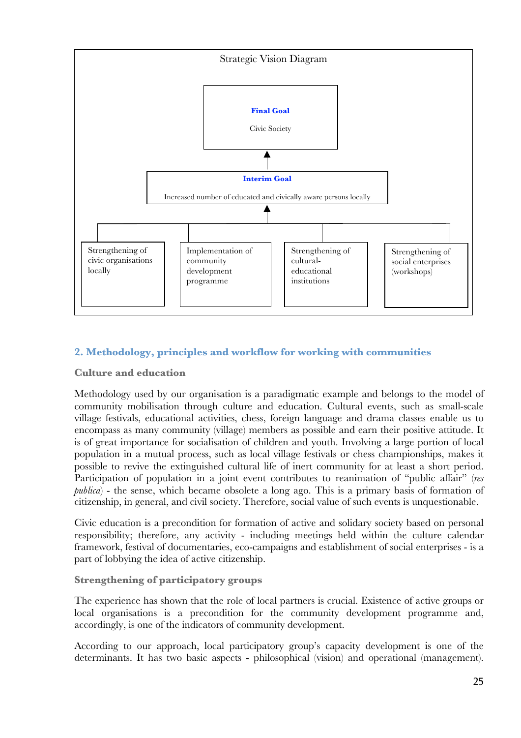Strategic Vision Diagram

**Final Goal**

Civic Society

↑

**Interim Goal**

Increased number of educated and civically aware persons locally

↑

- Strengthening of civic organisations locally
- Implementation of community development programme
- Strengthening of cultural-educational institutions
- Strengthening of social enterprises (workshops)

## 2. Methodology, principles and workflow for working with communities

### Culture and education

Methodology used by our organisation is a paradigmatic example and belongs to the model of community mobilisation through culture and education. Cultural events, such as small-scale village festivals, educational activities, chess, foreign language and drama classes enable us to encompass as many community (village) members as possible and earn their positive attitude. It is of great importance for socialisation of children and youth. Involving a large portion of local population in a mutual process, such as local village festivals or chess championships, makes it possible to revive the extinguished cultural life of inert community for at least a short period. Participation of population in a joint event contributes to reanimation of "public affair" (*res publica*) - the sense, which became obsolete a long ago. This is a primary basis of formation of citizenship, in general, and civil society. Therefore, social value of such events is unquestionable.

Civic education is a precondition for formation of active and solidary society based on personal responsibility; therefore, any activity - including meetings held within the culture calendar framework, festival of documentaries, eco-campaigns and establishment of social enterprises - is a part of lobbying the idea of active citizenship.

### Strengthening of participatory groups

The experience has shown that the role of local partners is crucial. Existence of active groups or local organisations is a precondition for the community development programme and, accordingly, is one of the indicators of community development.

According to our approach, local participatory group's capacity development is one of the determinants. It has two basic aspects - philosophical (vision) and operational (management).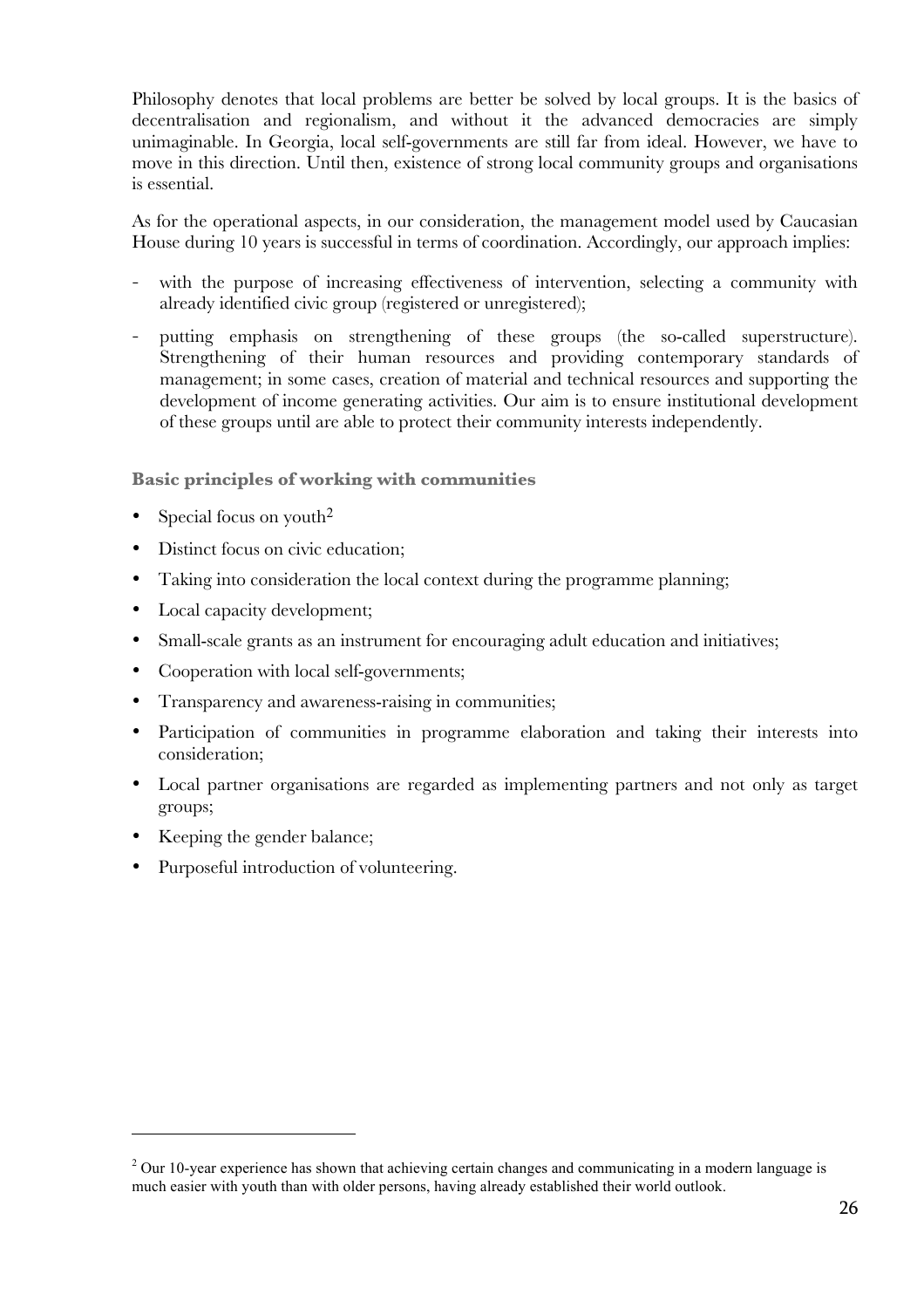Philosophy denotes that local problems are better be solved by local groups. It is the basics of decentralisation and regionalism, and without it the advanced democracies are simply unimaginable. In Georgia, local self-governments are still far from ideal. However, we have to move in this direction. Until then, existence of strong local community groups and organisations is essential.

As for the operational aspects, in our consideration, the management model used by Caucasian House during 10 years is successful in terms of coordination. Accordingly, our approach implies:

- with the purpose of increasing effectiveness of intervention, selecting a community with already identified civic group (registered or unregistered);
- putting emphasis on strengthening of these groups (the so-called superstructure). Strengthening of their human resources and providing contemporary standards of management; in some cases, creation of material and technical resources and supporting the development of income generating activities. Our aim is to ensure institutional development of these groups until are able to protect their community interests independently.

### Basic principles of working with communities

- Special focus on youth[2]
- Distinct focus on civic education;
- Taking into consideration the local context during the programme planning;
- Local capacity development;
- Small-scale grants as an instrument for encouraging adult education and initiatives;
- Cooperation with local self-governments;
- Transparency and awareness-raising in communities;
- Participation of communities in programme elaboration and taking their interests into consideration;
- Local partner organisations are regarded as implementing partners and not only as target groups;
- Keeping the gender balance;
- Purposeful introduction of volunteering.

[2] Our 10-year experience has shown that achieving certain changes and communicating in a modern language is much easier with youth than with older persons, having already established their world outlook.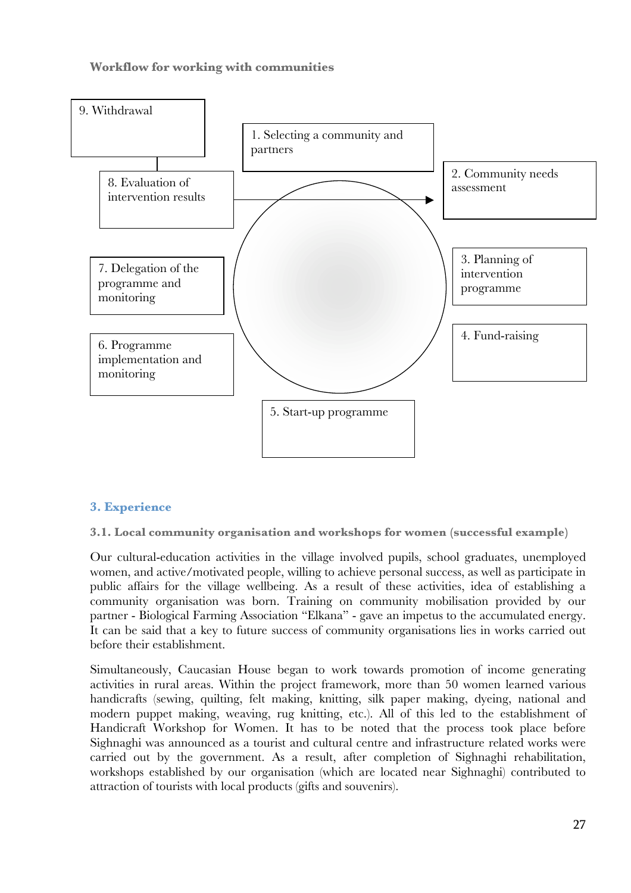**Workflow for working with communities**

1. Selecting a community and partners
2. Community needs assessment
3. Planning of intervention programme
4. Fund-raising
5. Start-up programme
6. Programme implementation and monitoring
7. Delegation of the programme and monitoring
8. Evaluation of intervention results
9. Withdrawal

## 3. Experience

### 3.1. Local community organisation and workshops for women (successful example)

Our cultural-education activities in the village involved pupils, school graduates, unemployed women, and active/motivated people, willing to achieve personal success, as well as participate in public affairs for the village wellbeing. As a result of these activities, idea of establishing a community organisation was born. Training on community mobilisation provided by our partner - Biological Farming Association "Elkana" - gave an impetus to the accumulated energy. It can be said that a key to future success of community organisations lies in works carried out before their establishment.

Simultaneously, Caucasian House began to work towards promotion of income generating activities in rural areas. Within the project framework, more than 50 women learned various handicrafts (sewing, quilting, felt making, knitting, silk paper making, dyeing, national and modern puppet making, weaving, rug knitting, etc.). All of this led to the establishment of Handicraft Workshop for Women. It has to be noted that the process took place before Sighnaghi was announced as a tourist and cultural centre and infrastructure related works were carried out by the government. As a result, after completion of Sighnaghi rehabilitation, workshops established by our organisation (which are located near Sighnaghi) contributed to attraction of tourists with local products (gifts and souvenirs).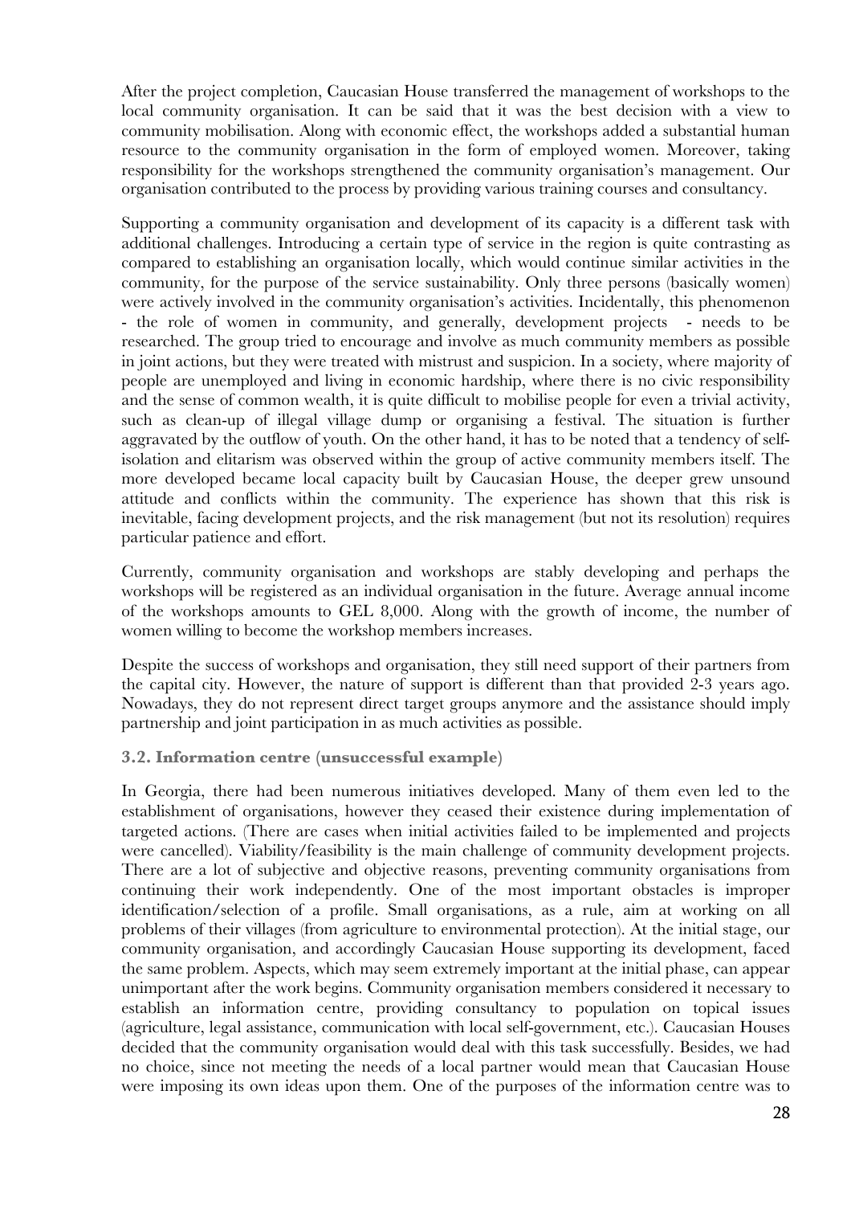After the project completion, Caucasian House transferred the management of workshops to the local community organisation. It can be said that it was the best decision with a view to community mobilisation. Along with economic effect, the workshops added a substantial human resource to the community organisation in the form of employed women. Moreover, taking responsibility for the workshops strengthened the community organisation's management. Our organisation contributed to the process by providing various training courses and consultancy.

Supporting a community organisation and development of its capacity is a different task with additional challenges. Introducing a certain type of service in the region is quite contrasting as compared to establishing an organisation locally, which would continue similar activities in the community, for the purpose of the service sustainability. Only three persons (basically women) were actively involved in the community organisation's activities. Incidentally, this phenomenon - the role of women in community, and generally, development projects - needs to be researched. The group tried to encourage and involve as much community members as possible in joint actions, but they were treated with mistrust and suspicion. In a society, where majority of people are unemployed and living in economic hardship, where there is no civic responsibility and the sense of common wealth, it is quite difficult to mobilise people for even a trivial activity, such as clean-up of illegal village dump or organising a festival. The situation is further aggravated by the outflow of youth. On the other hand, it has to be noted that a tendency of self-isolation and elitarism was observed within the group of active community members itself. The more developed became local capacity built by Caucasian House, the deeper grew unsound attitude and conflicts within the community. The experience has shown that this risk is inevitable, facing development projects, and the risk management (but not its resolution) requires particular patience and effort.

Currently, community organisation and workshops are stably developing and perhaps the workshops will be registered as an individual organisation in the future. Average annual income of the workshops amounts to GEL 8,000. Along with the growth of income, the number of women willing to become the workshop members increases.

Despite the success of workshops and organisation, they still need support of their partners from the capital city. However, the nature of support is different than that provided 2-3 years ago. Nowadays, they do not represent direct target groups anymore and the assistance should imply partnership and joint participation in as much activities as possible.

### 3.2. Information centre (unsuccessful example)

In Georgia, there had been numerous initiatives developed. Many of them even led to the establishment of organisations, however they ceased their existence during implementation of targeted actions. (There are cases when initial activities failed to be implemented and projects were cancelled). Viability/feasibility is the main challenge of community development projects. There are a lot of subjective and objective reasons, preventing community organisations from continuing their work independently. One of the most important obstacles is improper identification/selection of a profile. Small organisations, as a rule, aim at working on all problems of their villages (from agriculture to environmental protection). At the initial stage, our community organisation, and accordingly Caucasian House supporting its development, faced the same problem. Aspects, which may seem extremely important at the initial phase, can appear unimportant after the work begins. Community organisation members considered it necessary to establish an information centre, providing consultancy to population on topical issues (agriculture, legal assistance, communication with local self-government, etc.). Caucasian Houses decided that the community organisation would deal with this task successfully. Besides, we had no choice, since not meeting the needs of a local partner would mean that Caucasian House were imposing its own ideas upon them. One of the purposes of the information centre was to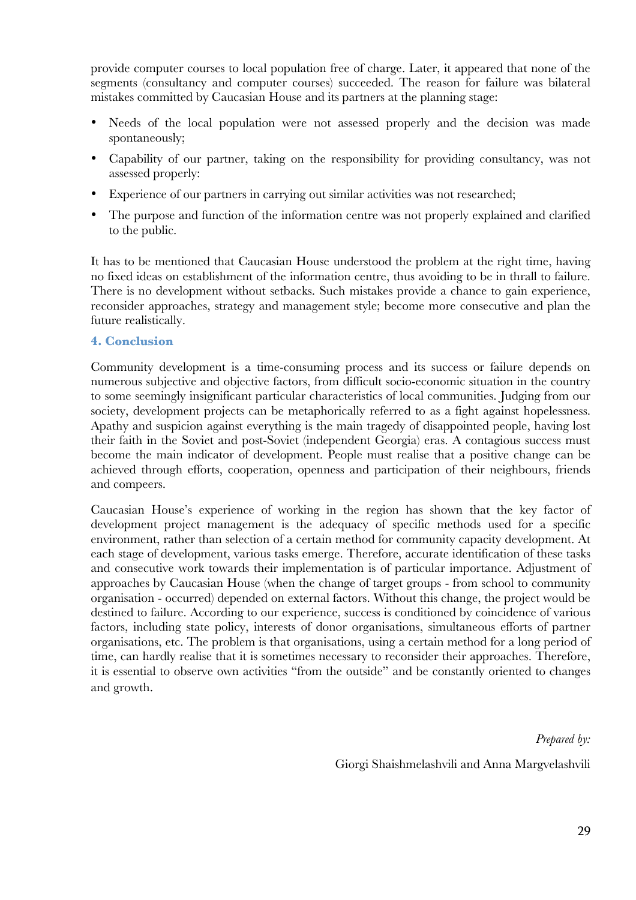provide computer courses to local population free of charge. Later, it appeared that none of the segments (consultancy and computer courses) succeeded. The reason for failure was bilateral mistakes committed by Caucasian House and its partners at the planning stage:

- Needs of the local population were not assessed properly and the decision was made spontaneously;
- Capability of our partner, taking on the responsibility for providing consultancy, was not assessed properly:
- Experience of our partners in carrying out similar activities was not researched;
- The purpose and function of the information centre was not properly explained and clarified to the public.

It has to be mentioned that Caucasian House understood the problem at the right time, having no fixed ideas on establishment of the information centre, thus avoiding to be in thrall to failure. There is no development without setbacks. Such mistakes provide a chance to gain experience, reconsider approaches, strategy and management style; become more consecutive and plan the future realistically.

#### 4. Conclusion

Community development is a time-consuming process and its success or failure depends on numerous subjective and objective factors, from difficult socio-economic situation in the country to some seemingly insignificant particular characteristics of local communities. Judging from our society, development projects can be metaphorically referred to as a fight against hopelessness. Apathy and suspicion against everything is the main tragedy of disappointed people, having lost their faith in the Soviet and post-Soviet (independent Georgia) eras. A contagious success must become the main indicator of development. People must realise that a positive change can be achieved through efforts, cooperation, openness and participation of their neighbours, friends and compeers.

Caucasian House's experience of working in the region has shown that the key factor of development project management is the adequacy of specific methods used for a specific environment, rather than selection of a certain method for community capacity development. At each stage of development, various tasks emerge. Therefore, accurate identification of these tasks and consecutive work towards their implementation is of particular importance. Adjustment of approaches by Caucasian House (when the change of target groups - from school to community organisation - occurred) depended on external factors. Without this change, the project would be destined to failure. According to our experience, success is conditioned by coincidence of various factors, including state policy, interests of donor organisations, simultaneous efforts of partner organisations, etc. The problem is that organisations, using a certain method for a long period of time, can hardly realise that it is sometimes necessary to reconsider their approaches. Therefore, it is essential to observe own activities "from the outside" and be constantly oriented to changes and growth.

*Prepared by:*

Giorgi Shaishmelashvili and Anna Margvelashvili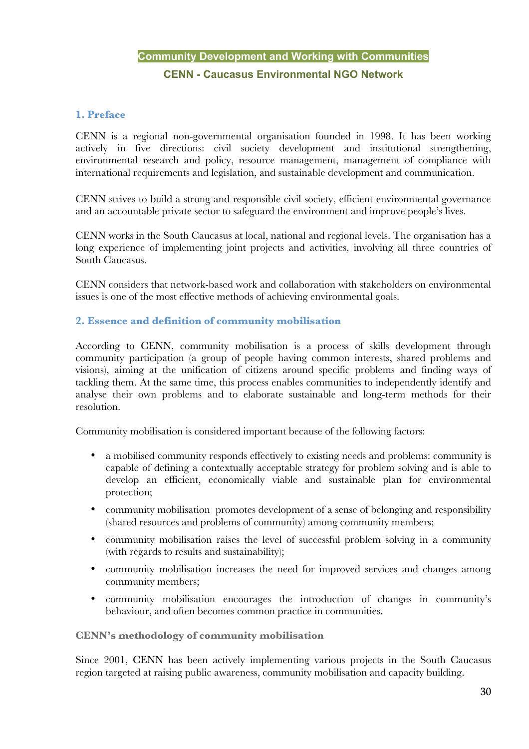# Community Development and Working with Communities

## CENN - Caucasus Environmental NGO Network

### 1. Preface

CENN is a regional non-governmental organisation founded in 1998. It has been working actively in five directions: civil society development and institutional strengthening, environmental research and policy, resource management, management of compliance with international requirements and legislation, and sustainable development and communication.

CENN strives to build a strong and responsible civil society, efficient environmental governance and an accountable private sector to safeguard the environment and improve people's lives.

CENN works in the South Caucasus at local, national and regional levels. The organisation has a long experience of implementing joint projects and activities, involving all three countries of South Caucasus.

CENN considers that network-based work and collaboration with stakeholders on environmental issues is one of the most effective methods of achieving environmental goals.

### 2. Essence and definition of community mobilisation

According to CENN, community mobilisation is a process of skills development through community participation (a group of people having common interests, shared problems and visions), aiming at the unification of citizens around specific problems and finding ways of tackling them. At the same time, this process enables communities to independently identify and analyse their own problems and to elaborate sustainable and long-term methods for their resolution.

Community mobilisation is considered important because of the following factors:

- a mobilised community responds effectively to existing needs and problems: community is capable of defining a contextually acceptable strategy for problem solving and is able to develop an efficient, economically viable and sustainable plan for environmental protection;
- community mobilisation promotes development of a sense of belonging and responsibility (shared resources and problems of community) among community members;
- community mobilisation raises the level of successful problem solving in a community (with regards to results and sustainability);
- community mobilisation increases the need for improved services and changes among community members;
- community mobilisation encourages the introduction of changes in community's behaviour, and often becomes common practice in communities.

#### CENN's methodology of community mobilisation

Since 2001, CENN has been actively implementing various projects in the South Caucasus region targeted at raising public awareness, community mobilisation and capacity building.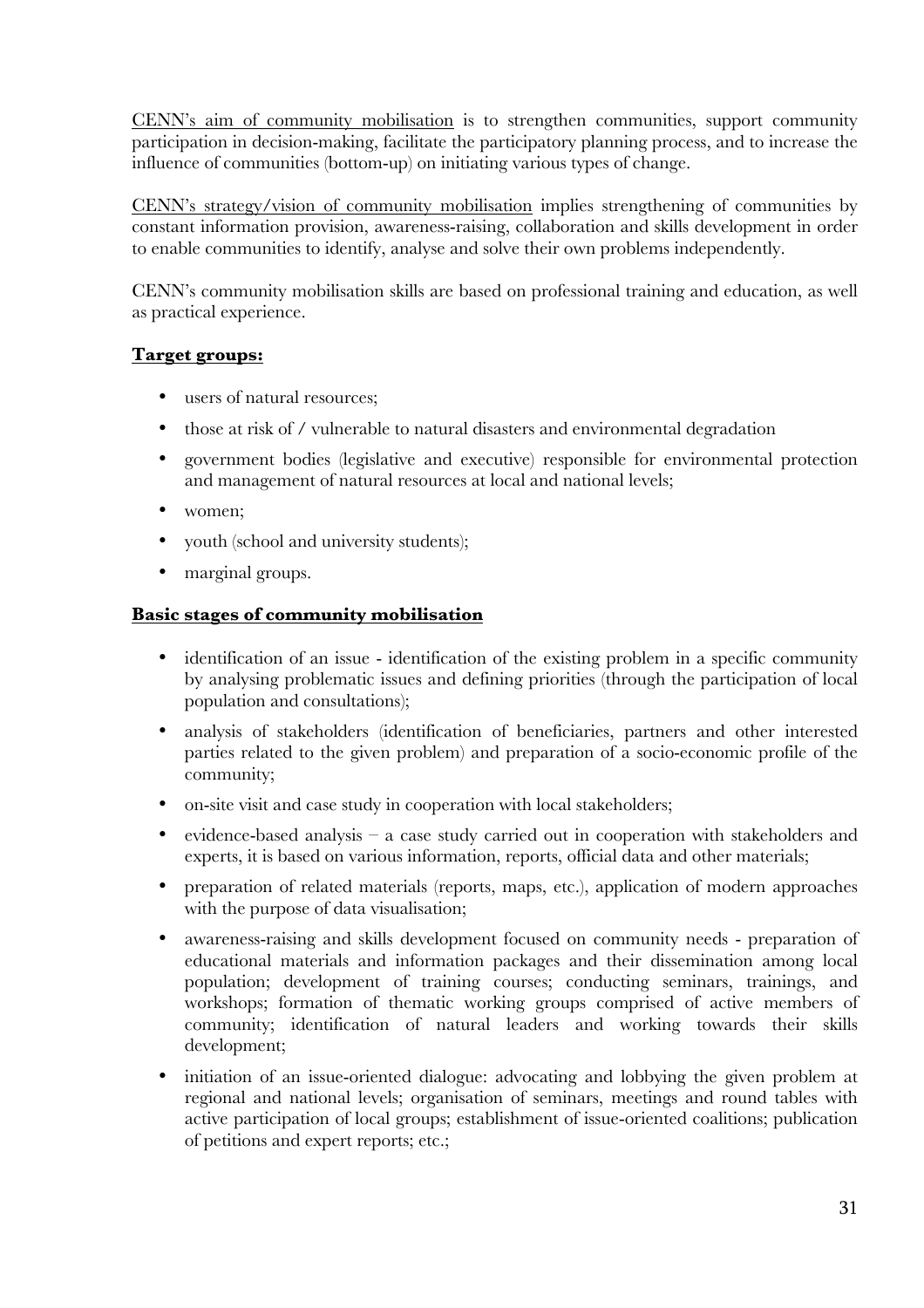CENN's aim of community mobilisation is to strengthen communities, support community participation in decision-making, facilitate the participatory planning process, and to increase the influence of communities (bottom-up) on initiating various types of change.

CENN's strategy/vision of community mobilisation implies strengthening of communities by constant information provision, awareness-raising, collaboration and skills development in order to enable communities to identify, analyse and solve their own problems independently.

CENN's community mobilisation skills are based on professional training and education, as well as practical experience.

**Target groups:**

- users of natural resources;
- those at risk of / vulnerable to natural disasters and environmental degradation
- government bodies (legislative and executive) responsible for environmental protection and management of natural resources at local and national levels;
- women;
- youth (school and university students);
- marginal groups.

**Basic stages of community mobilisation**

- identification of an issue - identification of the existing problem in a specific community by analysing problematic issues and defining priorities (through the participation of local population and consultations);
- analysis of stakeholders (identification of beneficiaries, partners and other interested parties related to the given problem) and preparation of a socio-economic profile of the community;
- on-site visit and case study in cooperation with local stakeholders;
- evidence-based analysis – a case study carried out in cooperation with stakeholders and experts, it is based on various information, reports, official data and other materials;
- preparation of related materials (reports, maps, etc.), application of modern approaches with the purpose of data visualisation;
- awareness-raising and skills development focused on community needs - preparation of educational materials and information packages and their dissemination among local population; development of training courses; conducting seminars, trainings, and workshops; formation of thematic working groups comprised of active members of community; identification of natural leaders and working towards their skills development;
- initiation of an issue-oriented dialogue: advocating and lobbying the given problem at regional and national levels; organisation of seminars, meetings and round tables with active participation of local groups; establishment of issue-oriented coalitions; publication of petitions and expert reports; etc.;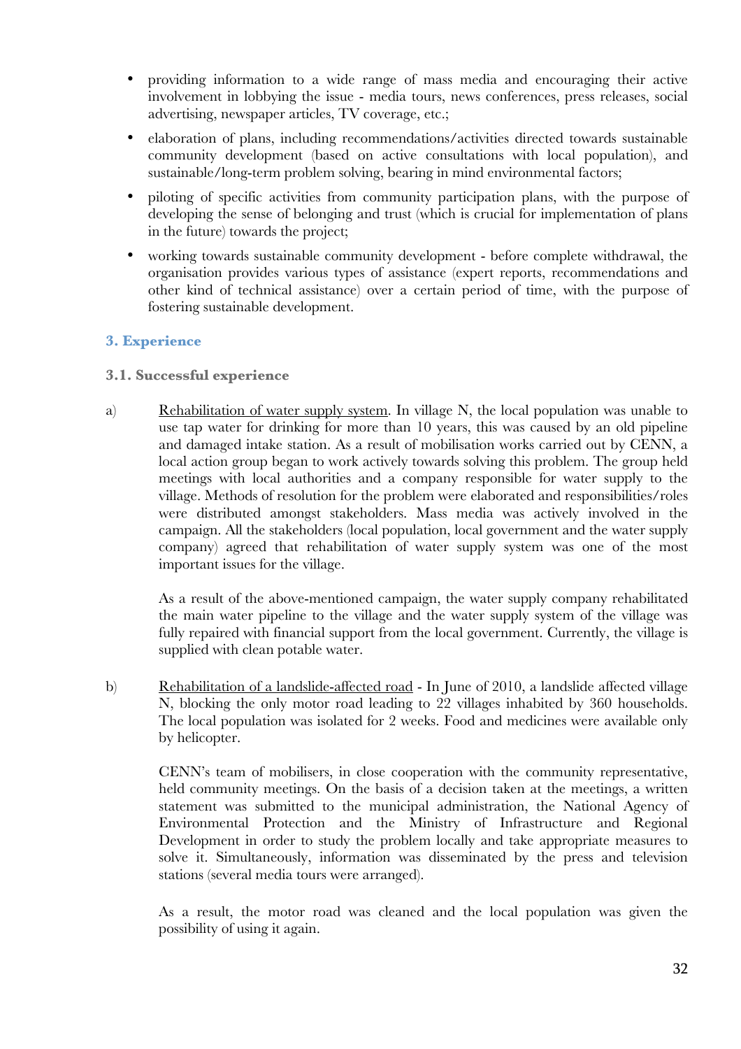- providing information to a wide range of mass media and encouraging their active involvement in lobbying the issue - media tours, news conferences, press releases, social advertising, newspaper articles, TV coverage, etc.;
- elaboration of plans, including recommendations/activities directed towards sustainable community development (based on active consultations with local population), and sustainable/long-term problem solving, bearing in mind environmental factors;
- piloting of specific activities from community participation plans, with the purpose of developing the sense of belonging and trust (which is crucial for implementation of plans in the future) towards the project;
- working towards sustainable community development - before complete withdrawal, the organisation provides various types of assistance (expert reports, recommendations and other kind of technical assistance) over a certain period of time, with the purpose of fostering sustainable development.

## 3. Experience

### 3.1. Successful experience

a) Rehabilitation of water supply system. In village N, the local population was unable to use tap water for drinking for more than 10 years, this was caused by an old pipeline and damaged intake station. As a result of mobilisation works carried out by CENN, a local action group began to work actively towards solving this problem. The group held meetings with local authorities and a company responsible for water supply to the village. Methods of resolution for the problem were elaborated and responsibilities/roles were distributed amongst stakeholders. Mass media was actively involved in the campaign. All the stakeholders (local population, local government and the water supply company) agreed that rehabilitation of water supply system was one of the most important issues for the village.

   As a result of the above-mentioned campaign, the water supply company rehabilitated the main water pipeline to the village and the water supply system of the village was fully repaired with financial support from the local government. Currently, the village is supplied with clean potable water.

b) Rehabilitation of a landslide-affected road - In June of 2010, a landslide affected village N, blocking the only motor road leading to 22 villages inhabited by 360 households. The local population was isolated for 2 weeks. Food and medicines were available only by helicopter.

   CENN's team of mobilisers, in close cooperation with the community representative, held community meetings. On the basis of a decision taken at the meetings, a written statement was submitted to the municipal administration, the National Agency of Environmental Protection and the Ministry of Infrastructure and Regional Development in order to study the problem locally and take appropriate measures to solve it. Simultaneously, information was disseminated by the press and television stations (several media tours were arranged).

   As a result, the motor road was cleaned and the local population was given the possibility of using it again.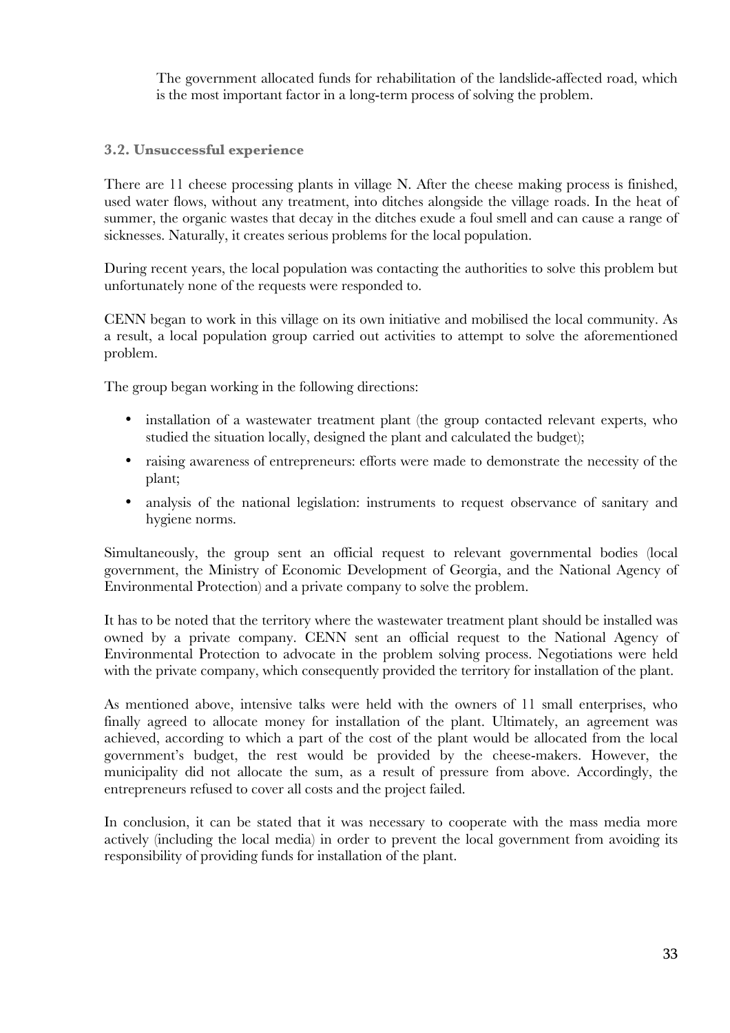The government allocated funds for rehabilitation of the landslide-affected road, which is the most important factor in a long-term process of solving the problem.

### 3.2. Unsuccessful experience

There are 11 cheese processing plants in village N. After the cheese making process is finished, used water flows, without any treatment, into ditches alongside the village roads. In the heat of summer, the organic wastes that decay in the ditches exude a foul smell and can cause a range of sicknesses. Naturally, it creates serious problems for the local population.

During recent years, the local population was contacting the authorities to solve this problem but unfortunately none of the requests were responded to.

CENN began to work in this village on its own initiative and mobilised the local community. As a result, a local population group carried out activities to attempt to solve the aforementioned problem.

The group began working in the following directions:

- installation of a wastewater treatment plant (the group contacted relevant experts, who studied the situation locally, designed the plant and calculated the budget);
- raising awareness of entrepreneurs: efforts were made to demonstrate the necessity of the plant;
- analysis of the national legislation: instruments to request observance of sanitary and hygiene norms.

Simultaneously, the group sent an official request to relevant governmental bodies (local government, the Ministry of Economic Development of Georgia, and the National Agency of Environmental Protection) and a private company to solve the problem.

It has to be noted that the territory where the wastewater treatment plant should be installed was owned by a private company. CENN sent an official request to the National Agency of Environmental Protection to advocate in the problem solving process. Negotiations were held with the private company, which consequently provided the territory for installation of the plant.

As mentioned above, intensive talks were held with the owners of 11 small enterprises, who finally agreed to allocate money for installation of the plant. Ultimately, an agreement was achieved, according to which a part of the cost of the plant would be allocated from the local government's budget, the rest would be provided by the cheese-makers. However, the municipality did not allocate the sum, as a result of pressure from above. Accordingly, the entrepreneurs refused to cover all costs and the project failed.

In conclusion, it can be stated that it was necessary to cooperate with the mass media more actively (including the local media) in order to prevent the local government from avoiding its responsibility of providing funds for installation of the plant.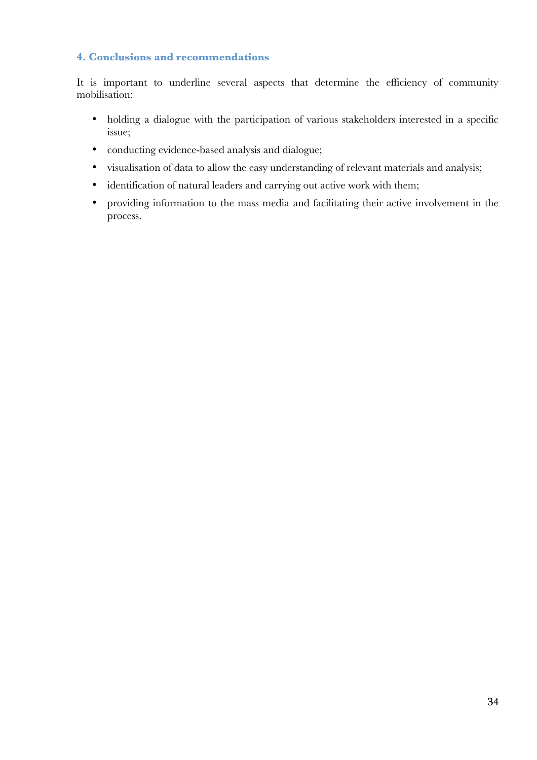## 4. Conclusions and recommendations

It is important to underline several aspects that determine the efficiency of community mobilisation:

- holding a dialogue with the participation of various stakeholders interested in a specific issue;
- conducting evidence-based analysis and dialogue;
- visualisation of data to allow the easy understanding of relevant materials and analysis;
- identification of natural leaders and carrying out active work with them;
- providing information to the mass media and facilitating their active involvement in the process.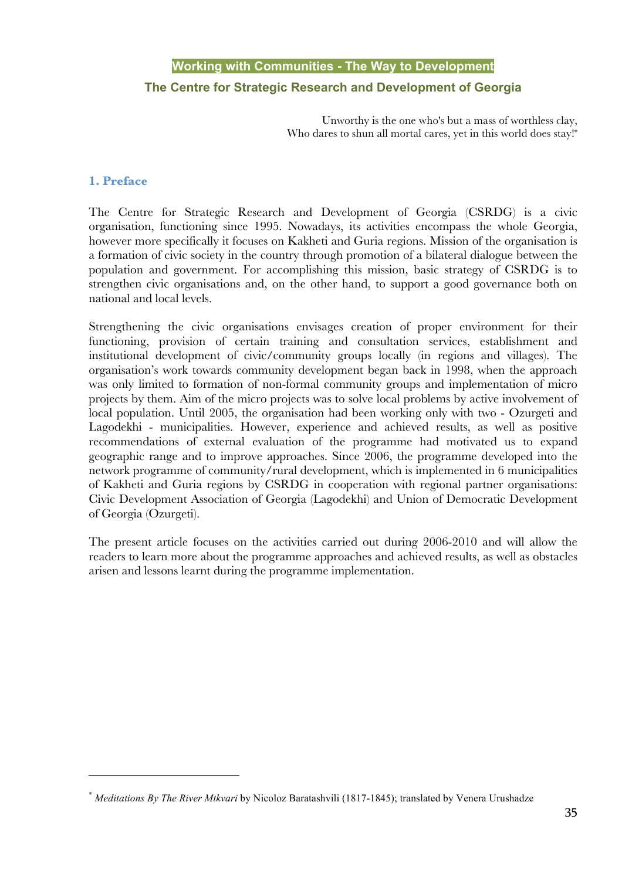# Working with Communities - The Way to Development

## The Centre for Strategic Research and Development of Georgia

Unworthy is the one who's but a mass of worthless clay,
Who dares to shun all mortal cares, yet in this world does stay![*]

### 1. Preface

The Centre for Strategic Research and Development of Georgia (CSRDG) is a civic organisation, functioning since 1995. Nowadays, its activities encompass the whole Georgia, however more specifically it focuses on Kakheti and Guria regions. Mission of the organisation is a formation of civic society in the country through promotion of a bilateral dialogue between the population and government. For accomplishing this mission, basic strategy of CSRDG is to strengthen civic organisations and, on the other hand, to support a good governance both on national and local levels.

Strengthening the civic organisations envisages creation of proper environment for their functioning, provision of certain training and consultation services, establishment and institutional development of civic/community groups locally (in regions and villages). The organisation's work towards community development began back in 1998, when the approach was only limited to formation of non-formal community groups and implementation of micro projects by them. Aim of the micro projects was to solve local problems by active involvement of local population. Until 2005, the organisation had been working only with two - Ozurgeti and Lagodekhi - municipalities. However, experience and achieved results, as well as positive recommendations of external evaluation of the programme had motivated us to expand geographic range and to improve approaches. Since 2006, the programme developed into the network programme of community/rural development, which is implemented in 6 municipalities of Kakheti and Guria regions by CSRDG in cooperation with regional partner organisations: Civic Development Association of Georgia (Lagodekhi) and Union of Democratic Development of Georgia (Ozurgeti).

The present article focuses on the activities carried out during 2006-2010 and will allow the readers to learn more about the programme approaches and achieved results, as well as obstacles arisen and lessons learnt during the programme implementation.

---

[*] *Meditations By The River Mtkvari* by Nicoloz Baratashvili (1817-1845); translated by Venera Urushadze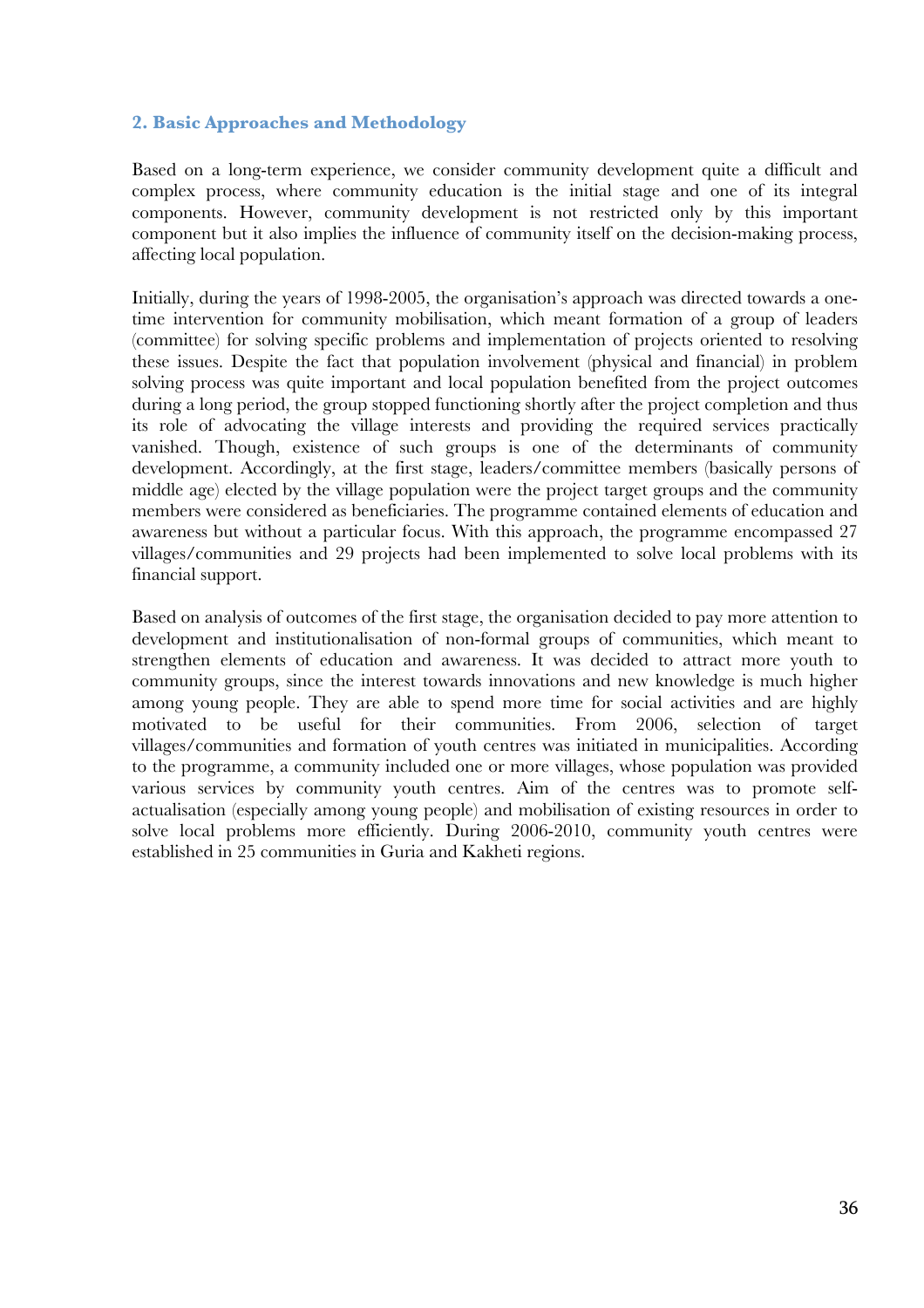## 2. Basic Approaches and Methodology

Based on a long-term experience, we consider community development quite a difficult and complex process, where community education is the initial stage and one of its integral components. However, community development is not restricted only by this important component but it also implies the influence of community itself on the decision-making process, affecting local population.

Initially, during the years of 1998-2005, the organisation's approach was directed towards a one-time intervention for community mobilisation, which meant formation of a group of leaders (committee) for solving specific problems and implementation of projects oriented to resolving these issues. Despite the fact that population involvement (physical and financial) in problem solving process was quite important and local population benefited from the project outcomes during a long period, the group stopped functioning shortly after the project completion and thus its role of advocating the village interests and providing the required services practically vanished. Though, existence of such groups is one of the determinants of community development. Accordingly, at the first stage, leaders/committee members (basically persons of middle age) elected by the village population were the project target groups and the community members were considered as beneficiaries. The programme contained elements of education and awareness but without a particular focus. With this approach, the programme encompassed 27 villages/communities and 29 projects had been implemented to solve local problems with its financial support.

Based on analysis of outcomes of the first stage, the organisation decided to pay more attention to development and institutionalisation of non-formal groups of communities, which meant to strengthen elements of education and awareness. It was decided to attract more youth to community groups, since the interest towards innovations and new knowledge is much higher among young people. They are able to spend more time for social activities and are highly motivated to be useful for their communities. From 2006, selection of target villages/communities and formation of youth centres was initiated in municipalities. According to the programme, a community included one or more villages, whose population was provided various services by community youth centres. Aim of the centres was to promote self-actualisation (especially among young people) and mobilisation of existing resources in order to solve local problems more efficiently. During 2006-2010, community youth centres were established in 25 communities in Guria and Kakheti regions.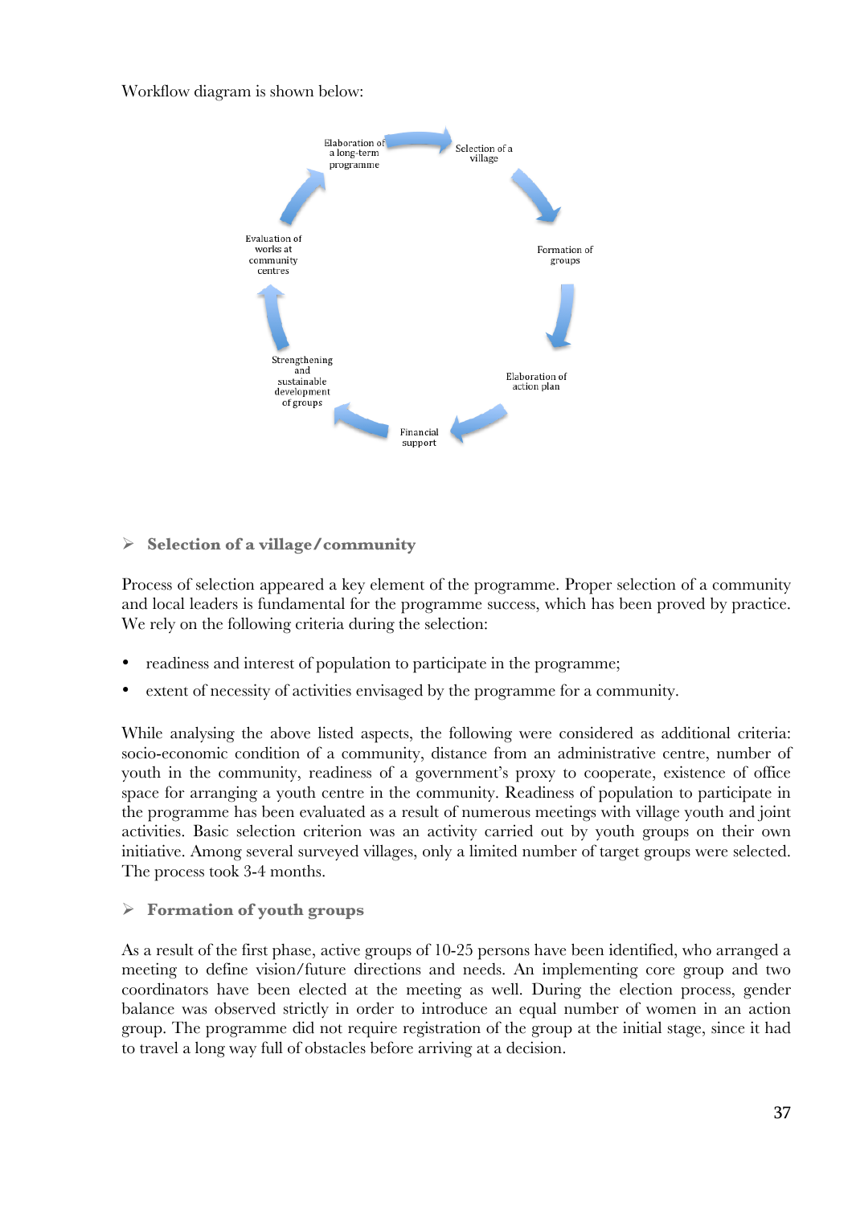Workflow diagram is shown below:

Selection of a village → Formation of groups → Elaboration of action plan → Financial support → Strengthening and sustainable development of groups → Evaluation of works at community centres → Elaboration of a long-term programme

- **Selection of a village/community**

Process of selection appeared a key element of the programme. Proper selection of a community and local leaders is fundamental for the programme success, which has been proved by practice. We rely on the following criteria during the selection:

- readiness and interest of population to participate in the programme;
- extent of necessity of activities envisaged by the programme for a community.

While analysing the above listed aspects, the following were considered as additional criteria: socio-economic condition of a community, distance from an administrative centre, number of youth in the community, readiness of a government's proxy to cooperate, existence of office space for arranging a youth centre in the community. Readiness of population to participate in the programme has been evaluated as a result of numerous meetings with village youth and joint activities. Basic selection criterion was an activity carried out by youth groups on their own initiative. Among several surveyed villages, only a limited number of target groups were selected. The process took 3-4 months.

- **Formation of youth groups**

As a result of the first phase, active groups of 10-25 persons have been identified, who arranged a meeting to define vision/future directions and needs. An implementing core group and two coordinators have been elected at the meeting as well. During the election process, gender balance was observed strictly in order to introduce an equal number of women in an action group. The programme did not require registration of the group at the initial stage, since it had to travel a long way full of obstacles before arriving at a decision.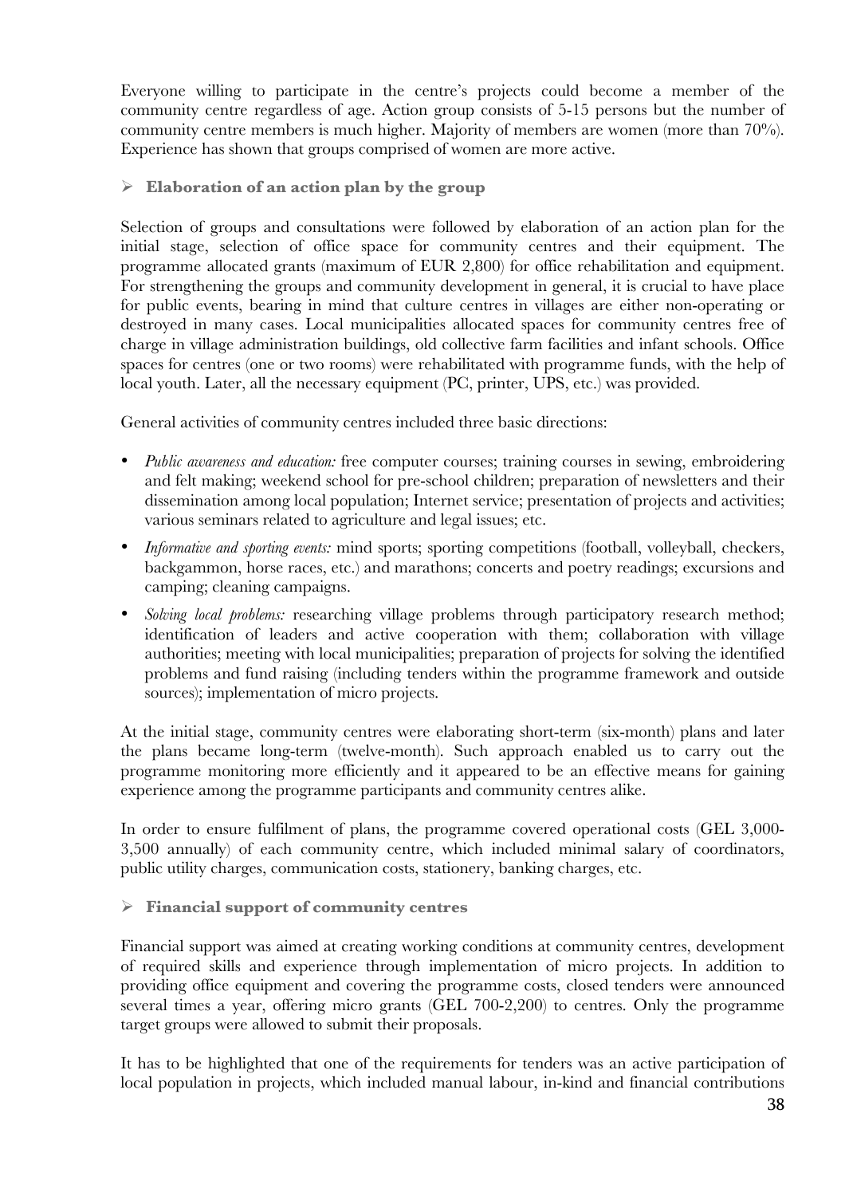Everyone willing to participate in the centre's projects could become a member of the community centre regardless of age. Action group consists of 5-15 persons but the number of community centre members is much higher. Majority of members are women (more than 70%). Experience has shown that groups comprised of women are more active.

- **Elaboration of an action plan by the group**

Selection of groups and consultations were followed by elaboration of an action plan for the initial stage, selection of office space for community centres and their equipment. The programme allocated grants (maximum of EUR 2,800) for office rehabilitation and equipment. For strengthening the groups and community development in general, it is crucial to have place for public events, bearing in mind that culture centres in villages are either non-operating or destroyed in many cases. Local municipalities allocated spaces for community centres free of charge in village administration buildings, old collective farm facilities and infant schools. Office spaces for centres (one or two rooms) were rehabilitated with programme funds, with the help of local youth. Later, all the necessary equipment (PC, printer, UPS, etc.) was provided.

General activities of community centres included three basic directions:

- *Public awareness and education:* free computer courses; training courses in sewing, embroidering and felt making; weekend school for pre-school children; preparation of newsletters and their dissemination among local population; Internet service; presentation of projects and activities; various seminars related to agriculture and legal issues; etc.
- *Informative and sporting events:* mind sports; sporting competitions (football, volleyball, checkers, backgammon, horse races, etc.) and marathons; concerts and poetry readings; excursions and camping; cleaning campaigns.
- *Solving local problems:* researching village problems through participatory research method; identification of leaders and active cooperation with them; collaboration with village authorities; meeting with local municipalities; preparation of projects for solving the identified problems and fund raising (including tenders within the programme framework and outside sources); implementation of micro projects.

At the initial stage, community centres were elaborating short-term (six-month) plans and later the plans became long-term (twelve-month). Such approach enabled us to carry out the programme monitoring more efficiently and it appeared to be an effective means for gaining experience among the programme participants and community centres alike.

In order to ensure fulfilment of plans, the programme covered operational costs (GEL 3,000-3,500 annually) of each community centre, which included minimal salary of coordinators, public utility charges, communication costs, stationery, banking charges, etc.

- **Financial support of community centres**

Financial support was aimed at creating working conditions at community centres, development of required skills and experience through implementation of micro projects. In addition to providing office equipment and covering the programme costs, closed tenders were announced several times a year, offering micro grants (GEL 700-2,200) to centres. Only the programme target groups were allowed to submit their proposals.

It has to be highlighted that one of the requirements for tenders was an active participation of local population in projects, which included manual labour, in-kind and financial contributions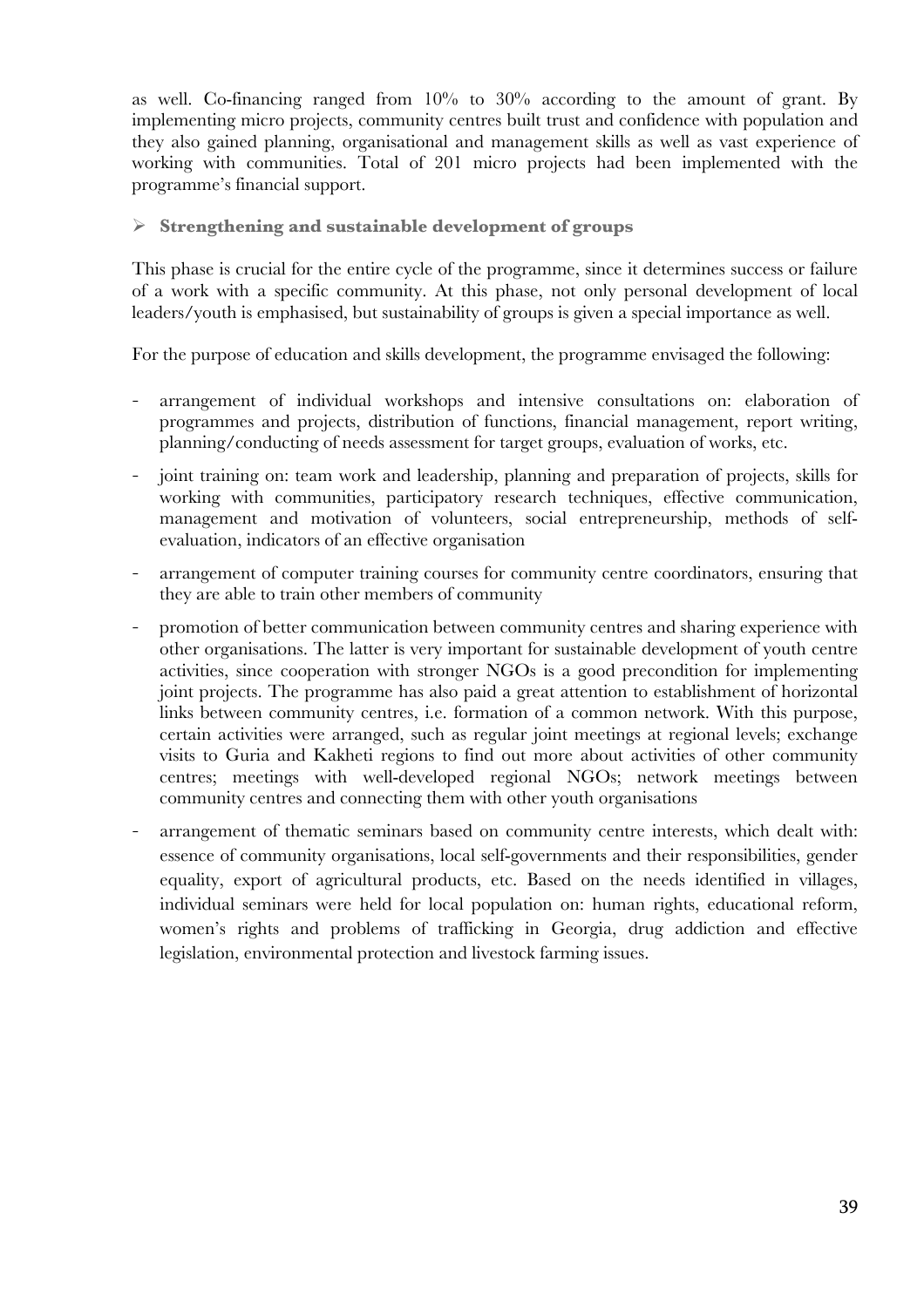as well. Co-financing ranged from 10% to 30% according to the amount of grant. By implementing micro projects, community centres built trust and confidence with population and they also gained planning, organisational and management skills as well as vast experience of working with communities. Total of 201 micro projects had been implemented with the programme's financial support.

- **Strengthening and sustainable development of groups**

This phase is crucial for the entire cycle of the programme, since it determines success or failure of a work with a specific community. At this phase, not only personal development of local leaders/youth is emphasised, but sustainability of groups is given a special importance as well.

For the purpose of education and skills development, the programme envisaged the following:

- arrangement of individual workshops and intensive consultations on: elaboration of programmes and projects, distribution of functions, financial management, report writing, planning/conducting of needs assessment for target groups, evaluation of works, etc.
- joint training on: team work and leadership, planning and preparation of projects, skills for working with communities, participatory research techniques, effective communication, management and motivation of volunteers, social entrepreneurship, methods of self-evaluation, indicators of an effective organisation
- arrangement of computer training courses for community centre coordinators, ensuring that they are able to train other members of community
- promotion of better communication between community centres and sharing experience with other organisations. The latter is very important for sustainable development of youth centre activities, since cooperation with stronger NGOs is a good precondition for implementing joint projects. The programme has also paid a great attention to establishment of horizontal links between community centres, i.e. formation of a common network. With this purpose, certain activities were arranged, such as regular joint meetings at regional levels; exchange visits to Guria and Kakheti regions to find out more about activities of other community centres; meetings with well-developed regional NGOs; network meetings between community centres and connecting them with other youth organisations
- arrangement of thematic seminars based on community centre interests, which dealt with: essence of community organisations, local self-governments and their responsibilities, gender equality, export of agricultural products, etc. Based on the needs identified in villages, individual seminars were held for local population on: human rights, educational reform, women's rights and problems of trafficking in Georgia, drug addiction and effective legislation, environmental protection and livestock farming issues.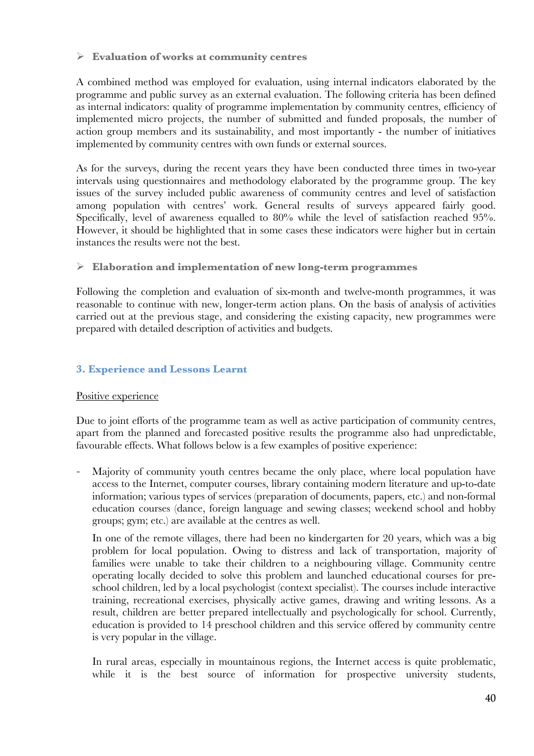- **Evaluation of works at community centres**

A combined method was employed for evaluation, using internal indicators elaborated by the programme and public survey as an external evaluation. The following criteria has been defined as internal indicators: quality of programme implementation by community centres, efficiency of implemented micro projects, the number of submitted and funded proposals, the number of action group members and its sustainability, and most importantly - the number of initiatives implemented by community centres with own funds or external sources.

As for the surveys, during the recent years they have been conducted three times in two-year intervals using questionnaires and methodology elaborated by the programme group. The key issues of the survey included public awareness of community centres and level of satisfaction among population with centres' work. General results of surveys appeared fairly good. Specifically, level of awareness equalled to 80% while the level of satisfaction reached 95%. However, it should be highlighted that in some cases these indicators were higher but in certain instances the results were not the best.

- **Elaboration and implementation of new long-term programmes**

Following the completion and evaluation of six-month and twelve-month programmes, it was reasonable to continue with new, longer-term action plans. On the basis of analysis of activities carried out at the previous stage, and considering the existing capacity, new programmes were prepared with detailed description of activities and budgets.

## 3. Experience and Lessons Learnt

Positive experience

Due to joint efforts of the programme team as well as active participation of community centres, apart from the planned and forecasted positive results the programme also had unpredictable, favourable effects. What follows below is a few examples of positive experience:

- Majority of community youth centres became the only place, where local population have access to the Internet, computer courses, library containing modern literature and up-to-date information; various types of services (preparation of documents, papers, etc.) and non-formal education courses (dance, foreign language and sewing classes; weekend school and hobby groups; gym; etc.) are available at the centres as well.

  In one of the remote villages, there had been no kindergarten for 20 years, which was a big problem for local population. Owing to distress and lack of transportation, majority of families were unable to take their children to a neighbouring village. Community centre operating locally decided to solve this problem and launched educational courses for pre-school children, led by a local psychologist (context specialist). The courses include interactive training, recreational exercises, physically active games, drawing and writing lessons. As a result, children are better prepared intellectually and psychologically for school. Currently, education is provided to 14 preschool children and this service offered by community centre is very popular in the village.

  In rural areas, especially in mountainous regions, the Internet access is quite problematic, while it is the best source of information for prospective university students,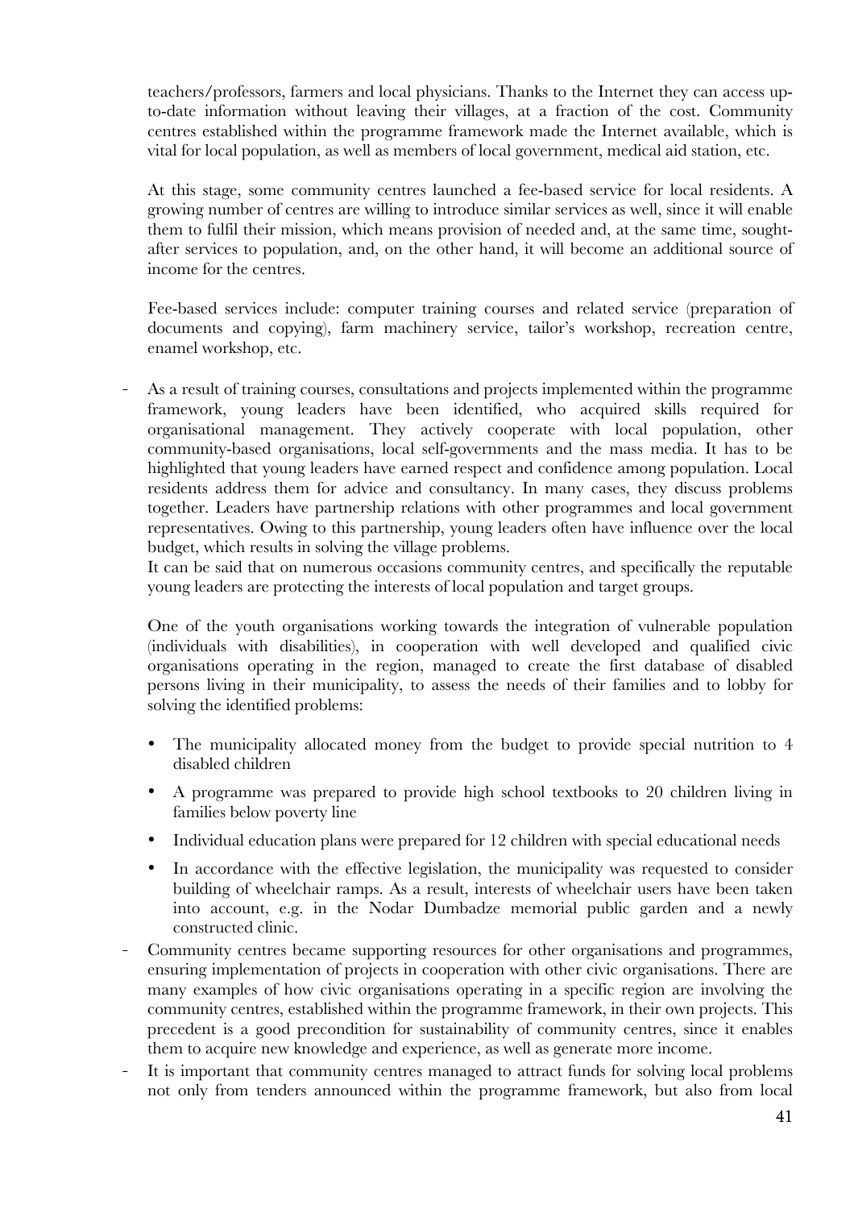teachers/professors, farmers and local physicians. Thanks to the Internet they can access up-to-date information without leaving their villages, at a fraction of the cost. Community centres established within the programme framework made the Internet available, which is vital for local population, as well as members of local government, medical aid station, etc.

At this stage, some community centres launched a fee-based service for local residents. A growing number of centres are willing to introduce similar services as well, since it will enable them to fulfil their mission, which means provision of needed and, at the same time, sought-after services to population, and, on the other hand, it will become an additional source of income for the centres.

Fee-based services include: computer training courses and related service (preparation of documents and copying), farm machinery service, tailor's workshop, recreation centre, enamel workshop, etc.

- As a result of training courses, consultations and projects implemented within the programme framework, young leaders have been identified, who acquired skills required for organisational management. They actively cooperate with local population, other community-based organisations, local self-governments and the mass media. It has to be highlighted that young leaders have earned respect and confidence among population. Local residents address them for advice and consultancy. In many cases, they discuss problems together. Leaders have partnership relations with other programmes and local government representatives. Owing to this partnership, young leaders often have influence over the local budget, which results in solving the village problems.
  It can be said that on numerous occasions community centres, and specifically the reputable young leaders are protecting the interests of local population and target groups.

  One of the youth organisations working towards the integration of vulnerable population (individuals with disabilities), in cooperation with well developed and qualified civic organisations operating in the region, managed to create the first database of disabled persons living in their municipality, to assess the needs of their families and to lobby for solving the identified problems:

  - The municipality allocated money from the budget to provide special nutrition to 4 disabled children
  - A programme was prepared to provide high school textbooks to 20 children living in families below poverty line
  - Individual education plans were prepared for 12 children with special educational needs
  - In accordance with the effective legislation, the municipality was requested to consider building of wheelchair ramps. As a result, interests of wheelchair users have been taken into account, e.g. in the Nodar Dumbadze memorial public garden and a newly constructed clinic.

- Community centres became supporting resources for other organisations and programmes, ensuring implementation of projects in cooperation with other civic organisations. There are many examples of how civic organisations operating in a specific region are involving the community centres, established within the programme framework, in their own projects. This precedent is a good precondition for sustainability of community centres, since it enables them to acquire new knowledge and experience, as well as generate more income.
- It is important that community centres managed to attract funds for solving local problems not only from tenders announced within the programme framework, but also from local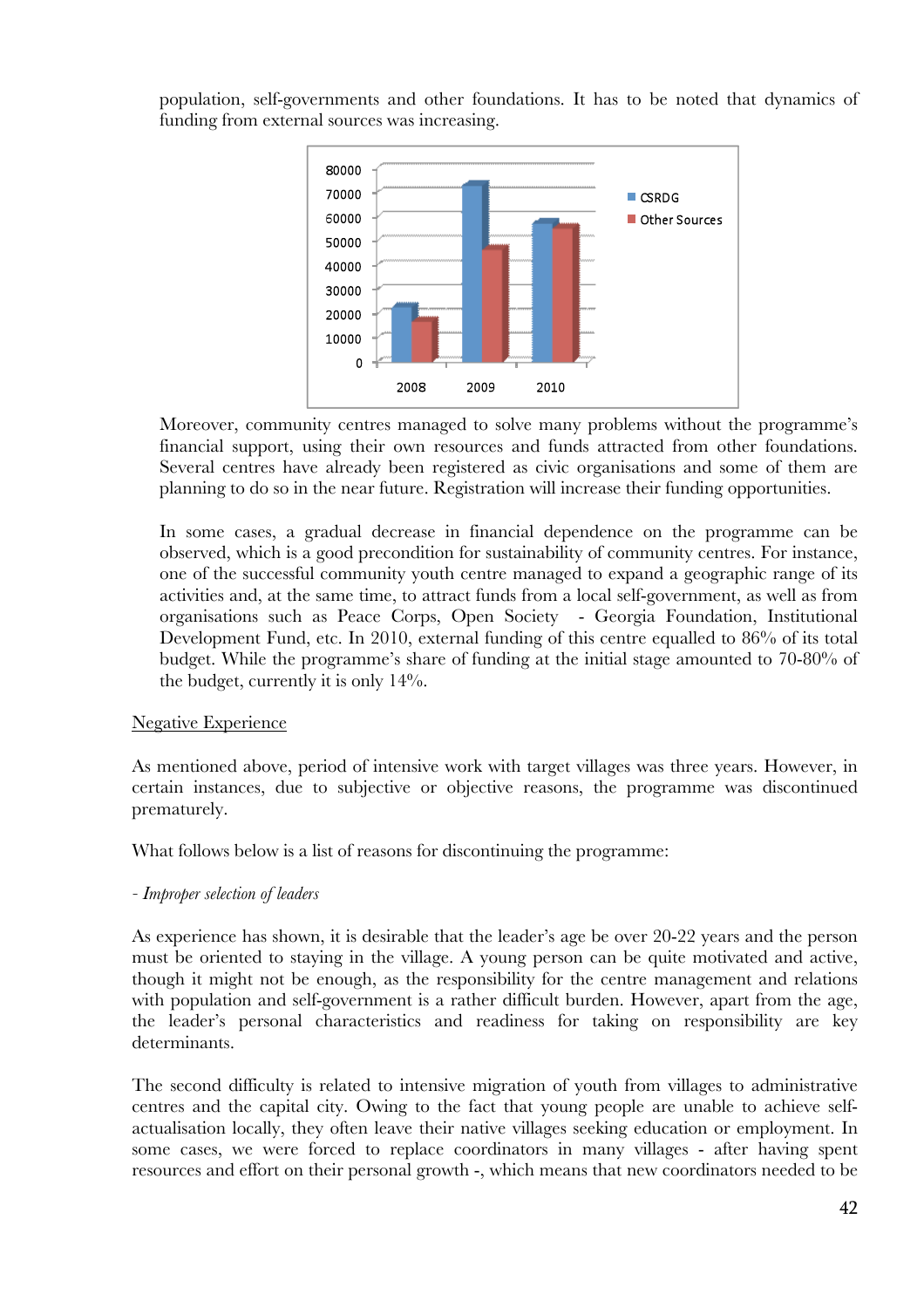population, self-governments and other foundations. It has to be noted that dynamics of funding from external sources was increasing.

Moreover, community centres managed to solve many problems without the programme's financial support, using their own resources and funds attracted from other foundations. Several centres have already been registered as civic organisations and some of them are planning to do so in the near future. Registration will increase their funding opportunities.

In some cases, a gradual decrease in financial dependence on the programme can be observed, which is a good precondition for sustainability of community centres. For instance, one of the successful community youth centre managed to expand a geographic range of its activities and, at the same time, to attract funds from a local self-government, as well as from organisations such as Peace Corps, Open Society - Georgia Foundation, Institutional Development Fund, etc. In 2010, external funding of this centre equalled to 86% of its total budget. While the programme's share of funding at the initial stage amounted to 70-80% of the budget, currently it is only 14%.

<u>Negative Experience</u>

As mentioned above, period of intensive work with target villages was three years. However, in certain instances, due to subjective or objective reasons, the programme was discontinued prematurely.

What follows below is a list of reasons for discontinuing the programme:

*- Improper selection of leaders*

As experience has shown, it is desirable that the leader's age be over 20-22 years and the person must be oriented to staying in the village. A young person can be quite motivated and active, though it might not be enough, as the responsibility for the centre management and relations with population and self-government is a rather difficult burden. However, apart from the age, the leader's personal characteristics and readiness for taking on responsibility are key determinants.

The second difficulty is related to intensive migration of youth from villages to administrative centres and the capital city. Owing to the fact that young people are unable to achieve self-actualisation locally, they often leave their native villages seeking education or employment. In some cases, we were forced to replace coordinators in many villages - after having spent resources and effort on their personal growth -, which means that new coordinators needed to be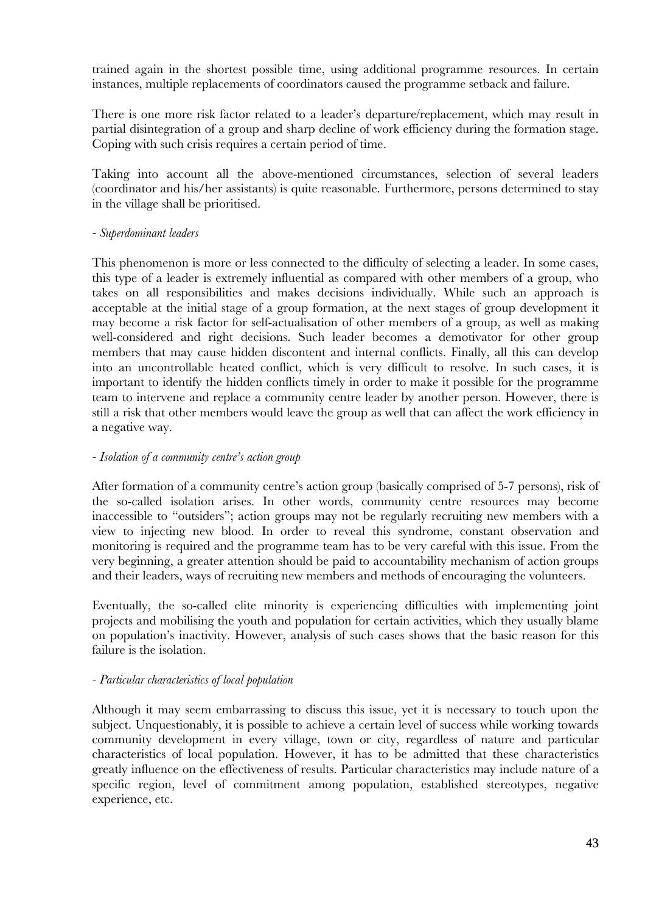trained again in the shortest possible time, using additional programme resources. In certain instances, multiple replacements of coordinators caused the programme setback and failure.

There is one more risk factor related to a leader's departure/replacement, which may result in partial disintegration of a group and sharp decline of work efficiency during the formation stage. Coping with such crisis requires a certain period of time.

Taking into account all the above-mentioned circumstances, selection of several leaders (coordinator and his/her assistants) is quite reasonable. Furthermore, persons determined to stay in the village shall be prioritised.

*- Superdominant leaders*

This phenomenon is more or less connected to the difficulty of selecting a leader. In some cases, this type of a leader is extremely influential as compared with other members of a group, who takes on all responsibilities and makes decisions individually. While such an approach is acceptable at the initial stage of a group formation, at the next stages of group development it may become a risk factor for self-actualisation of other members of a group, as well as making well-considered and right decisions. Such leader becomes a demotivator for other group members that may cause hidden discontent and internal conflicts. Finally, all this can develop into an uncontrollable heated conflict, which is very difficult to resolve. In such cases, it is important to identify the hidden conflicts timely in order to make it possible for the programme team to intervene and replace a community centre leader by another person. However, there is still a risk that other members would leave the group as well that can affect the work efficiency in a negative way.

*- Isolation of a community centre's action group*

After formation of a community centre's action group (basically comprised of 5-7 persons), risk of the so-called isolation arises. In other words, community centre resources may become inaccessible to "outsiders"; action groups may not be regularly recruiting new members with a view to injecting new blood. In order to reveal this syndrome, constant observation and monitoring is required and the programme team has to be very careful with this issue. From the very beginning, a greater attention should be paid to accountability mechanism of action groups and their leaders, ways of recruiting new members and methods of encouraging the volunteers.

Eventually, the so-called elite minority is experiencing difficulties with implementing joint projects and mobilising the youth and population for certain activities, which they usually blame on population's inactivity. However, analysis of such cases shows that the basic reason for this failure is the isolation.

*- Particular characteristics of local population*

Although it may seem embarrassing to discuss this issue, yet it is necessary to touch upon the subject. Unquestionably, it is possible to achieve a certain level of success while working towards community development in every village, town or city, regardless of nature and particular characteristics of local population. However, it has to be admitted that these characteristics greatly influence on the effectiveness of results. Particular characteristics may include nature of a specific region, level of commitment among population, established stereotypes, negative experience, etc.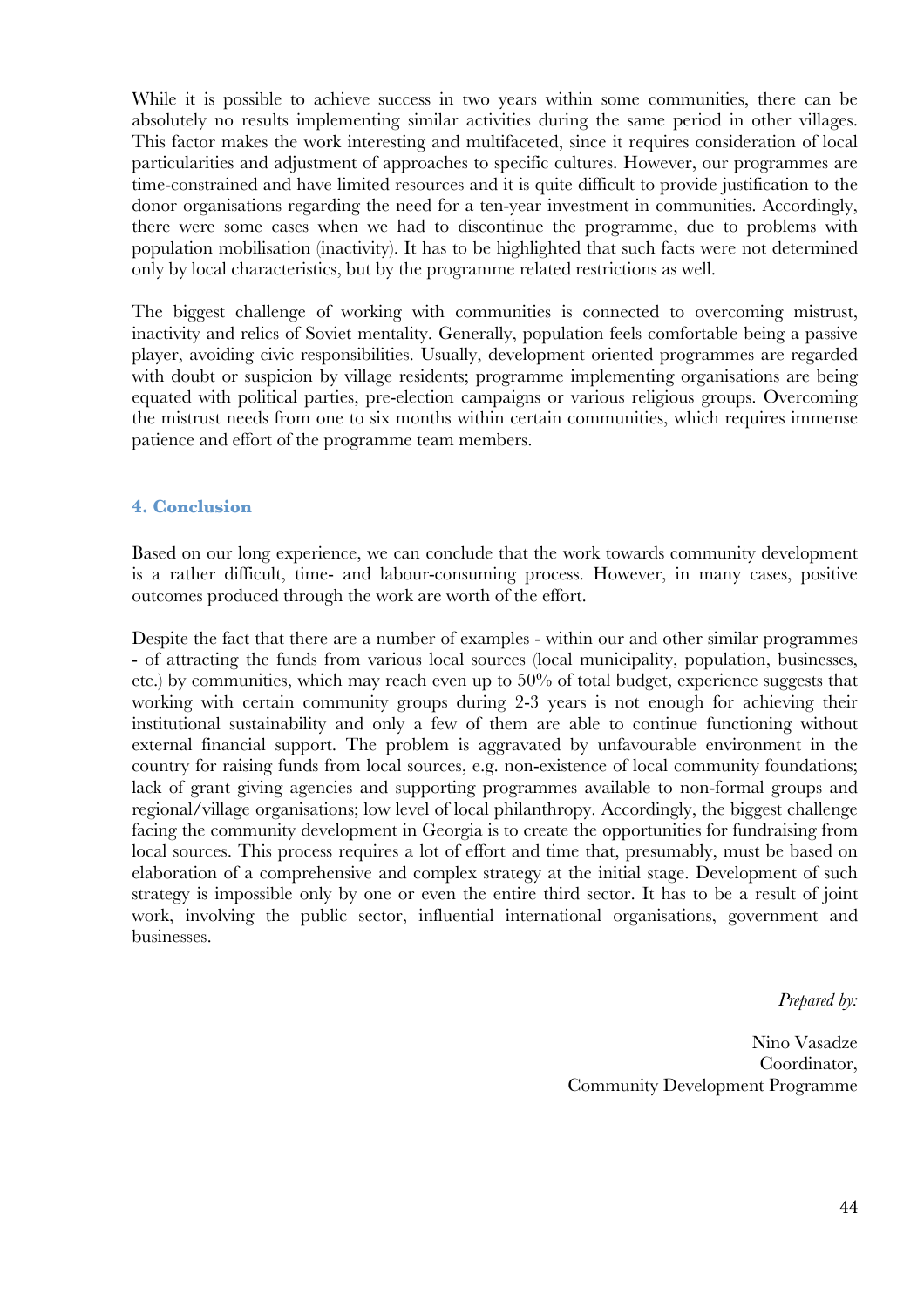While it is possible to achieve success in two years within some communities, there can be absolutely no results implementing similar activities during the same period in other villages. This factor makes the work interesting and multifaceted, since it requires consideration of local particularities and adjustment of approaches to specific cultures. However, our programmes are time-constrained and have limited resources and it is quite difficult to provide justification to the donor organisations regarding the need for a ten-year investment in communities. Accordingly, there were some cases when we had to discontinue the programme, due to problems with population mobilisation (inactivity). It has to be highlighted that such facts were not determined only by local characteristics, but by the programme related restrictions as well.

The biggest challenge of working with communities is connected to overcoming mistrust, inactivity and relics of Soviet mentality. Generally, population feels comfortable being a passive player, avoiding civic responsibilities. Usually, development oriented programmes are regarded with doubt or suspicion by village residents; programme implementing organisations are being equated with political parties, pre-election campaigns or various religious groups. Overcoming the mistrust needs from one to six months within certain communities, which requires immense patience and effort of the programme team members.

### 4. Conclusion

Based on our long experience, we can conclude that the work towards community development is a rather difficult, time- and labour-consuming process. However, in many cases, positive outcomes produced through the work are worth of the effort.

Despite the fact that there are a number of examples - within our and other similar programmes - of attracting the funds from various local sources (local municipality, population, businesses, etc.) by communities, which may reach even up to 50% of total budget, experience suggests that working with certain community groups during 2-3 years is not enough for achieving their institutional sustainability and only a few of them are able to continue functioning without external financial support. The problem is aggravated by unfavourable environment in the country for raising funds from local sources, e.g. non-existence of local community foundations; lack of grant giving agencies and supporting programmes available to non-formal groups and regional/village organisations; low level of local philanthropy. Accordingly, the biggest challenge facing the community development in Georgia is to create the opportunities for fundraising from local sources. This process requires a lot of effort and time that, presumably, must be based on elaboration of a comprehensive and complex strategy at the initial stage. Development of such strategy is impossible only by one or even the entire third sector. It has to be a result of joint work, involving the public sector, influential international organisations, government and businesses.

*Prepared by:*

Nino Vasadze
Coordinator,
Community Development Programme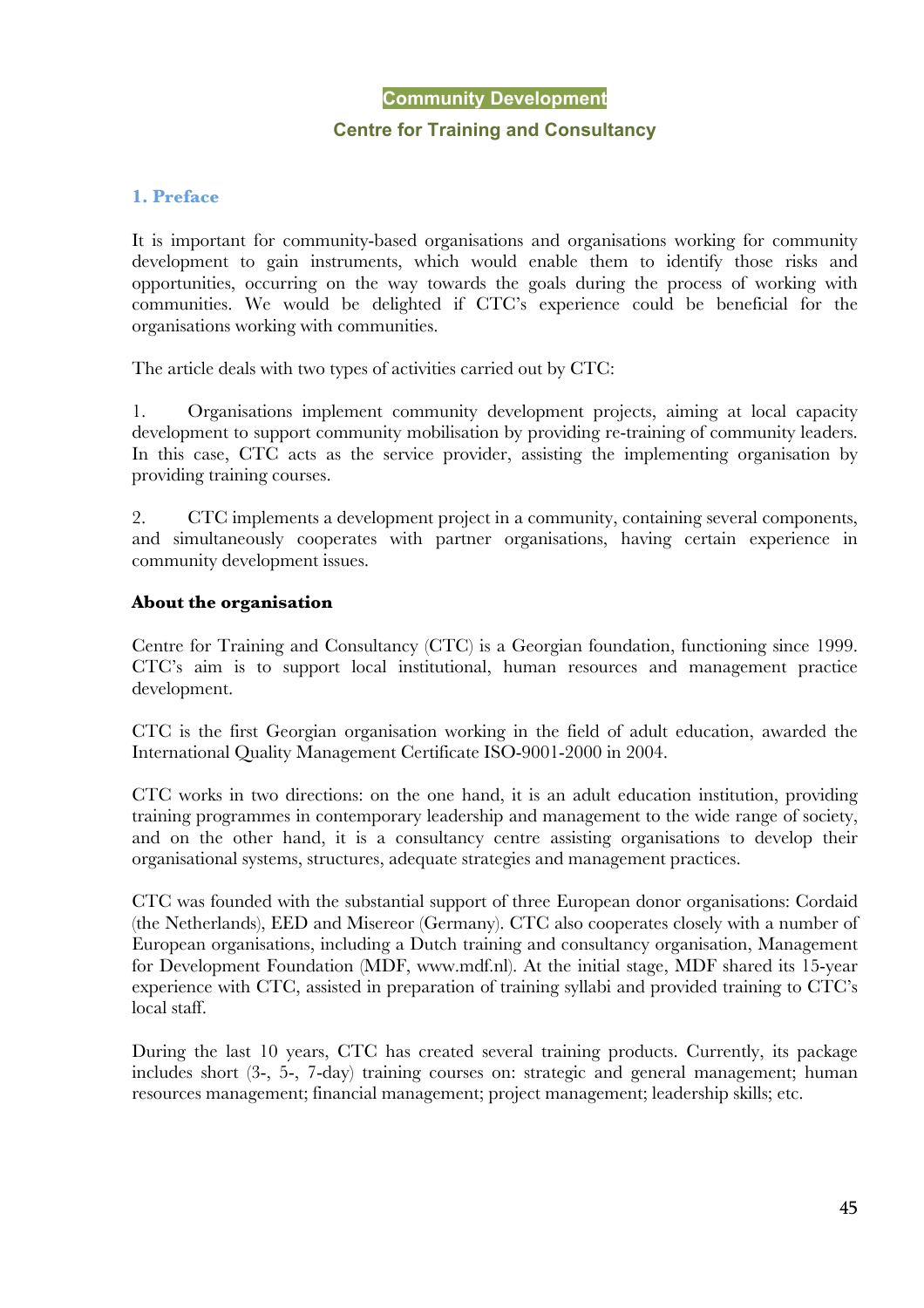## Community Development

### Centre for Training and Consultancy

### 1. Preface

It is important for community-based organisations and organisations working for community development to gain instruments, which would enable them to identify those risks and opportunities, occurring on the way towards the goals during the process of working with communities. We would be delighted if CTC's experience could be beneficial for the organisations working with communities.

The article deals with two types of activities carried out by CTC:

1. Organisations implement community development projects, aiming at local capacity development to support community mobilisation by providing re-training of community leaders. In this case, CTC acts as the service provider, assisting the implementing organisation by providing training courses.

2. CTC implements a development project in a community, containing several components, and simultaneously cooperates with partner organisations, having certain experience in community development issues.

**About the organisation**

Centre for Training and Consultancy (CTC) is a Georgian foundation, functioning since 1999. CTC's aim is to support local institutional, human resources and management practice development.

CTC is the first Georgian organisation working in the field of adult education, awarded the International Quality Management Certificate ISO-9001-2000 in 2004.

CTC works in two directions: on the one hand, it is an adult education institution, providing training programmes in contemporary leadership and management to the wide range of society, and on the other hand, it is a consultancy centre assisting organisations to develop their organisational systems, structures, adequate strategies and management practices.

CTC was founded with the substantial support of three European donor organisations: Cordaid (the Netherlands), EED and Misereor (Germany). CTC also cooperates closely with a number of European organisations, including a Dutch training and consultancy organisation, Management for Development Foundation (MDF, www.mdf.nl). At the initial stage, MDF shared its 15-year experience with CTC, assisted in preparation of training syllabi and provided training to CTC's local staff.

During the last 10 years, CTC has created several training products. Currently, its package includes short (3-, 5-, 7-day) training courses on: strategic and general management; human resources management; financial management; project management; leadership skills; etc.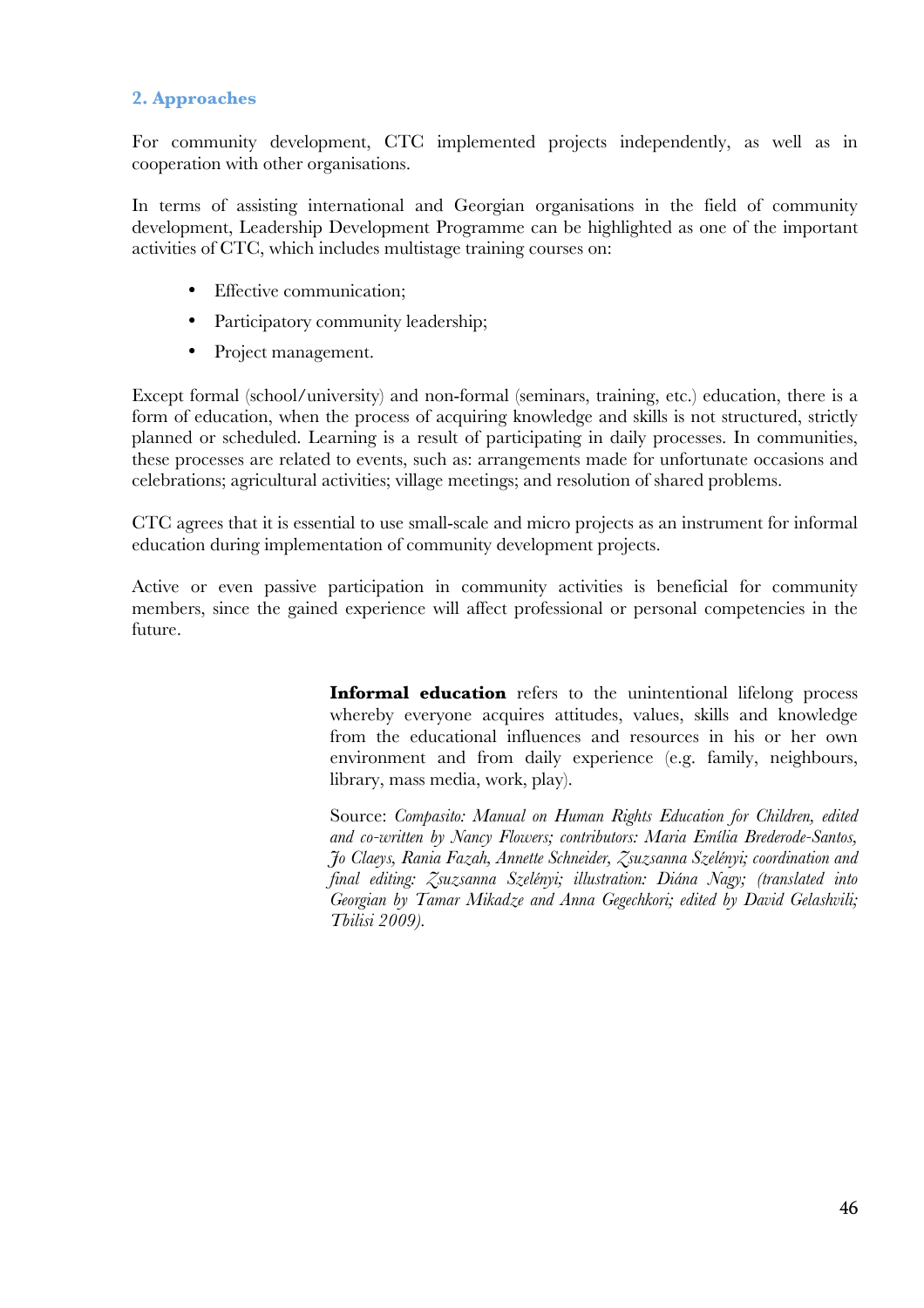## 2. Approaches

For community development, CTC implemented projects independently, as well as in cooperation with other organisations.

In terms of assisting international and Georgian organisations in the field of community development, Leadership Development Programme can be highlighted as one of the important activities of CTC, which includes multistage training courses on:

- Effective communication;
- Participatory community leadership;
- Project management.

Except formal (school/university) and non-formal (seminars, training, etc.) education, there is a form of education, when the process of acquiring knowledge and skills is not structured, strictly planned or scheduled. Learning is a result of participating in daily processes. In communities, these processes are related to events, such as: arrangements made for unfortunate occasions and celebrations; agricultural activities; village meetings; and resolution of shared problems.

CTC agrees that it is essential to use small-scale and micro projects as an instrument for informal education during implementation of community development projects.

Active or even passive participation in community activities is beneficial for community members, since the gained experience will affect professional or personal competencies in the future.

> **Informal education** refers to the unintentional lifelong process whereby everyone acquires attitudes, values, skills and knowledge from the educational influences and resources in his or her own environment and from daily experience (e.g. family, neighbours, library, mass media, work, play).
>
> Source: *Compasito: Manual on Human Rights Education for Children, edited and co-written by Nancy Flowers; contributors: Maria Emília Brederode-Santos, Jo Claeys, Rania Fazah, Annette Schneider, Zsuzsanna Szelényi; coordination and final editing: Zsuzsanna Szelényi; illustration: Diána Nagy; (translated into Georgian by Tamar Mikadze and Anna Gegechkori; edited by David Gelashvili; Tbilisi 2009).*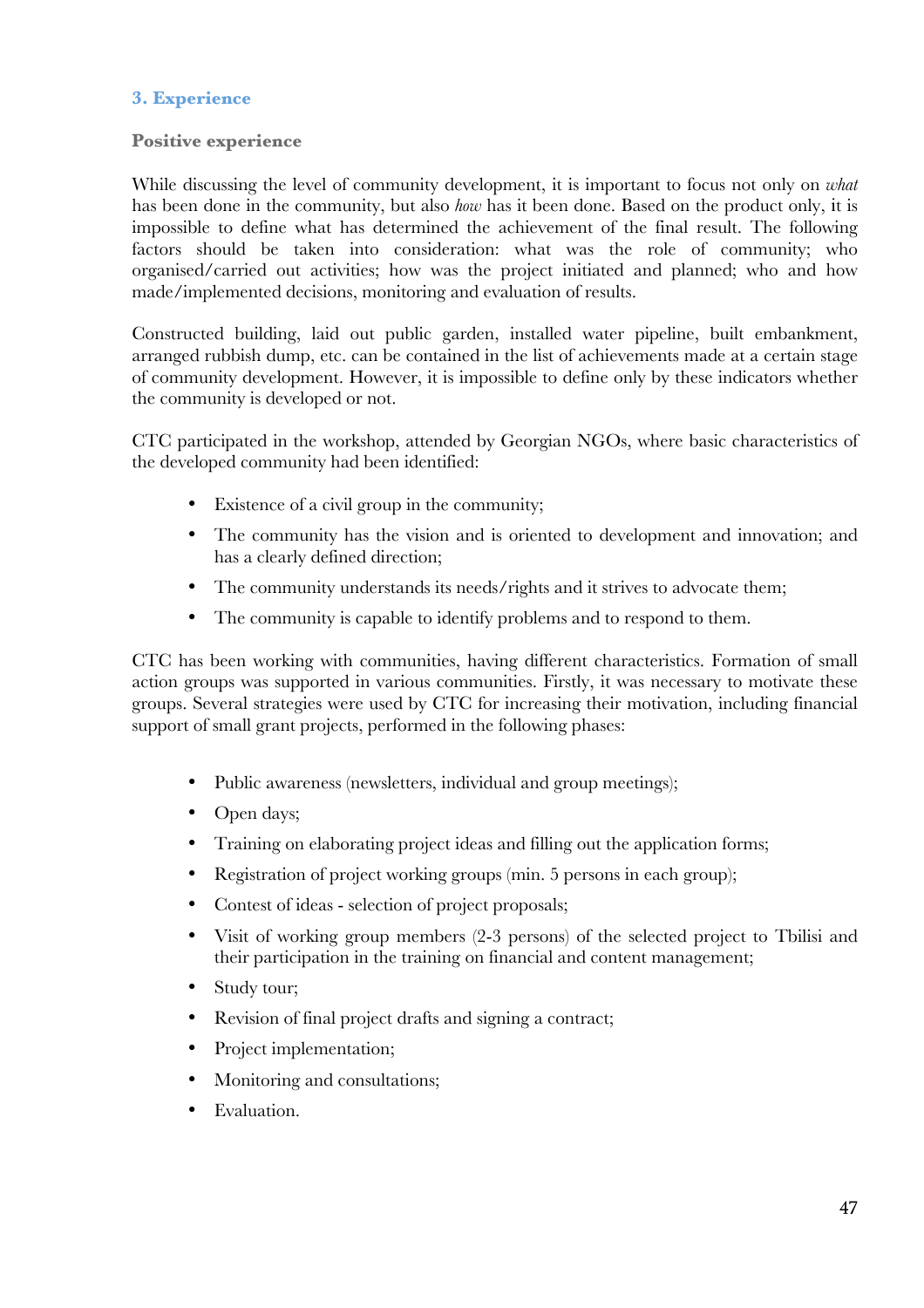## 3. Experience

### Positive experience

While discussing the level of community development, it is important to focus not only on *what* has been done in the community, but also *how* has it been done. Based on the product only, it is impossible to define what has determined the achievement of the final result. The following factors should be taken into consideration: what was the role of community; who organised/carried out activities; how was the project initiated and planned; who and how made/implemented decisions, monitoring and evaluation of results.

Constructed building, laid out public garden, installed water pipeline, built embankment, arranged rubbish dump, etc. can be contained in the list of achievements made at a certain stage of community development. However, it is impossible to define only by these indicators whether the community is developed or not.

CTC participated in the workshop, attended by Georgian NGOs, where basic characteristics of the developed community had been identified:

- Existence of a civil group in the community;
- The community has the vision and is oriented to development and innovation; and has a clearly defined direction;
- The community understands its needs/rights and it strives to advocate them;
- The community is capable to identify problems and to respond to them.

CTC has been working with communities, having different characteristics. Formation of small action groups was supported in various communities. Firstly, it was necessary to motivate these groups. Several strategies were used by CTC for increasing their motivation, including financial support of small grant projects, performed in the following phases:

- Public awareness (newsletters, individual and group meetings);
- Open days;
- Training on elaborating project ideas and filling out the application forms;
- Registration of project working groups (min. 5 persons in each group);
- Contest of ideas - selection of project proposals;
- Visit of working group members (2-3 persons) of the selected project to Tbilisi and their participation in the training on financial and content management;
- Study tour;
- Revision of final project drafts and signing a contract;
- Project implementation;
- Monitoring and consultations;
- Evaluation.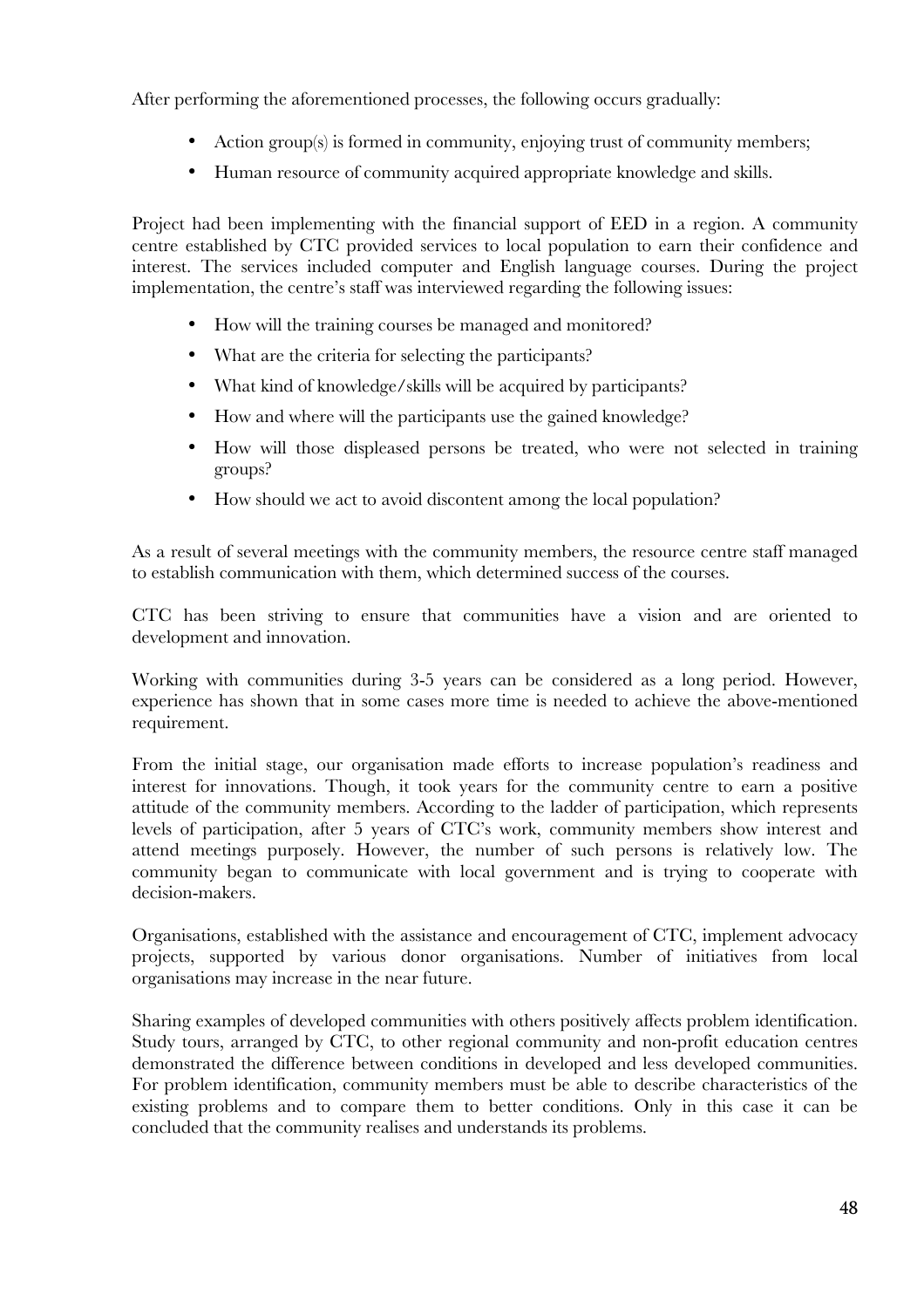After performing the aforementioned processes, the following occurs gradually:

- Action group(s) is formed in community, enjoying trust of community members;
- Human resource of community acquired appropriate knowledge and skills.

Project had been implementing with the financial support of EED in a region. A community centre established by CTC provided services to local population to earn their confidence and interest. The services included computer and English language courses. During the project implementation, the centre's staff was interviewed regarding the following issues:

- How will the training courses be managed and monitored?
- What are the criteria for selecting the participants?
- What kind of knowledge/skills will be acquired by participants?
- How and where will the participants use the gained knowledge?
- How will those displeased persons be treated, who were not selected in training groups?
- How should we act to avoid discontent among the local population?

As a result of several meetings with the community members, the resource centre staff managed to establish communication with them, which determined success of the courses.

CTC has been striving to ensure that communities have a vision and are oriented to development and innovation.

Working with communities during 3-5 years can be considered as a long period. However, experience has shown that in some cases more time is needed to achieve the above-mentioned requirement.

From the initial stage, our organisation made efforts to increase population's readiness and interest for innovations. Though, it took years for the community centre to earn a positive attitude of the community members. According to the ladder of participation, which represents levels of participation, after 5 years of CTC's work, community members show interest and attend meetings purposely. However, the number of such persons is relatively low. The community began to communicate with local government and is trying to cooperate with decision-makers.

Organisations, established with the assistance and encouragement of CTC, implement advocacy projects, supported by various donor organisations. Number of initiatives from local organisations may increase in the near future.

Sharing examples of developed communities with others positively affects problem identification. Study tours, arranged by CTC, to other regional community and non-profit education centres demonstrated the difference between conditions in developed and less developed communities. For problem identification, community members must be able to describe characteristics of the existing problems and to compare them to better conditions. Only in this case it can be concluded that the community realises and understands its problems.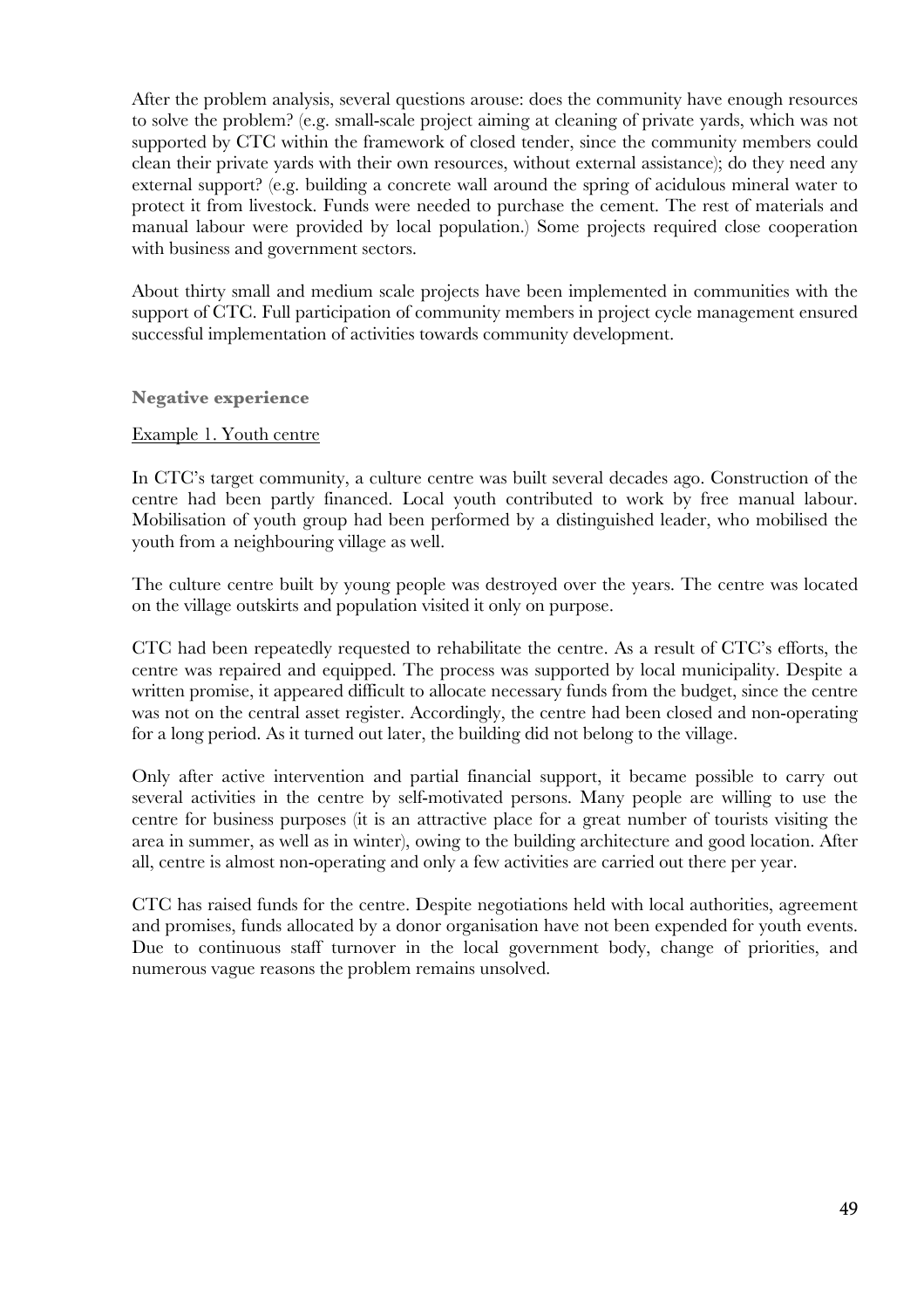After the problem analysis, several questions arouse: does the community have enough resources to solve the problem? (e.g. small-scale project aiming at cleaning of private yards, which was not supported by CTC within the framework of closed tender, since the community members could clean their private yards with their own resources, without external assistance); do they need any external support? (e.g. building a concrete wall around the spring of acidulous mineral water to protect it from livestock. Funds were needed to purchase the cement. The rest of materials and manual labour were provided by local population.) Some projects required close cooperation with business and government sectors.

About thirty small and medium scale projects have been implemented in communities with the support of CTC. Full participation of community members in project cycle management ensured successful implementation of activities towards community development.

### Negative experience

Example 1. Youth centre

In CTC's target community, a culture centre was built several decades ago. Construction of the centre had been partly financed. Local youth contributed to work by free manual labour. Mobilisation of youth group had been performed by a distinguished leader, who mobilised the youth from a neighbouring village as well.

The culture centre built by young people was destroyed over the years. The centre was located on the village outskirts and population visited it only on purpose.

CTC had been repeatedly requested to rehabilitate the centre. As a result of CTC's efforts, the centre was repaired and equipped. The process was supported by local municipality. Despite a written promise, it appeared difficult to allocate necessary funds from the budget, since the centre was not on the central asset register. Accordingly, the centre had been closed and non-operating for a long period. As it turned out later, the building did not belong to the village.

Only after active intervention and partial financial support, it became possible to carry out several activities in the centre by self-motivated persons. Many people are willing to use the centre for business purposes (it is an attractive place for a great number of tourists visiting the area in summer, as well as in winter), owing to the building architecture and good location. After all, centre is almost non-operating and only a few activities are carried out there per year.

CTC has raised funds for the centre. Despite negotiations held with local authorities, agreement and promises, funds allocated by a donor organisation have not been expended for youth events. Due to continuous staff turnover in the local government body, change of priorities, and numerous vague reasons the problem remains unsolved.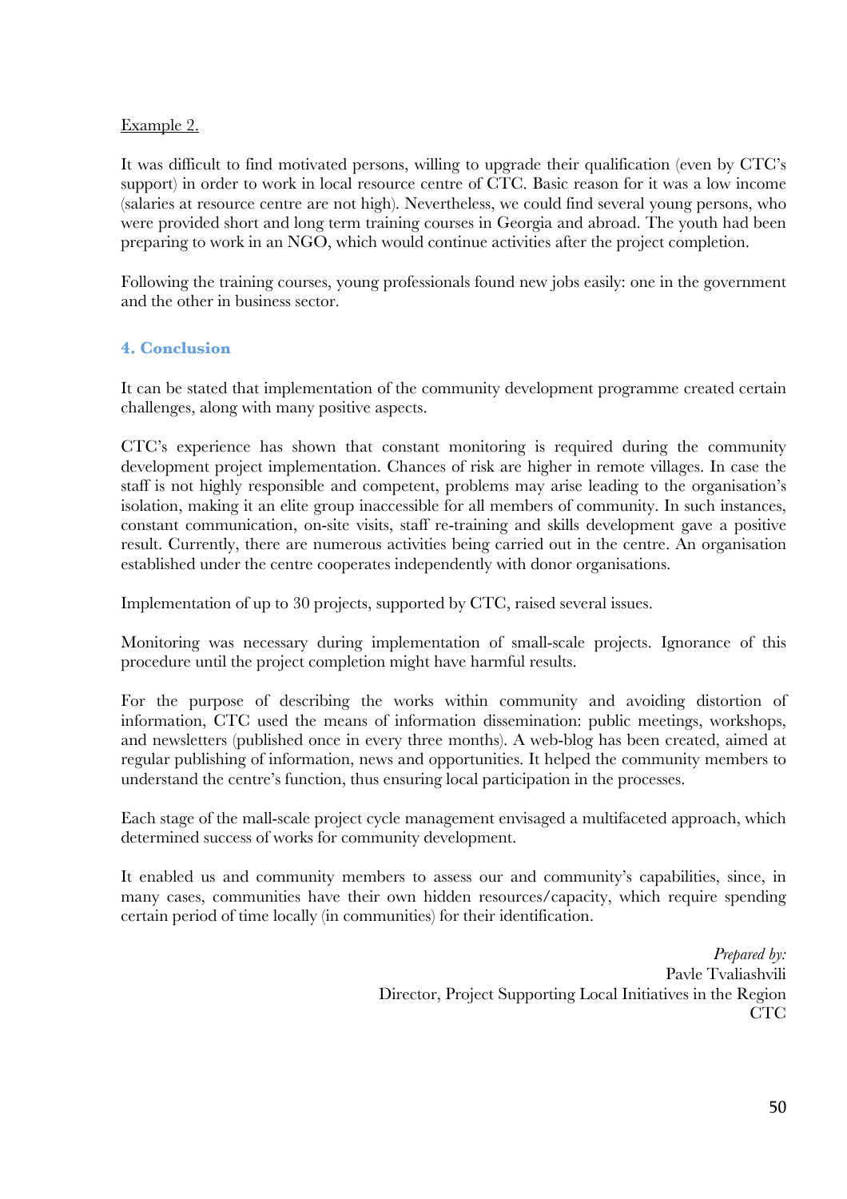Example 2.

It was difficult to find motivated persons, willing to upgrade their qualification (even by CTC's support) in order to work in local resource centre of CTC. Basic reason for it was a low income (salaries at resource centre are not high). Nevertheless, we could find several young persons, who were provided short and long term training courses in Georgia and abroad. The youth had been preparing to work in an NGO, which would continue activities after the project completion.

Following the training courses, young professionals found new jobs easily: one in the government and the other in business sector.

## 4. Conclusion

It can be stated that implementation of the community development programme created certain challenges, along with many positive aspects.

CTC's experience has shown that constant monitoring is required during the community development project implementation. Chances of risk are higher in remote villages. In case the staff is not highly responsible and competent, problems may arise leading to the organisation's isolation, making it an elite group inaccessible for all members of community. In such instances, constant communication, on-site visits, staff re-training and skills development gave a positive result. Currently, there are numerous activities being carried out in the centre. An organisation established under the centre cooperates independently with donor organisations.

Implementation of up to 30 projects, supported by CTC, raised several issues.

Monitoring was necessary during implementation of small-scale projects. Ignorance of this procedure until the project completion might have harmful results.

For the purpose of describing the works within community and avoiding distortion of information, CTC used the means of information dissemination: public meetings, workshops, and newsletters (published once in every three months). A web-blog has been created, aimed at regular publishing of information, news and opportunities. It helped the community members to understand the centre's function, thus ensuring local participation in the processes.

Each stage of the mall-scale project cycle management envisaged a multifaceted approach, which determined success of works for community development.

It enabled us and community members to assess our and community's capabilities, since, in many cases, communities have their own hidden resources/capacity, which require spending certain period of time locally (in communities) for their identification.

*Prepared by:*
Pavle Tvaliashvili
Director, Project Supporting Local Initiatives in the Region
CTC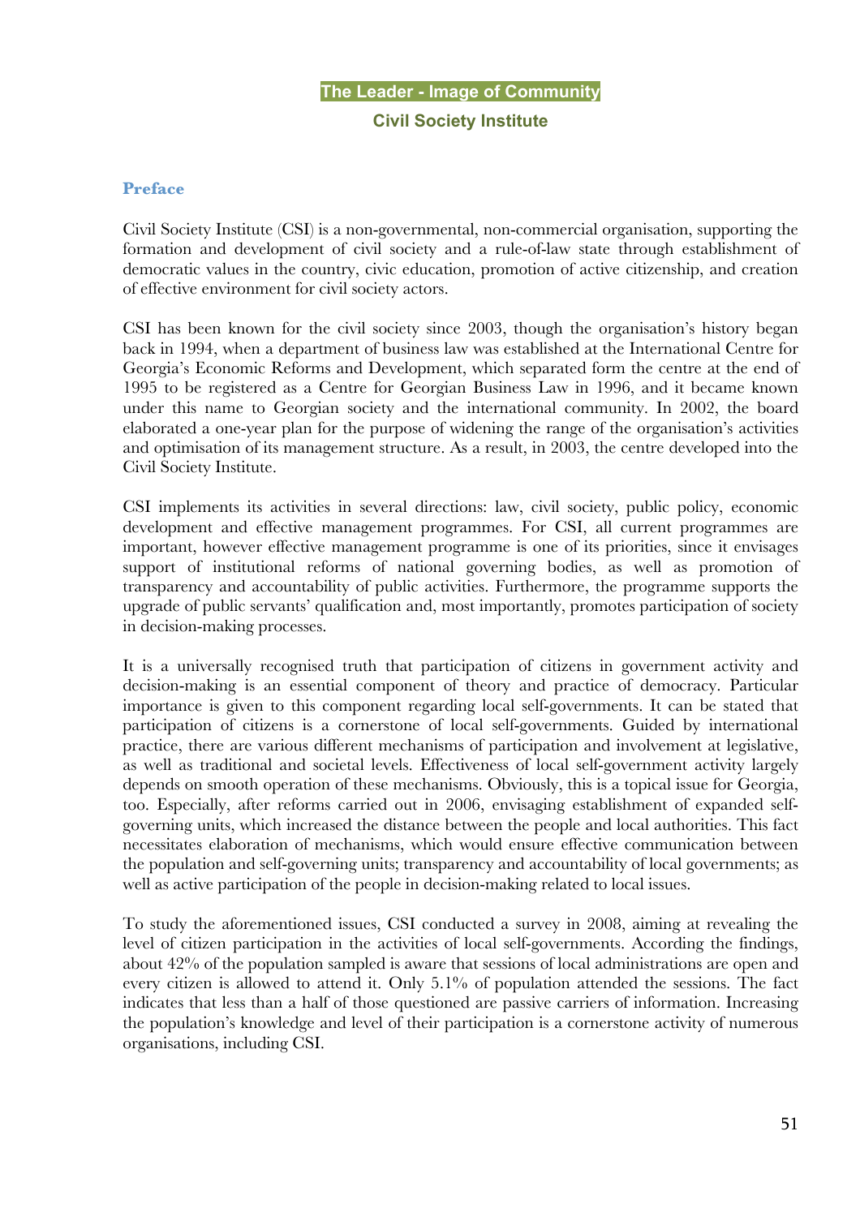# The Leader - Image of Community

## Civil Society Institute

### Preface

Civil Society Institute (CSI) is a non-governmental, non-commercial organisation, supporting the formation and development of civil society and a rule-of-law state through establishment of democratic values in the country, civic education, promotion of active citizenship, and creation of effective environment for civil society actors.

CSI has been known for the civil society since 2003, though the organisation's history began back in 1994, when a department of business law was established at the International Centre for Georgia's Economic Reforms and Development, which separated form the centre at the end of 1995 to be registered as a Centre for Georgian Business Law in 1996, and it became known under this name to Georgian society and the international community. In 2002, the board elaborated a one-year plan for the purpose of widening the range of the organisation's activities and optimisation of its management structure. As a result, in 2003, the centre developed into the Civil Society Institute.

CSI implements its activities in several directions: law, civil society, public policy, economic development and effective management programmes. For CSI, all current programmes are important, however effective management programme is one of its priorities, since it envisages support of institutional reforms of national governing bodies, as well as promotion of transparency and accountability of public activities. Furthermore, the programme supports the upgrade of public servants' qualification and, most importantly, promotes participation of society in decision-making processes.

It is a universally recognised truth that participation of citizens in government activity and decision-making is an essential component of theory and practice of democracy. Particular importance is given to this component regarding local self-governments. It can be stated that participation of citizens is a cornerstone of local self-governments. Guided by international practice, there are various different mechanisms of participation and involvement at legislative, as well as traditional and societal levels. Effectiveness of local self-government activity largely depends on smooth operation of these mechanisms. Obviously, this is a topical issue for Georgia, too. Especially, after reforms carried out in 2006, envisaging establishment of expanded self-governing units, which increased the distance between the people and local authorities. This fact necessitates elaboration of mechanisms, which would ensure effective communication between the population and self-governing units; transparency and accountability of local governments; as well as active participation of the people in decision-making related to local issues.

To study the aforementioned issues, CSI conducted a survey in 2008, aiming at revealing the level of citizen participation in the activities of local self-governments. According the findings, about 42% of the population sampled is aware that sessions of local administrations are open and every citizen is allowed to attend it. Only 5.1% of population attended the sessions. The fact indicates that less than a half of those questioned are passive carriers of information. Increasing the population's knowledge and level of their participation is a cornerstone activity of numerous organisations, including CSI.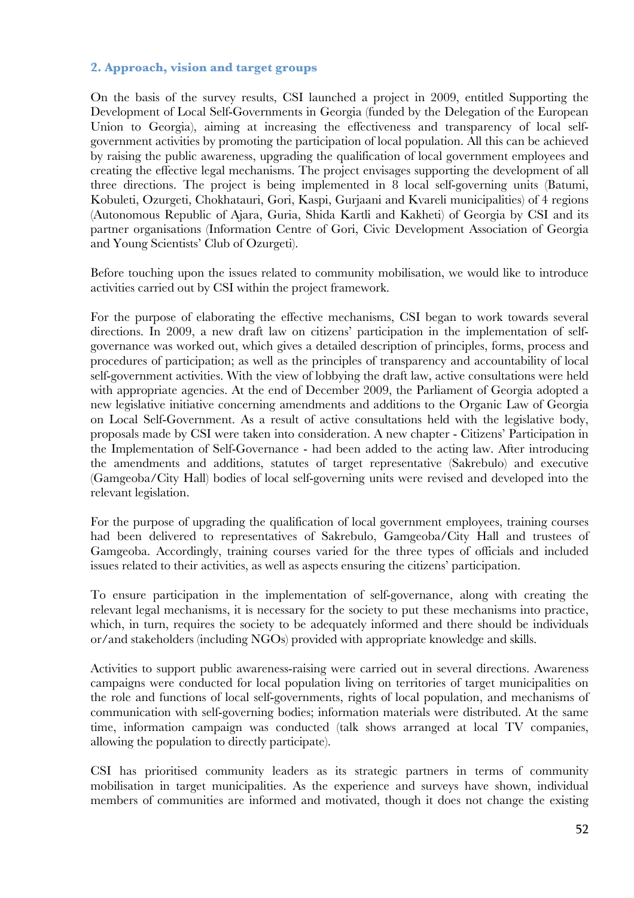## 2. Approach, vision and target groups

On the basis of the survey results, CSI launched a project in 2009, entitled Supporting the Development of Local Self-Governments in Georgia (funded by the Delegation of the European Union to Georgia), aiming at increasing the effectiveness and transparency of local self-government activities by promoting the participation of local population. All this can be achieved by raising the public awareness, upgrading the qualification of local government employees and creating the effective legal mechanisms. The project envisages supporting the development of all three directions. The project is being implemented in 8 local self-governing units (Batumi, Kobuleti, Ozurgeti, Chokhatauri, Gori, Kaspi, Gurjaani and Kvareli municipalities) of 4 regions (Autonomous Republic of Ajara, Guria, Shida Kartli and Kakheti) of Georgia by CSI and its partner organisations (Information Centre of Gori, Civic Development Association of Georgia and Young Scientists' Club of Ozurgeti).

Before touching upon the issues related to community mobilisation, we would like to introduce activities carried out by CSI within the project framework.

For the purpose of elaborating the effective mechanisms, CSI began to work towards several directions. In 2009, a new draft law on citizens' participation in the implementation of self-governance was worked out, which gives a detailed description of principles, forms, process and procedures of participation; as well as the principles of transparency and accountability of local self-government activities. With the view of lobbying the draft law, active consultations were held with appropriate agencies. At the end of December 2009, the Parliament of Georgia adopted a new legislative initiative concerning amendments and additions to the Organic Law of Georgia on Local Self-Government. As a result of active consultations held with the legislative body, proposals made by CSI were taken into consideration. A new chapter - Citizens' Participation in the Implementation of Self-Governance - had been added to the acting law. After introducing the amendments and additions, statutes of target representative (Sakrebulo) and executive (Gamgeoba/City Hall) bodies of local self-governing units were revised and developed into the relevant legislation.

For the purpose of upgrading the qualification of local government employees, training courses had been delivered to representatives of Sakrebulo, Gamgeoba/City Hall and trustees of Gamgeoba. Accordingly, training courses varied for the three types of officials and included issues related to their activities, as well as aspects ensuring the citizens' participation.

To ensure participation in the implementation of self-governance, along with creating the relevant legal mechanisms, it is necessary for the society to put these mechanisms into practice, which, in turn, requires the society to be adequately informed and there should be individuals or/and stakeholders (including NGOs) provided with appropriate knowledge and skills.

Activities to support public awareness-raising were carried out in several directions. Awareness campaigns were conducted for local population living on territories of target municipalities on the role and functions of local self-governments, rights of local population, and mechanisms of communication with self-governing bodies; information materials were distributed. At the same time, information campaign was conducted (talk shows arranged at local TV companies, allowing the population to directly participate).

CSI has prioritised community leaders as its strategic partners in terms of community mobilisation in target municipalities. As the experience and surveys have shown, individual members of communities are informed and motivated, though it does not change the existing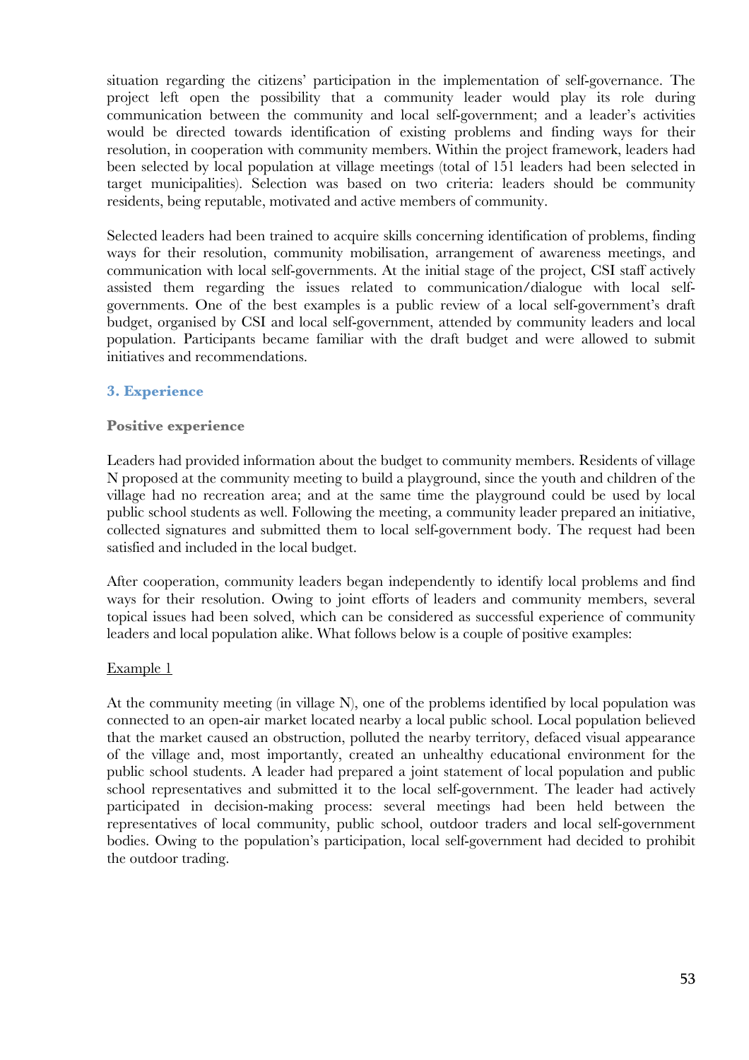situation regarding the citizens' participation in the implementation of self-governance. The project left open the possibility that a community leader would play its role during communication between the community and local self-government; and a leader's activities would be directed towards identification of existing problems and finding ways for their resolution, in cooperation with community members. Within the project framework, leaders had been selected by local population at village meetings (total of 151 leaders had been selected in target municipalities). Selection was based on two criteria: leaders should be community residents, being reputable, motivated and active members of community.

Selected leaders had been trained to acquire skills concerning identification of problems, finding ways for their resolution, community mobilisation, arrangement of awareness meetings, and communication with local self-governments. At the initial stage of the project, CSI staff actively assisted them regarding the issues related to communication/dialogue with local self-governments. One of the best examples is a public review of a local self-government's draft budget, organised by CSI and local self-government, attended by community leaders and local population. Participants became familiar with the draft budget and were allowed to submit initiatives and recommendations.

## 3. Experience

### Positive experience

Leaders had provided information about the budget to community members. Residents of village N proposed at the community meeting to build a playground, since the youth and children of the village had no recreation area; and at the same time the playground could be used by local public school students as well. Following the meeting, a community leader prepared an initiative, collected signatures and submitted them to local self-government body. The request had been satisfied and included in the local budget.

After cooperation, community leaders began independently to identify local problems and find ways for their resolution. Owing to joint efforts of leaders and community members, several topical issues had been solved, which can be considered as successful experience of community leaders and local population alike. What follows below is a couple of positive examples:

<u>Example 1</u>

At the community meeting (in village N), one of the problems identified by local population was connected to an open-air market located nearby a local public school. Local population believed that the market caused an obstruction, polluted the nearby territory, defaced visual appearance of the village and, most importantly, created an unhealthy educational environment for the public school students. A leader had prepared a joint statement of local population and public school representatives and submitted it to the local self-government. The leader had actively participated in decision-making process: several meetings had been held between the representatives of local community, public school, outdoor traders and local self-government bodies. Owing to the population's participation, local self-government had decided to prohibit the outdoor trading.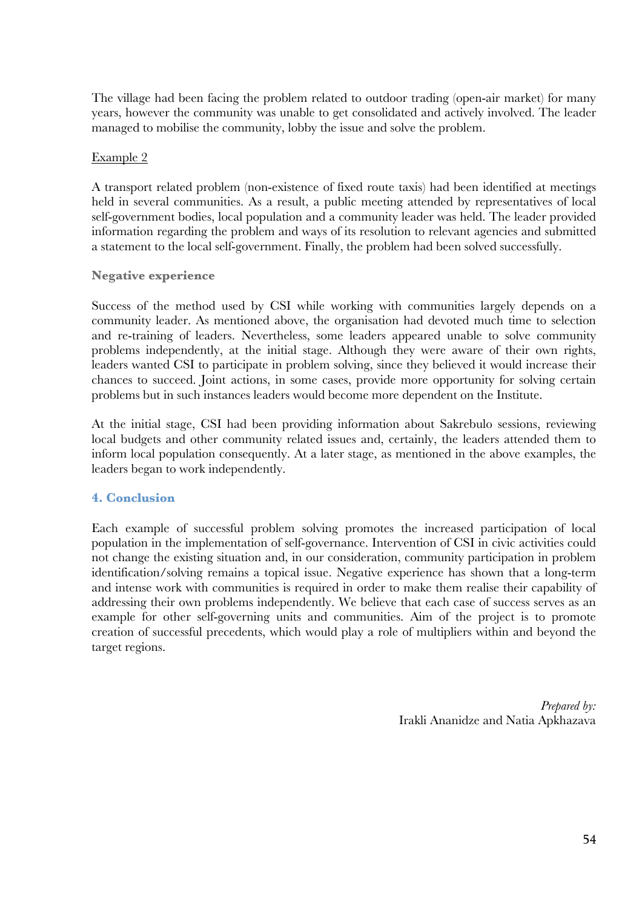The village had been facing the problem related to outdoor trading (open-air market) for many years, however the community was unable to get consolidated and actively involved. The leader managed to mobilise the community, lobby the issue and solve the problem.

Example 2

A transport related problem (non-existence of fixed route taxis) had been identified at meetings held in several communities. As a result, a public meeting attended by representatives of local self-government bodies, local population and a community leader was held. The leader provided information regarding the problem and ways of its resolution to relevant agencies and submitted a statement to the local self-government. Finally, the problem had been solved successfully.

### Negative experience

Success of the method used by CSI while working with communities largely depends on a community leader. As mentioned above, the organisation had devoted much time to selection and re-training of leaders. Nevertheless, some leaders appeared unable to solve community problems independently, at the initial stage. Although they were aware of their own rights, leaders wanted CSI to participate in problem solving, since they believed it would increase their chances to succeed. Joint actions, in some cases, provide more opportunity for solving certain problems but in such instances leaders would become more dependent on the Institute.

At the initial stage, CSI had been providing information about Sakrebulo sessions, reviewing local budgets and other community related issues and, certainly, the leaders attended them to inform local population consequently. At a later stage, as mentioned in the above examples, the leaders began to work independently.

## 4. Conclusion

Each example of successful problem solving promotes the increased participation of local population in the implementation of self-governance. Intervention of CSI in civic activities could not change the existing situation and, in our consideration, community participation in problem identification/solving remains a topical issue. Negative experience has shown that a long-term and intense work with communities is required in order to make them realise their capability of addressing their own problems independently. We believe that each case of success serves as an example for other self-governing units and communities. Aim of the project is to promote creation of successful precedents, which would play a role of multipliers within and beyond the target regions.

*Prepared by:*
Irakli Ananidze and Natia Apkhazava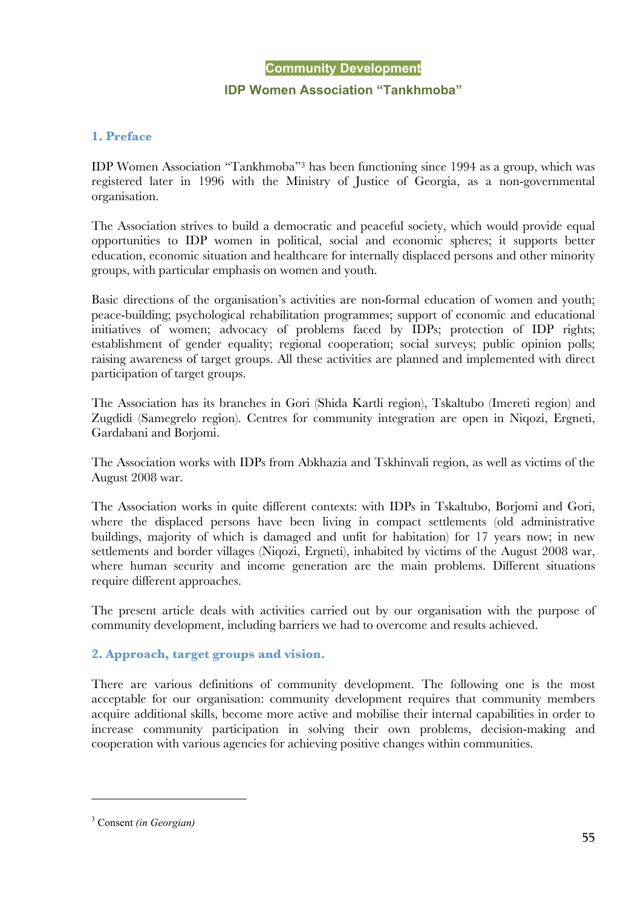## Community Development

### IDP Women Association "Tankhmoba"

### 1. Preface

IDP Women Association "Tankhmoba"[3] has been functioning since 1994 as a group, which was registered later in 1996 with the Ministry of Justice of Georgia, as a non-governmental organisation.

The Association strives to build a democratic and peaceful society, which would provide equal opportunities to IDP women in political, social and economic spheres; it supports better education, economic situation and healthcare for internally displaced persons and other minority groups, with particular emphasis on women and youth.

Basic directions of the organisation's activities are non-formal education of women and youth; peace-building; psychological rehabilitation programmes; support of economic and educational initiatives of women; advocacy of problems faced by IDPs; protection of IDP rights; establishment of gender equality; regional cooperation; social surveys; public opinion polls; raising awareness of target groups. All these activities are planned and implemented with direct participation of target groups.

The Association has its branches in Gori (Shida Kartli region), Tskaltubo (Imereti region) and Zugdidi (Samegrelo region). Centres for community integration are open in Niqozi, Ergneti, Gardabani and Borjomi.

The Association works with IDPs from Abkhazia and Tskhinvali region, as well as victims of the August 2008 war.

The Association works in quite different contexts: with IDPs in Tskaltubo, Borjomi and Gori, where the displaced persons have been living in compact settlements (old administrative buildings, majority of which is damaged and unfit for habitation) for 17 years now; in new settlements and border villages (Niqozi, Ergneti), inhabited by victims of the August 2008 war, where human security and income generation are the main problems. Different situations require different approaches.

The present article deals with activities carried out by our organisation with the purpose of community development, including barriers we had to overcome and results achieved.

### 2. Approach, target groups and vision.

There are various definitions of community development. The following one is the most acceptable for our organisation: community development requires that community members acquire additional skills, become more active and mobilise their internal capabilities in order to increase community participation in solving their own problems, decision-making and cooperation with various agencies for achieving positive changes within communities.

---

[3] Consent *(in Georgian)*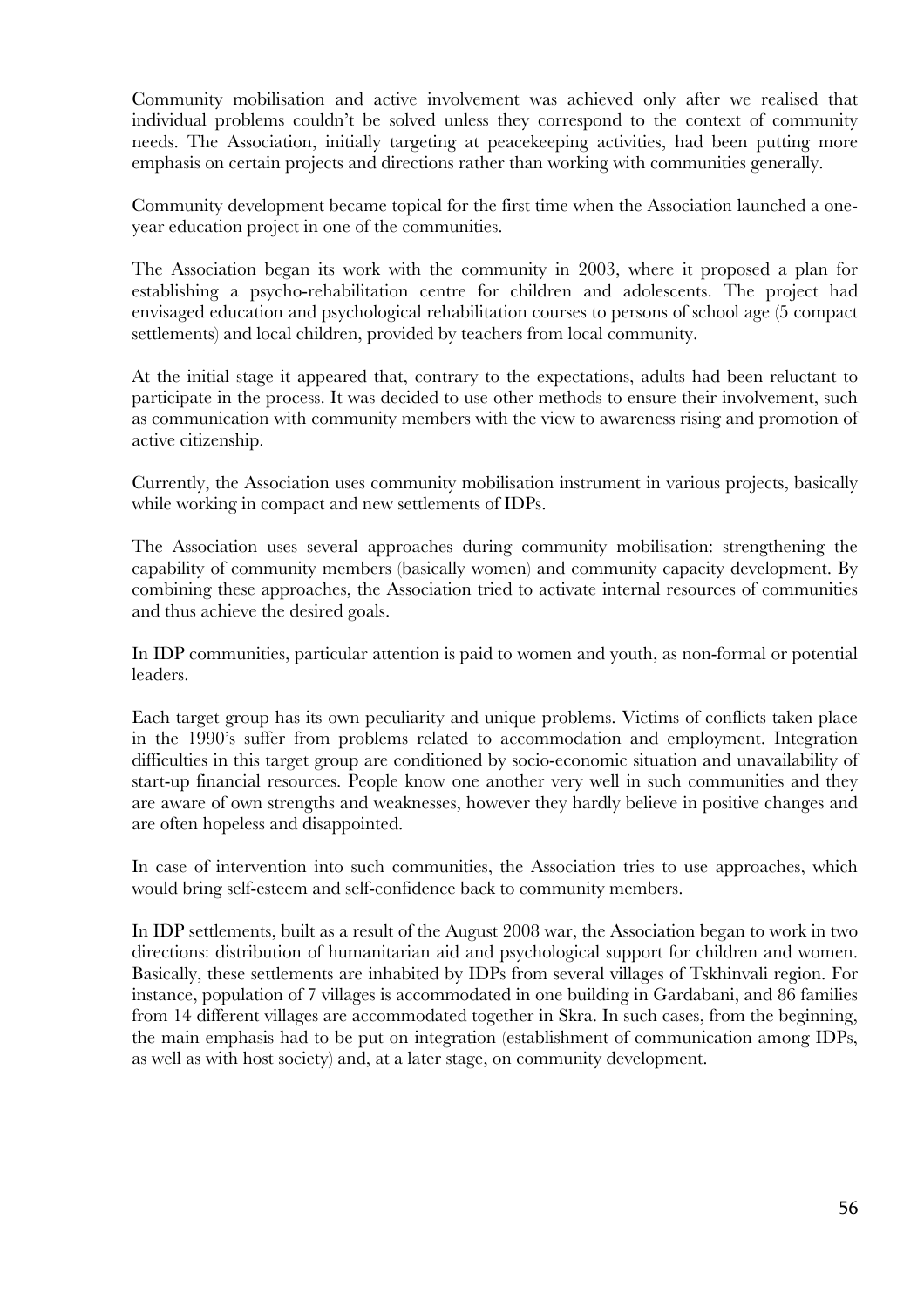Community mobilisation and active involvement was achieved only after we realised that individual problems couldn't be solved unless they correspond to the context of community needs. The Association, initially targeting at peacekeeping activities, had been putting more emphasis on certain projects and directions rather than working with communities generally.

Community development became topical for the first time when the Association launched a one-year education project in one of the communities.

The Association began its work with the community in 2003, where it proposed a plan for establishing a psycho-rehabilitation centre for children and adolescents. The project had envisaged education and psychological rehabilitation courses to persons of school age (5 compact settlements) and local children, provided by teachers from local community.

At the initial stage it appeared that, contrary to the expectations, adults had been reluctant to participate in the process. It was decided to use other methods to ensure their involvement, such as communication with community members with the view to awareness rising and promotion of active citizenship.

Currently, the Association uses community mobilisation instrument in various projects, basically while working in compact and new settlements of IDPs.

The Association uses several approaches during community mobilisation: strengthening the capability of community members (basically women) and community capacity development. By combining these approaches, the Association tried to activate internal resources of communities and thus achieve the desired goals.

In IDP communities, particular attention is paid to women and youth, as non-formal or potential leaders.

Each target group has its own peculiarity and unique problems. Victims of conflicts taken place in the 1990's suffer from problems related to accommodation and employment. Integration difficulties in this target group are conditioned by socio-economic situation and unavailability of start-up financial resources. People know one another very well in such communities and they are aware of own strengths and weaknesses, however they hardly believe in positive changes and are often hopeless and disappointed.

In case of intervention into such communities, the Association tries to use approaches, which would bring self-esteem and self-confidence back to community members.

In IDP settlements, built as a result of the August 2008 war, the Association began to work in two directions: distribution of humanitarian aid and psychological support for children and women. Basically, these settlements are inhabited by IDPs from several villages of Tskhinvali region. For instance, population of 7 villages is accommodated in one building in Gardabani, and 86 families from 14 different villages are accommodated together in Skra. In such cases, from the beginning, the main emphasis had to be put on integration (establishment of communication among IDPs, as well as with host society) and, at a later stage, on community development.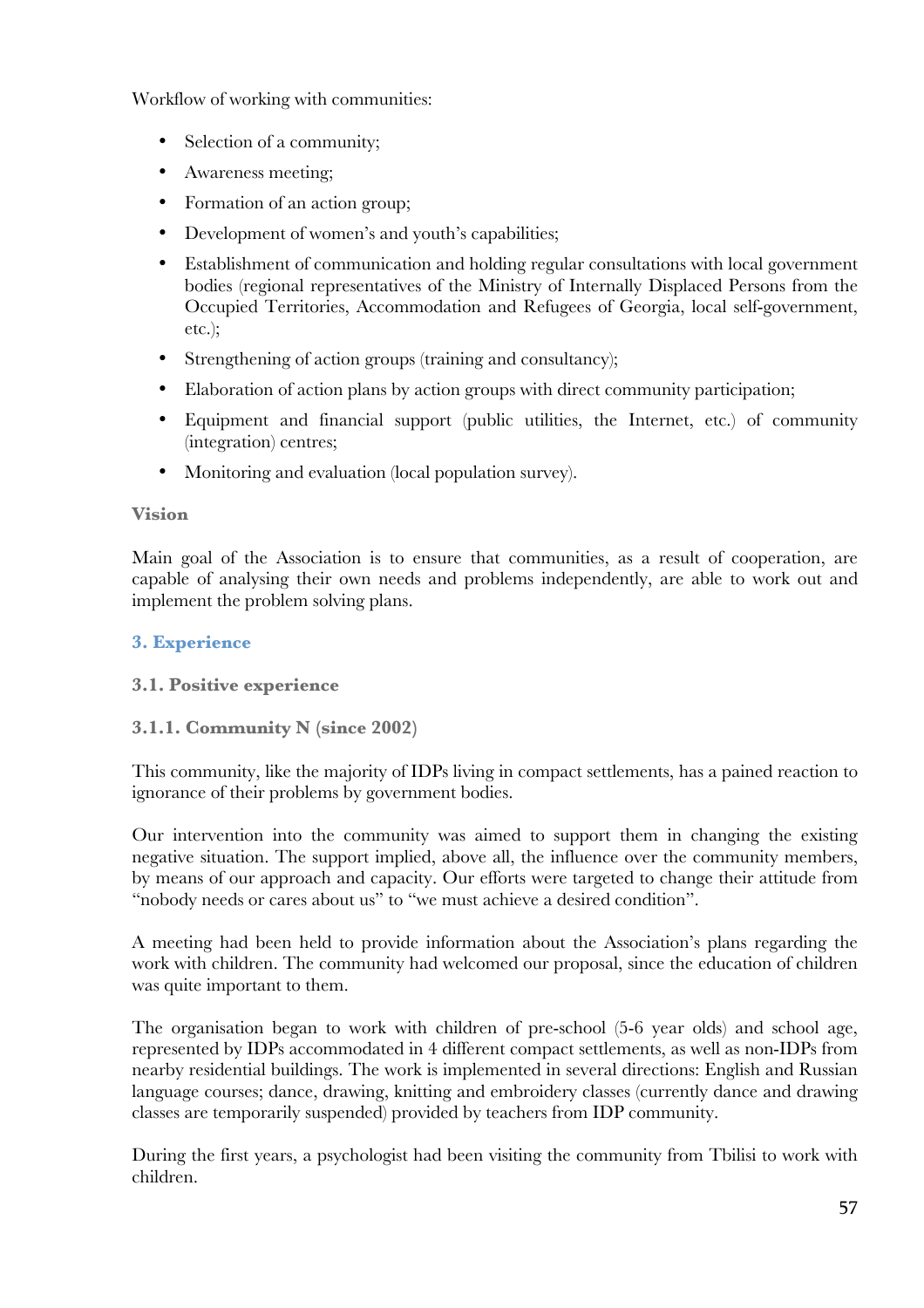Workflow of working with communities:

- Selection of a community;
- Awareness meeting;
- Formation of an action group;
- Development of women's and youth's capabilities;
- Establishment of communication and holding regular consultations with local government bodies (regional representatives of the Ministry of Internally Displaced Persons from the Occupied Territories, Accommodation and Refugees of Georgia, local self-government, etc.);
- Strengthening of action groups (training and consultancy);
- Elaboration of action plans by action groups with direct community participation;
- Equipment and financial support (public utilities, the Internet, etc.) of community (integration) centres;
- Monitoring and evaluation (local population survey).

**Vision**

Main goal of the Association is to ensure that communities, as a result of cooperation, are capable of analysing their own needs and problems independently, are able to work out and implement the problem solving plans.

## 3. Experience

### 3.1. Positive experience

#### 3.1.1. Community N (since 2002)

This community, like the majority of IDPs living in compact settlements, has a pained reaction to ignorance of their problems by government bodies.

Our intervention into the community was aimed to support them in changing the existing negative situation. The support implied, above all, the influence over the community members, by means of our approach and capacity. Our efforts were targeted to change their attitude from "nobody needs or cares about us" to "we must achieve a desired condition".

A meeting had been held to provide information about the Association's plans regarding the work with children. The community had welcomed our proposal, since the education of children was quite important to them.

The organisation began to work with children of pre-school (5-6 year olds) and school age, represented by IDPs accommodated in 4 different compact settlements, as well as non-IDPs from nearby residential buildings. The work is implemented in several directions: English and Russian language courses; dance, drawing, knitting and embroidery classes (currently dance and drawing classes are temporarily suspended) provided by teachers from IDP community.

During the first years, a psychologist had been visiting the community from Tbilisi to work with children.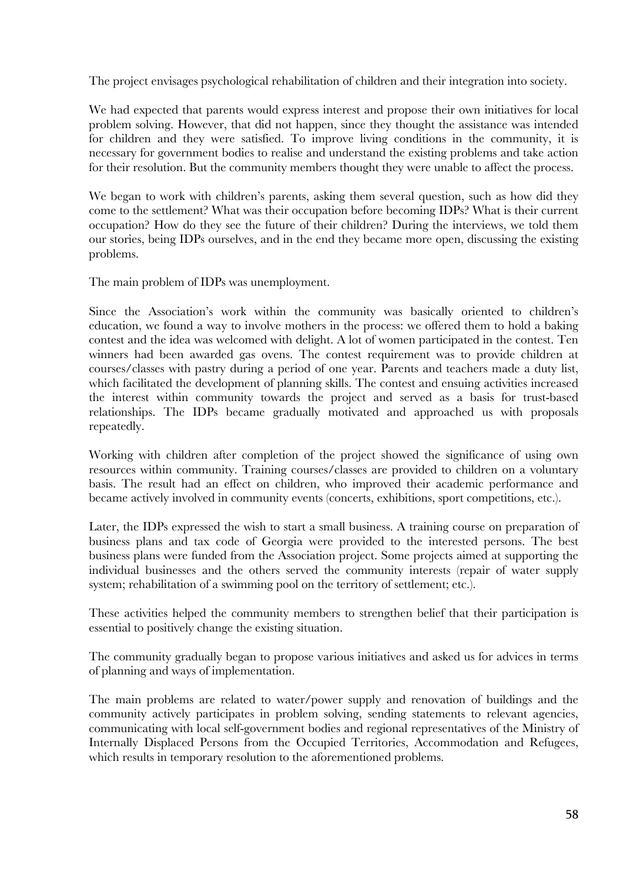The project envisages psychological rehabilitation of children and their integration into society.

We had expected that parents would express interest and propose their own initiatives for local problem solving. However, that did not happen, since they thought the assistance was intended for children and they were satisfied. To improve living conditions in the community, it is necessary for government bodies to realise and understand the existing problems and take action for their resolution. But the community members thought they were unable to affect the process.

We began to work with children's parents, asking them several question, such as how did they come to the settlement? What was their occupation before becoming IDPs? What is their current occupation? How do they see the future of their children? During the interviews, we told them our stories, being IDPs ourselves, and in the end they became more open, discussing the existing problems.

The main problem of IDPs was unemployment.

Since the Association's work within the community was basically oriented to children's education, we found a way to involve mothers in the process: we offered them to hold a baking contest and the idea was welcomed with delight. A lot of women participated in the contest. Ten winners had been awarded gas ovens. The contest requirement was to provide children at courses/classes with pastry during a period of one year. Parents and teachers made a duty list, which facilitated the development of planning skills. The contest and ensuing activities increased the interest within community towards the project and served as a basis for trust-based relationships. The IDPs became gradually motivated and approached us with proposals repeatedly.

Working with children after completion of the project showed the significance of using own resources within community. Training courses/classes are provided to children on a voluntary basis. The result had an effect on children, who improved their academic performance and became actively involved in community events (concerts, exhibitions, sport competitions, etc.).

Later, the IDPs expressed the wish to start a small business. A training course on preparation of business plans and tax code of Georgia were provided to the interested persons. The best business plans were funded from the Association project. Some projects aimed at supporting the individual businesses and the others served the community interests (repair of water supply system; rehabilitation of a swimming pool on the territory of settlement; etc.).

These activities helped the community members to strengthen belief that their participation is essential to positively change the existing situation.

The community gradually began to propose various initiatives and asked us for advices in terms of planning and ways of implementation.

The main problems are related to water/power supply and renovation of buildings and the community actively participates in problem solving, sending statements to relevant agencies, communicating with local self-government bodies and regional representatives of the Ministry of Internally Displaced Persons from the Occupied Territories, Accommodation and Refugees, which results in temporary resolution to the aforementioned problems.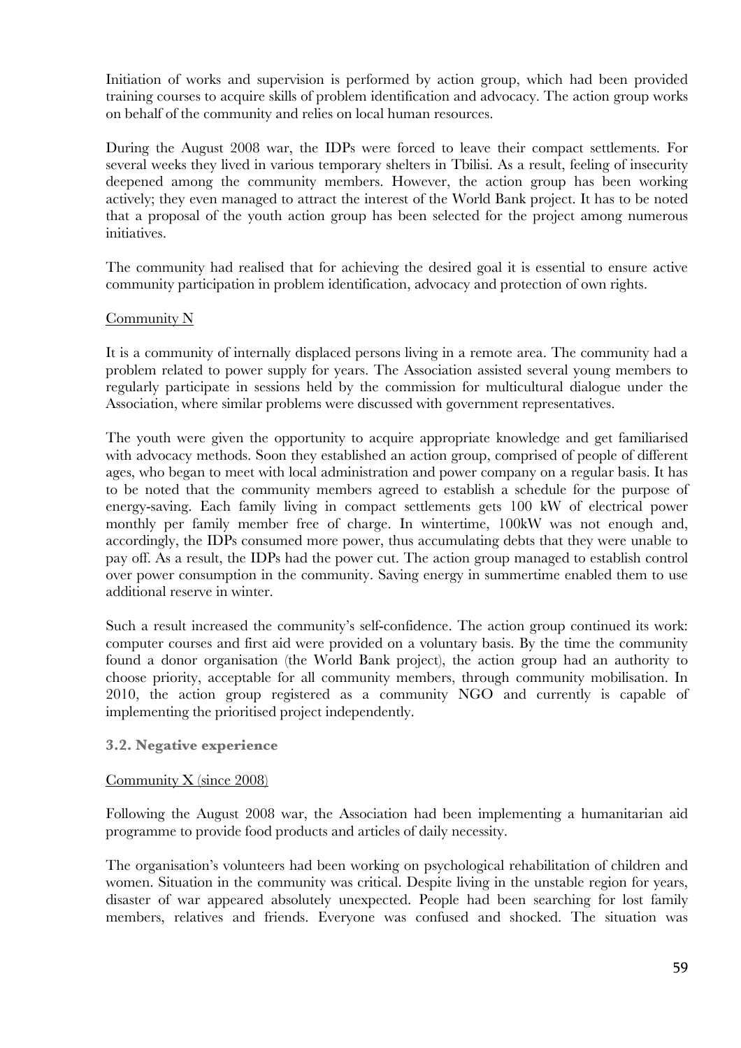Initiation of works and supervision is performed by action group, which had been provided training courses to acquire skills of problem identification and advocacy. The action group works on behalf of the community and relies on local human resources.

During the August 2008 war, the IDPs were forced to leave their compact settlements. For several weeks they lived in various temporary shelters in Tbilisi. As a result, feeling of insecurity deepened among the community members. However, the action group has been working actively; they even managed to attract the interest of the World Bank project. It has to be noted that a proposal of the youth action group has been selected for the project among numerous initiatives.

The community had realised that for achieving the desired goal it is essential to ensure active community participation in problem identification, advocacy and protection of own rights.

<u>Community N</u>

It is a community of internally displaced persons living in a remote area. The community had a problem related to power supply for years. The Association assisted several young members to regularly participate in sessions held by the commission for multicultural dialogue under the Association, where similar problems were discussed with government representatives.

The youth were given the opportunity to acquire appropriate knowledge and get familiarised with advocacy methods. Soon they established an action group, comprised of people of different ages, who began to meet with local administration and power company on a regular basis. It has to be noted that the community members agreed to establish a schedule for the purpose of energy-saving. Each family living in compact settlements gets 100 kW of electrical power monthly per family member free of charge. In wintertime, 100kW was not enough and, accordingly, the IDPs consumed more power, thus accumulating debts that they were unable to pay off. As a result, the IDPs had the power cut. The action group managed to establish control over power consumption in the community. Saving energy in summertime enabled them to use additional reserve in winter.

Such a result increased the community's self-confidence. The action group continued its work: computer courses and first aid were provided on a voluntary basis. By the time the community found a donor organisation (the World Bank project), the action group had an authority to choose priority, acceptable for all community members, through community mobilisation. In 2010, the action group registered as a community NGO and currently is capable of implementing the prioritised project independently.

### 3.2. Negative experience

<u>Community X (since 2008)</u>

Following the August 2008 war, the Association had been implementing a humanitarian aid programme to provide food products and articles of daily necessity.

The organisation's volunteers had been working on psychological rehabilitation of children and women. Situation in the community was critical. Despite living in the unstable region for years, disaster of war appeared absolutely unexpected. People had been searching for lost family members, relatives and friends. Everyone was confused and shocked. The situation was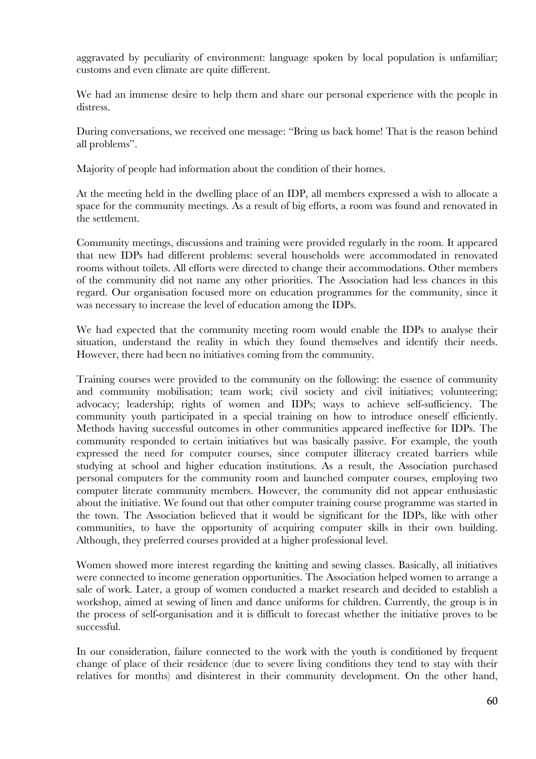aggravated by peculiarity of environment: language spoken by local population is unfamiliar; customs and even climate are quite different.

We had an immense desire to help them and share our personal experience with the people in distress.

During conversations, we received one message: "Bring us back home! That is the reason behind all problems".

Majority of people had information about the condition of their homes.

At the meeting held in the dwelling place of an IDP, all members expressed a wish to allocate a space for the community meetings. As a result of big efforts, a room was found and renovated in the settlement.

Community meetings, discussions and training were provided regularly in the room. It appeared that new IDPs had different problems: several households were accommodated in renovated rooms without toilets. All efforts were directed to change their accommodations. Other members of the community did not name any other priorities. The Association had less chances in this regard. Our organisation focused more on education programmes for the community, since it was necessary to increase the level of education among the IDPs.

We had expected that the community meeting room would enable the IDPs to analyse their situation, understand the reality in which they found themselves and identify their needs. However, there had been no initiatives coming from the community.

Training courses were provided to the community on the following: the essence of community and community mobilisation; team work; civil society and civil initiatives; volunteering; advocacy; leadership; rights of women and IDPs; ways to achieve self-sufficiency. The community youth participated in a special training on how to introduce oneself efficiently. Methods having successful outcomes in other communities appeared ineffective for IDPs. The community responded to certain initiatives but was basically passive. For example, the youth expressed the need for computer courses, since computer illiteracy created barriers while studying at school and higher education institutions. As a result, the Association purchased personal computers for the community room and launched computer courses, employing two computer literate community members. However, the community did not appear enthusiastic about the initiative. We found out that other computer training course programme was started in the town. The Association believed that it would be significant for the IDPs, like with other communities, to have the opportunity of acquiring computer skills in their own building. Although, they preferred courses provided at a higher professional level.

Women showed more interest regarding the knitting and sewing classes. Basically, all initiatives were connected to income generation opportunities. The Association helped women to arrange a sale of work. Later, a group of women conducted a market research and decided to establish a workshop, aimed at sewing of linen and dance uniforms for children. Currently, the group is in the process of self-organisation and it is difficult to forecast whether the initiative proves to be successful.

In our consideration, failure connected to the work with the youth is conditioned by frequent change of place of their residence (due to severe living conditions they tend to stay with their relatives for months) and disinterest in their community development. On the other hand,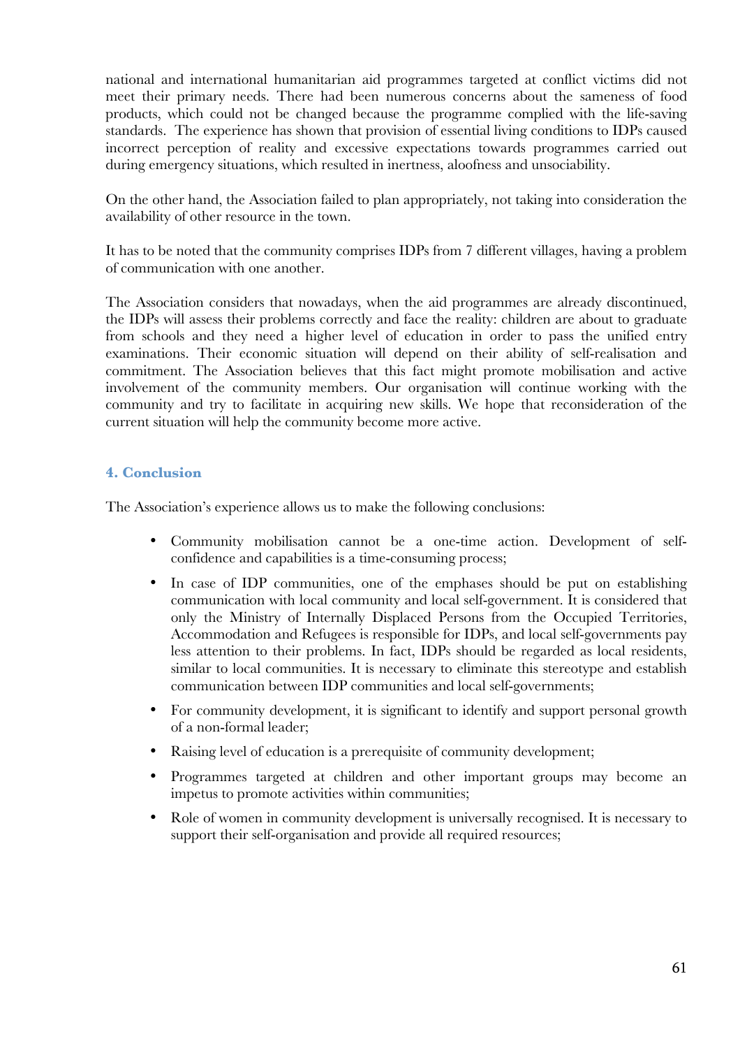national and international humanitarian aid programmes targeted at conflict victims did not meet their primary needs. There had been numerous concerns about the sameness of food products, which could not be changed because the programme complied with the life-saving standards. The experience has shown that provision of essential living conditions to IDPs caused incorrect perception of reality and excessive expectations towards programmes carried out during emergency situations, which resulted in inertness, aloofness and unsociability.

On the other hand, the Association failed to plan appropriately, not taking into consideration the availability of other resource in the town.

It has to be noted that the community comprises IDPs from 7 different villages, having a problem of communication with one another.

The Association considers that nowadays, when the aid programmes are already discontinued, the IDPs will assess their problems correctly and face the reality: children are about to graduate from schools and they need a higher level of education in order to pass the unified entry examinations. Their economic situation will depend on their ability of self-realisation and commitment. The Association believes that this fact might promote mobilisation and active involvement of the community members. Our organisation will continue working with the community and try to facilitate in acquiring new skills. We hope that reconsideration of the current situation will help the community become more active.

## 4. Conclusion

The Association's experience allows us to make the following conclusions:

- Community mobilisation cannot be a one-time action. Development of self-confidence and capabilities is a time-consuming process;
- In case of IDP communities, one of the emphases should be put on establishing communication with local community and local self-government. It is considered that only the Ministry of Internally Displaced Persons from the Occupied Territories, Accommodation and Refugees is responsible for IDPs, and local self-governments pay less attention to their problems. In fact, IDPs should be regarded as local residents, similar to local communities. It is necessary to eliminate this stereotype and establish communication between IDP communities and local self-governments;
- For community development, it is significant to identify and support personal growth of a non-formal leader;
- Raising level of education is a prerequisite of community development;
- Programmes targeted at children and other important groups may become an impetus to promote activities within communities;
- Role of women in community development is universally recognised. It is necessary to support their self-organisation and provide all required resources;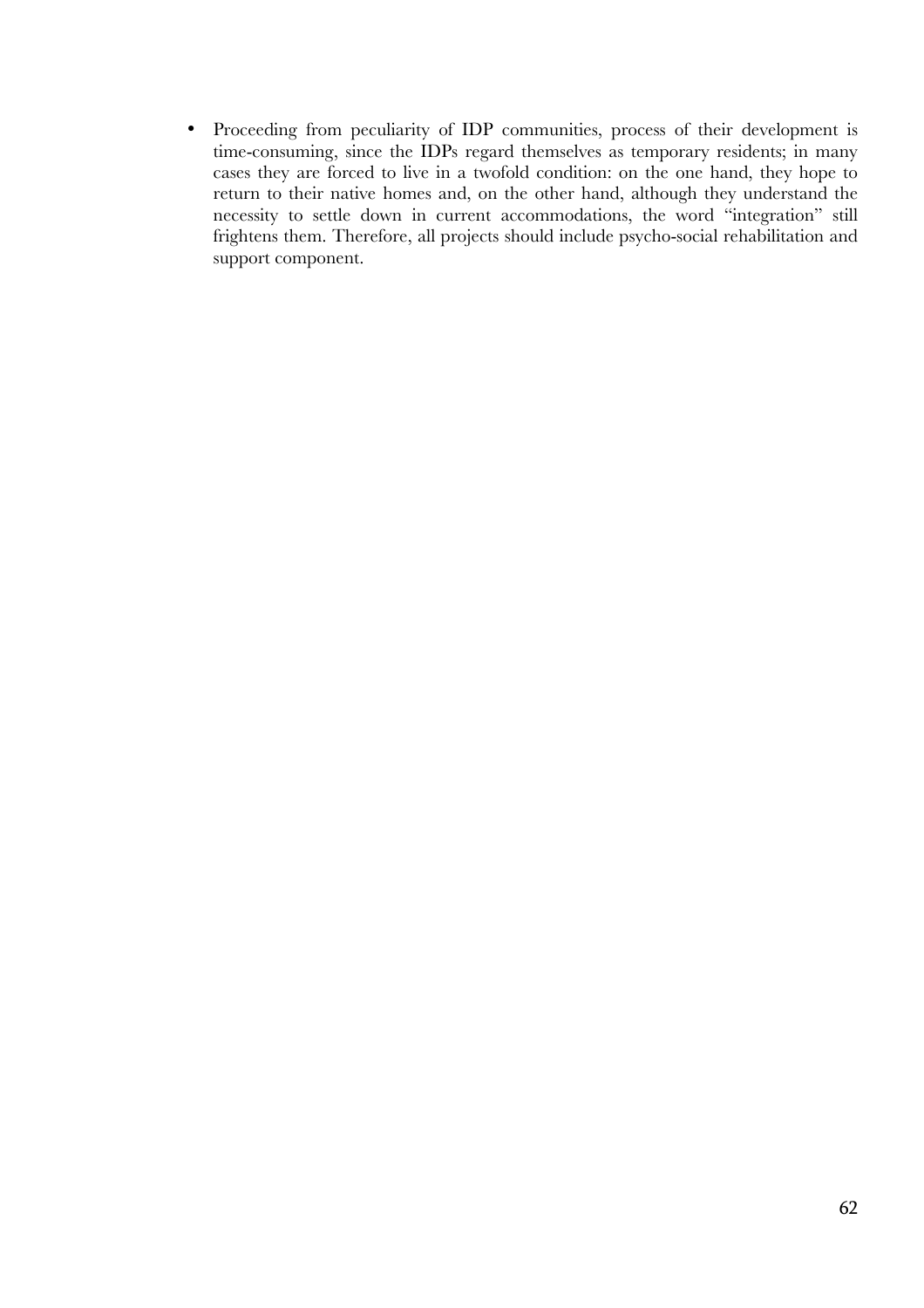- Proceeding from peculiarity of IDP communities, process of their development is time-consuming, since the IDPs regard themselves as temporary residents; in many cases they are forced to live in a twofold condition: on the one hand, they hope to return to their native homes and, on the other hand, although they understand the necessity to settle down in current accommodations, the word "integration" still frightens them. Therefore, all projects should include psycho-social rehabilitation and support component.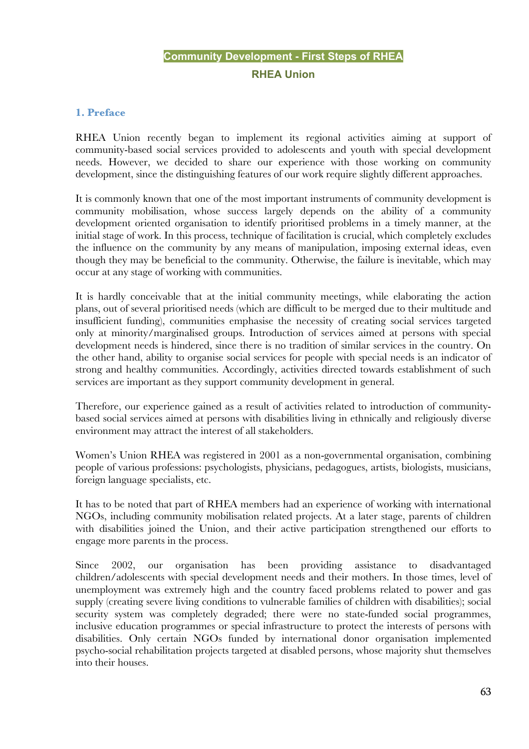# Community Development - First Steps of RHEA

## RHEA Union

### 1. Preface

RHEA Union recently began to implement its regional activities aiming at support of community-based social services provided to adolescents and youth with special development needs. However, we decided to share our experience with those working on community development, since the distinguishing features of our work require slightly different approaches.

It is commonly known that one of the most important instruments of community development is community mobilisation, whose success largely depends on the ability of a community development oriented organisation to identify prioritised problems in a timely manner, at the initial stage of work. In this process, technique of facilitation is crucial, which completely excludes the influence on the community by any means of manipulation, imposing external ideas, even though they may be beneficial to the community. Otherwise, the failure is inevitable, which may occur at any stage of working with communities.

It is hardly conceivable that at the initial community meetings, while elaborating the action plans, out of several prioritised needs (which are difficult to be merged due to their multitude and insufficient funding), communities emphasise the necessity of creating social services targeted only at minority/marginalised groups. Introduction of services aimed at persons with special development needs is hindered, since there is no tradition of similar services in the country. On the other hand, ability to organise social services for people with special needs is an indicator of strong and healthy communities. Accordingly, activities directed towards establishment of such services are important as they support community development in general.

Therefore, our experience gained as a result of activities related to introduction of community-based social services aimed at persons with disabilities living in ethnically and religiously diverse environment may attract the interest of all stakeholders.

Women's Union RHEA was registered in 2001 as a non-governmental organisation, combining people of various professions: psychologists, physicians, pedagogues, artists, biologists, musicians, foreign language specialists, etc.

It has to be noted that part of RHEA members had an experience of working with international NGOs, including community mobilisation related projects. At a later stage, parents of children with disabilities joined the Union, and their active participation strengthened our efforts to engage more parents in the process.

Since 2002, our organisation has been providing assistance to disadvantaged children/adolescents with special development needs and their mothers. In those times, level of unemployment was extremely high and the country faced problems related to power and gas supply (creating severe living conditions to vulnerable families of children with disabilities); social security system was completely degraded; there were no state-funded social programmes, inclusive education programmes or special infrastructure to protect the interests of persons with disabilities. Only certain NGOs funded by international donor organisation implemented psycho-social rehabilitation projects targeted at disabled persons, whose majority shut themselves into their houses.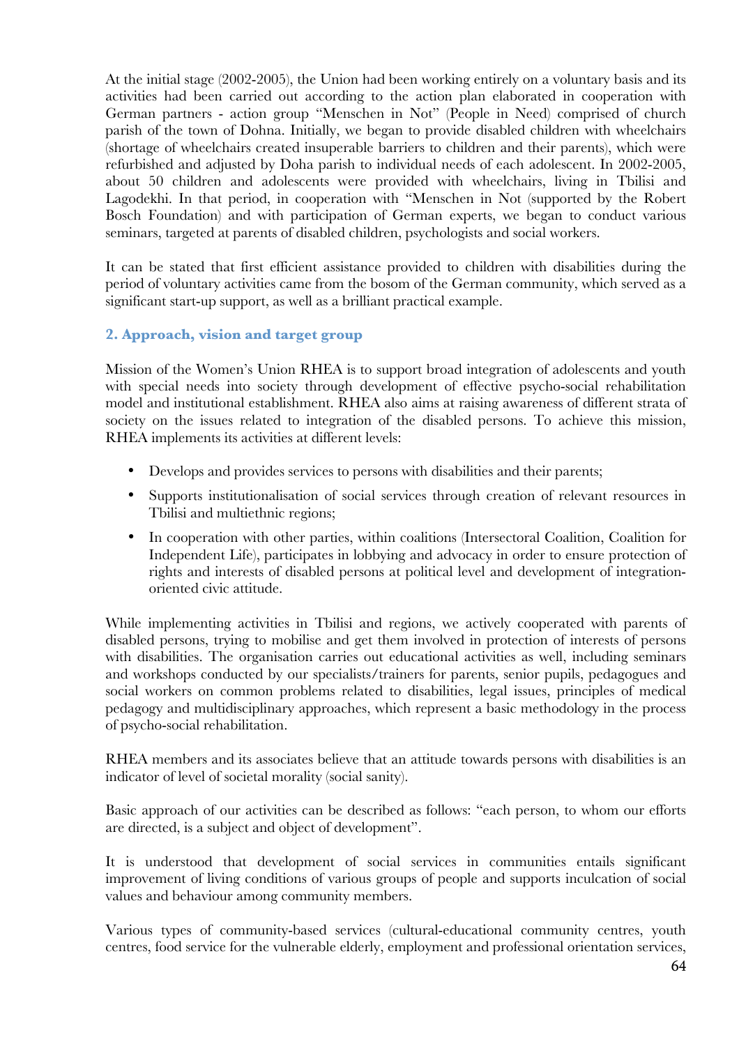At the initial stage (2002-2005), the Union had been working entirely on a voluntary basis and its activities had been carried out according to the action plan elaborated in cooperation with German partners - action group "Menschen in Not" (People in Need) comprised of church parish of the town of Dohna. Initially, we began to provide disabled children with wheelchairs (shortage of wheelchairs created insuperable barriers to children and their parents), which were refurbished and adjusted by Doha parish to individual needs of each adolescent. In 2002-2005, about 50 children and adolescents were provided with wheelchairs, living in Tbilisi and Lagodekhi. In that period, in cooperation with "Menschen in Not (supported by the Robert Bosch Foundation) and with participation of German experts, we began to conduct various seminars, targeted at parents of disabled children, psychologists and social workers.

It can be stated that first efficient assistance provided to children with disabilities during the period of voluntary activities came from the bosom of the German community, which served as a significant start-up support, as well as a brilliant practical example.

### 2. Approach, vision and target group

Mission of the Women's Union RHEA is to support broad integration of adolescents and youth with special needs into society through development of effective psycho-social rehabilitation model and institutional establishment. RHEA also aims at raising awareness of different strata of society on the issues related to integration of the disabled persons. To achieve this mission, RHEA implements its activities at different levels:

- Develops and provides services to persons with disabilities and their parents;
- Supports institutionalisation of social services through creation of relevant resources in Tbilisi and multiethnic regions;
- In cooperation with other parties, within coalitions (Intersectoral Coalition, Coalition for Independent Life), participates in lobbying and advocacy in order to ensure protection of rights and interests of disabled persons at political level and development of integration-oriented civic attitude.

While implementing activities in Tbilisi and regions, we actively cooperated with parents of disabled persons, trying to mobilise and get them involved in protection of interests of persons with disabilities. The organisation carries out educational activities as well, including seminars and workshops conducted by our specialists/trainers for parents, senior pupils, pedagogues and social workers on common problems related to disabilities, legal issues, principles of medical pedagogy and multidisciplinary approaches, which represent a basic methodology in the process of psycho-social rehabilitation.

RHEA members and its associates believe that an attitude towards persons with disabilities is an indicator of level of societal morality (social sanity).

Basic approach of our activities can be described as follows: "each person, to whom our efforts are directed, is a subject and object of development".

It is understood that development of social services in communities entails significant improvement of living conditions of various groups of people and supports inculcation of social values and behaviour among community members.

Various types of community-based services (cultural-educational community centres, youth centres, food service for the vulnerable elderly, employment and professional orientation services,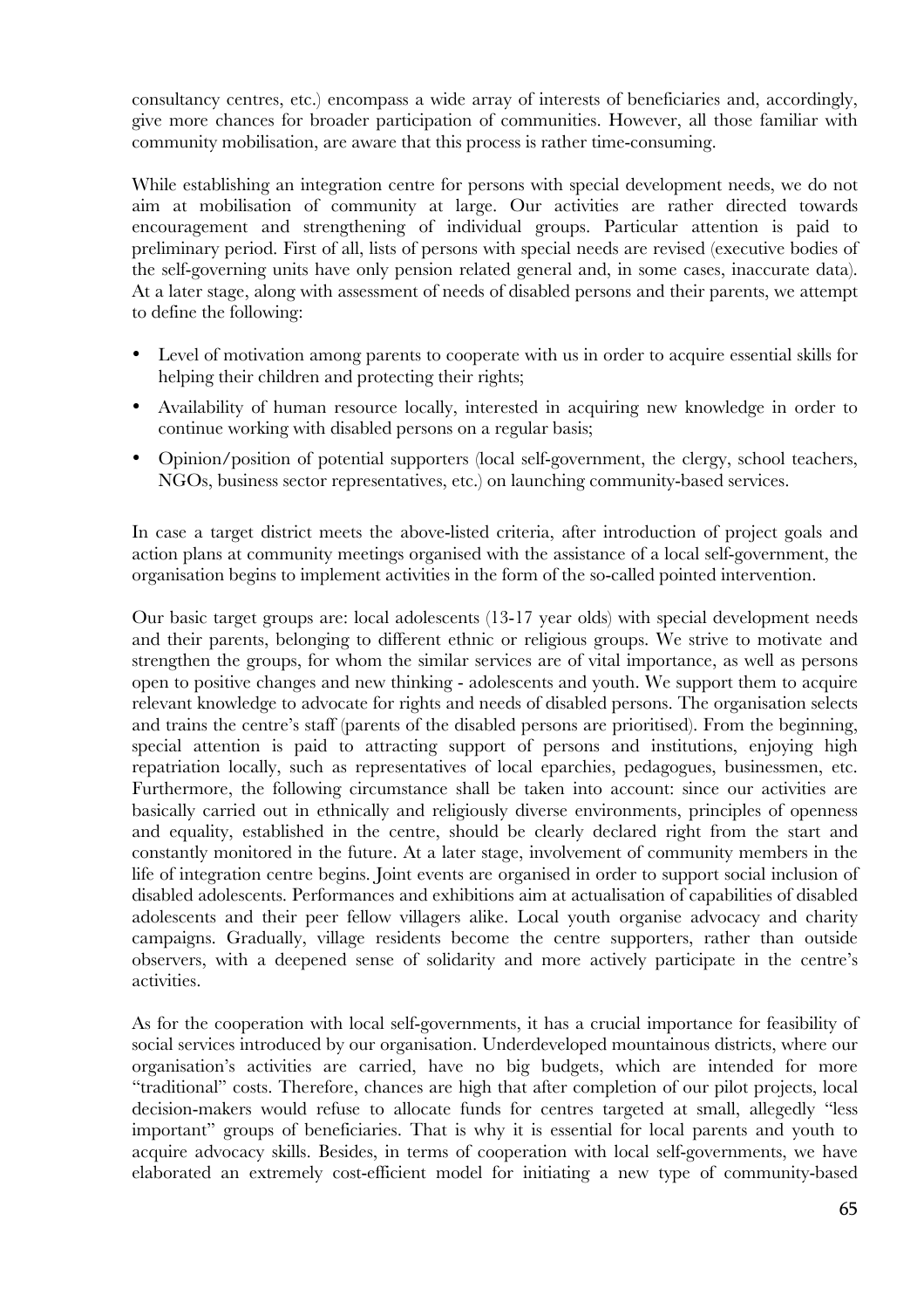consultancy centres, etc.) encompass a wide array of interests of beneficiaries and, accordingly, give more chances for broader participation of communities. However, all those familiar with community mobilisation, are aware that this process is rather time-consuming.

While establishing an integration centre for persons with special development needs, we do not aim at mobilisation of community at large. Our activities are rather directed towards encouragement and strengthening of individual groups. Particular attention is paid to preliminary period. First of all, lists of persons with special needs are revised (executive bodies of the self-governing units have only pension related general and, in some cases, inaccurate data). At a later stage, along with assessment of needs of disabled persons and their parents, we attempt to define the following:

- Level of motivation among parents to cooperate with us in order to acquire essential skills for helping their children and protecting their rights;
- Availability of human resource locally, interested in acquiring new knowledge in order to continue working with disabled persons on a regular basis;
- Opinion/position of potential supporters (local self-government, the clergy, school teachers, NGOs, business sector representatives, etc.) on launching community-based services.

In case a target district meets the above-listed criteria, after introduction of project goals and action plans at community meetings organised with the assistance of a local self-government, the organisation begins to implement activities in the form of the so-called pointed intervention.

Our basic target groups are: local adolescents (13-17 year olds) with special development needs and their parents, belonging to different ethnic or religious groups. We strive to motivate and strengthen the groups, for whom the similar services are of vital importance, as well as persons open to positive changes and new thinking - adolescents and youth. We support them to acquire relevant knowledge to advocate for rights and needs of disabled persons. The organisation selects and trains the centre's staff (parents of the disabled persons are prioritised). From the beginning, special attention is paid to attracting support of persons and institutions, enjoying high repatriation locally, such as representatives of local eparchies, pedagogues, businessmen, etc. Furthermore, the following circumstance shall be taken into account: since our activities are basically carried out in ethnically and religiously diverse environments, principles of openness and equality, established in the centre, should be clearly declared right from the start and constantly monitored in the future. At a later stage, involvement of community members in the life of integration centre begins. Joint events are organised in order to support social inclusion of disabled adolescents. Performances and exhibitions aim at actualisation of capabilities of disabled adolescents and their peer fellow villagers alike. Local youth organise advocacy and charity campaigns. Gradually, village residents become the centre supporters, rather than outside observers, with a deepened sense of solidarity and more actively participate in the centre's activities.

As for the cooperation with local self-governments, it has a crucial importance for feasibility of social services introduced by our organisation. Underdeveloped mountainous districts, where our organisation's activities are carried, have no big budgets, which are intended for more "traditional" costs. Therefore, chances are high that after completion of our pilot projects, local decision-makers would refuse to allocate funds for centres targeted at small, allegedly "less important" groups of beneficiaries. That is why it is essential for local parents and youth to acquire advocacy skills. Besides, in terms of cooperation with local self-governments, we have elaborated an extremely cost-efficient model for initiating a new type of community-based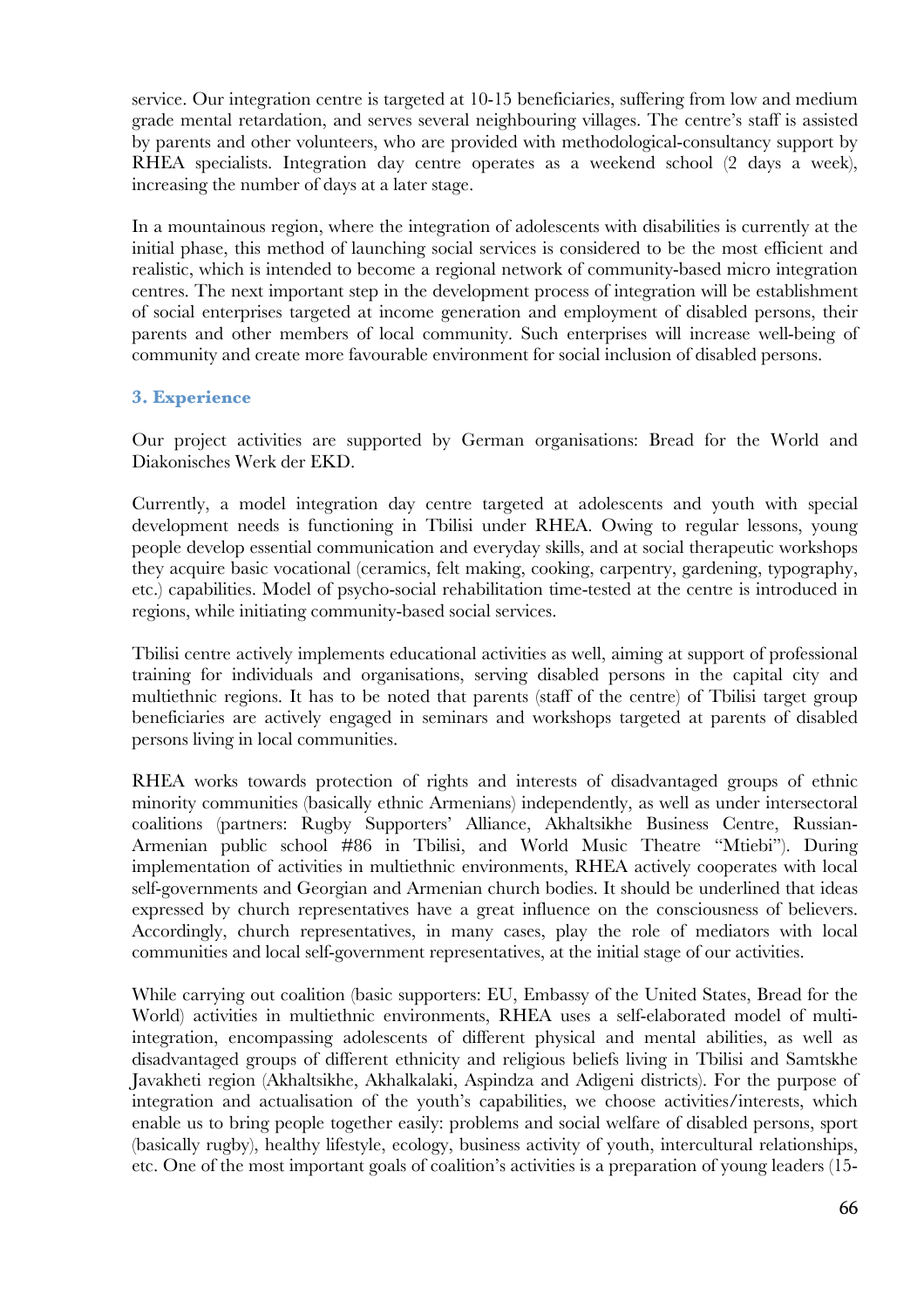service. Our integration centre is targeted at 10-15 beneficiaries, suffering from low and medium grade mental retardation, and serves several neighbouring villages. The centre's staff is assisted by parents and other volunteers, who are provided with methodological-consultancy support by RHEA specialists. Integration day centre operates as a weekend school (2 days a week), increasing the number of days at a later stage.

In a mountainous region, where the integration of adolescents with disabilities is currently at the initial phase, this method of launching social services is considered to be the most efficient and realistic, which is intended to become a regional network of community-based micro integration centres. The next important step in the development process of integration will be establishment of social enterprises targeted at income generation and employment of disabled persons, their parents and other members of local community. Such enterprises will increase well-being of community and create more favourable environment for social inclusion of disabled persons.

### 3. Experience

Our project activities are supported by German organisations: Bread for the World and Diakonisches Werk der EKD.

Currently, a model integration day centre targeted at adolescents and youth with special development needs is functioning in Tbilisi under RHEA. Owing to regular lessons, young people develop essential communication and everyday skills, and at social therapeutic workshops they acquire basic vocational (ceramics, felt making, cooking, carpentry, gardening, typography, etc.) capabilities. Model of psycho-social rehabilitation time-tested at the centre is introduced in regions, while initiating community-based social services.

Tbilisi centre actively implements educational activities as well, aiming at support of professional training for individuals and organisations, serving disabled persons in the capital city and multiethnic regions. It has to be noted that parents (staff of the centre) of Tbilisi target group beneficiaries are actively engaged in seminars and workshops targeted at parents of disabled persons living in local communities.

RHEA works towards protection of rights and interests of disadvantaged groups of ethnic minority communities (basically ethnic Armenians) independently, as well as under intersectoral coalitions (partners: Rugby Supporters' Alliance, Akhaltsikhe Business Centre, Russian-Armenian public school #86 in Tbilisi, and World Music Theatre "Mtiebi"). During implementation of activities in multiethnic environments, RHEA actively cooperates with local self-governments and Georgian and Armenian church bodies. It should be underlined that ideas expressed by church representatives have a great influence on the consciousness of believers. Accordingly, church representatives, in many cases, play the role of mediators with local communities and local self-government representatives, at the initial stage of our activities.

While carrying out coalition (basic supporters: EU, Embassy of the United States, Bread for the World) activities in multiethnic environments, RHEA uses a self-elaborated model of multi-integration, encompassing adolescents of different physical and mental abilities, as well as disadvantaged groups of different ethnicity and religious beliefs living in Tbilisi and Samtskhe Javakheti region (Akhaltsikhe, Akhalkalaki, Aspindza and Adigeni districts). For the purpose of integration and actualisation of the youth's capabilities, we choose activities/interests, which enable us to bring people together easily: problems and social welfare of disabled persons, sport (basically rugby), healthy lifestyle, ecology, business activity of youth, intercultural relationships, etc. One of the most important goals of coalition's activities is a preparation of young leaders (15-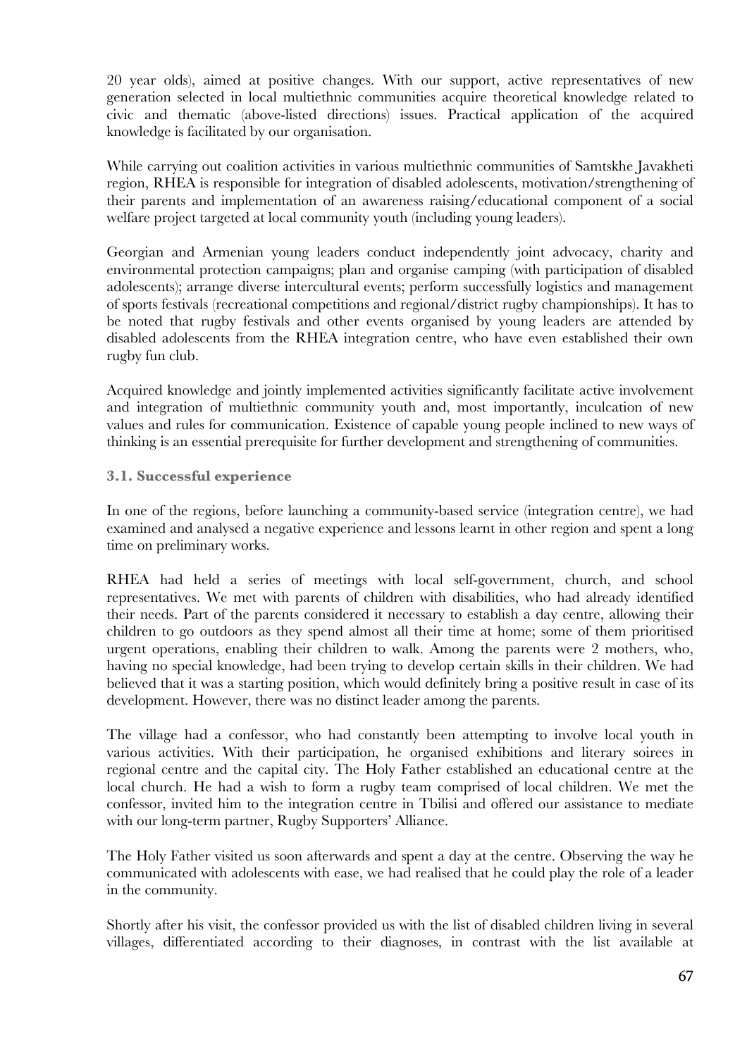20 year olds), aimed at positive changes. With our support, active representatives of new generation selected in local multiethnic communities acquire theoretical knowledge related to civic and thematic (above-listed directions) issues. Practical application of the acquired knowledge is facilitated by our organisation.

While carrying out coalition activities in various multiethnic communities of Samtskhe Javakheti region, RHEA is responsible for integration of disabled adolescents, motivation/strengthening of their parents and implementation of an awareness raising/educational component of a social welfare project targeted at local community youth (including young leaders).

Georgian and Armenian young leaders conduct independently joint advocacy, charity and environmental protection campaigns; plan and organise camping (with participation of disabled adolescents); arrange diverse intercultural events; perform successfully logistics and management of sports festivals (recreational competitions and regional/district rugby championships). It has to be noted that rugby festivals and other events organised by young leaders are attended by disabled adolescents from the RHEA integration centre, who have even established their own rugby fun club.

Acquired knowledge and jointly implemented activities significantly facilitate active involvement and integration of multiethnic community youth and, most importantly, inculcation of new values and rules for communication. Existence of capable young people inclined to new ways of thinking is an essential prerequisite for further development and strengthening of communities.

### 3.1. Successful experience

In one of the regions, before launching a community-based service (integration centre), we had examined and analysed a negative experience and lessons learnt in other region and spent a long time on preliminary works.

RHEA had held a series of meetings with local self-government, church, and school representatives. We met with parents of children with disabilities, who had already identified their needs. Part of the parents considered it necessary to establish a day centre, allowing their children to go outdoors as they spend almost all their time at home; some of them prioritised urgent operations, enabling their children to walk. Among the parents were 2 mothers, who, having no special knowledge, had been trying to develop certain skills in their children. We had believed that it was a starting position, which would definitely bring a positive result in case of its development. However, there was no distinct leader among the parents.

The village had a confessor, who had constantly been attempting to involve local youth in various activities. With their participation, he organised exhibitions and literary soirees in regional centre and the capital city. The Holy Father established an educational centre at the local church. He had a wish to form a rugby team comprised of local children. We met the confessor, invited him to the integration centre in Tbilisi and offered our assistance to mediate with our long-term partner, Rugby Supporters' Alliance.

The Holy Father visited us soon afterwards and spent a day at the centre. Observing the way he communicated with adolescents with ease, we had realised that he could play the role of a leader in the community.

Shortly after his visit, the confessor provided us with the list of disabled children living in several villages, differentiated according to their diagnoses, in contrast with the list available at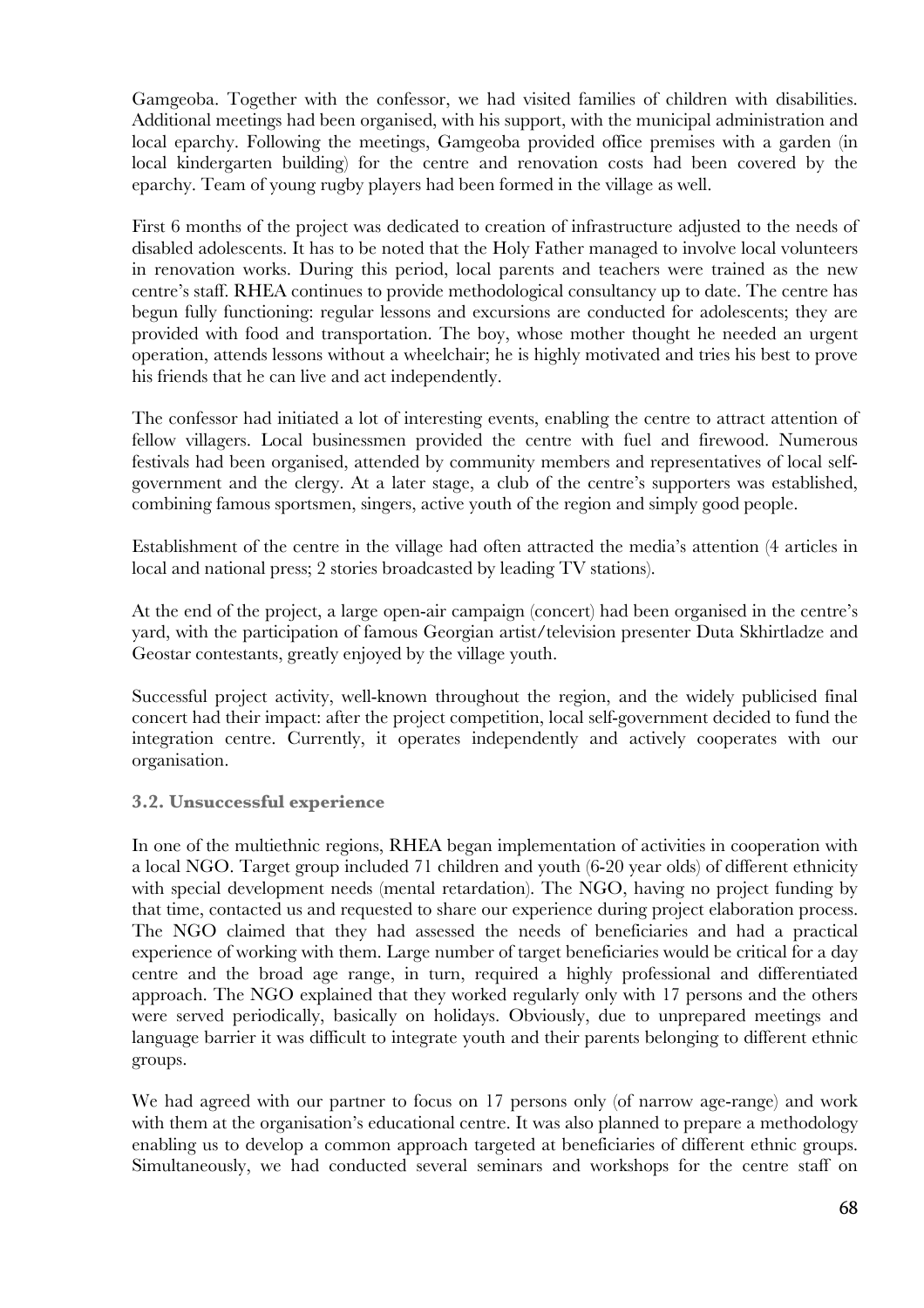Gamgeoba. Together with the confessor, we had visited families of children with disabilities. Additional meetings had been organised, with his support, with the municipal administration and local eparchy. Following the meetings, Gamgeoba provided office premises with a garden (in local kindergarten building) for the centre and renovation costs had been covered by the eparchy. Team of young rugby players had been formed in the village as well.

First 6 months of the project was dedicated to creation of infrastructure adjusted to the needs of disabled adolescents. It has to be noted that the Holy Father managed to involve local volunteers in renovation works. During this period, local parents and teachers were trained as the new centre's staff. RHEA continues to provide methodological consultancy up to date. The centre has begun fully functioning: regular lessons and excursions are conducted for adolescents; they are provided with food and transportation. The boy, whose mother thought he needed an urgent operation, attends lessons without a wheelchair; he is highly motivated and tries his best to prove his friends that he can live and act independently.

The confessor had initiated a lot of interesting events, enabling the centre to attract attention of fellow villagers. Local businessmen provided the centre with fuel and firewood. Numerous festivals had been organised, attended by community members and representatives of local self-government and the clergy. At a later stage, a club of the centre's supporters was established, combining famous sportsmen, singers, active youth of the region and simply good people.

Establishment of the centre in the village had often attracted the media's attention (4 articles in local and national press; 2 stories broadcasted by leading TV stations).

At the end of the project, a large open-air campaign (concert) had been organised in the centre's yard, with the participation of famous Georgian artist/television presenter Duta Skhirtladze and Geostar contestants, greatly enjoyed by the village youth.

Successful project activity, well-known throughout the region, and the widely publicised final concert had their impact: after the project competition, local self-government decided to fund the integration centre. Currently, it operates independently and actively cooperates with our organisation.

### 3.2. Unsuccessful experience

In one of the multiethnic regions, RHEA began implementation of activities in cooperation with a local NGO. Target group included 71 children and youth (6-20 year olds) of different ethnicity with special development needs (mental retardation). The NGO, having no project funding by that time, contacted us and requested to share our experience during project elaboration process. The NGO claimed that they had assessed the needs of beneficiaries and had a practical experience of working with them. Large number of target beneficiaries would be critical for a day centre and the broad age range, in turn, required a highly professional and differentiated approach. The NGO explained that they worked regularly only with 17 persons and the others were served periodically, basically on holidays. Obviously, due to unprepared meetings and language barrier it was difficult to integrate youth and their parents belonging to different ethnic groups.

We had agreed with our partner to focus on 17 persons only (of narrow age-range) and work with them at the organisation's educational centre. It was also planned to prepare a methodology enabling us to develop a common approach targeted at beneficiaries of different ethnic groups. Simultaneously, we had conducted several seminars and workshops for the centre staff on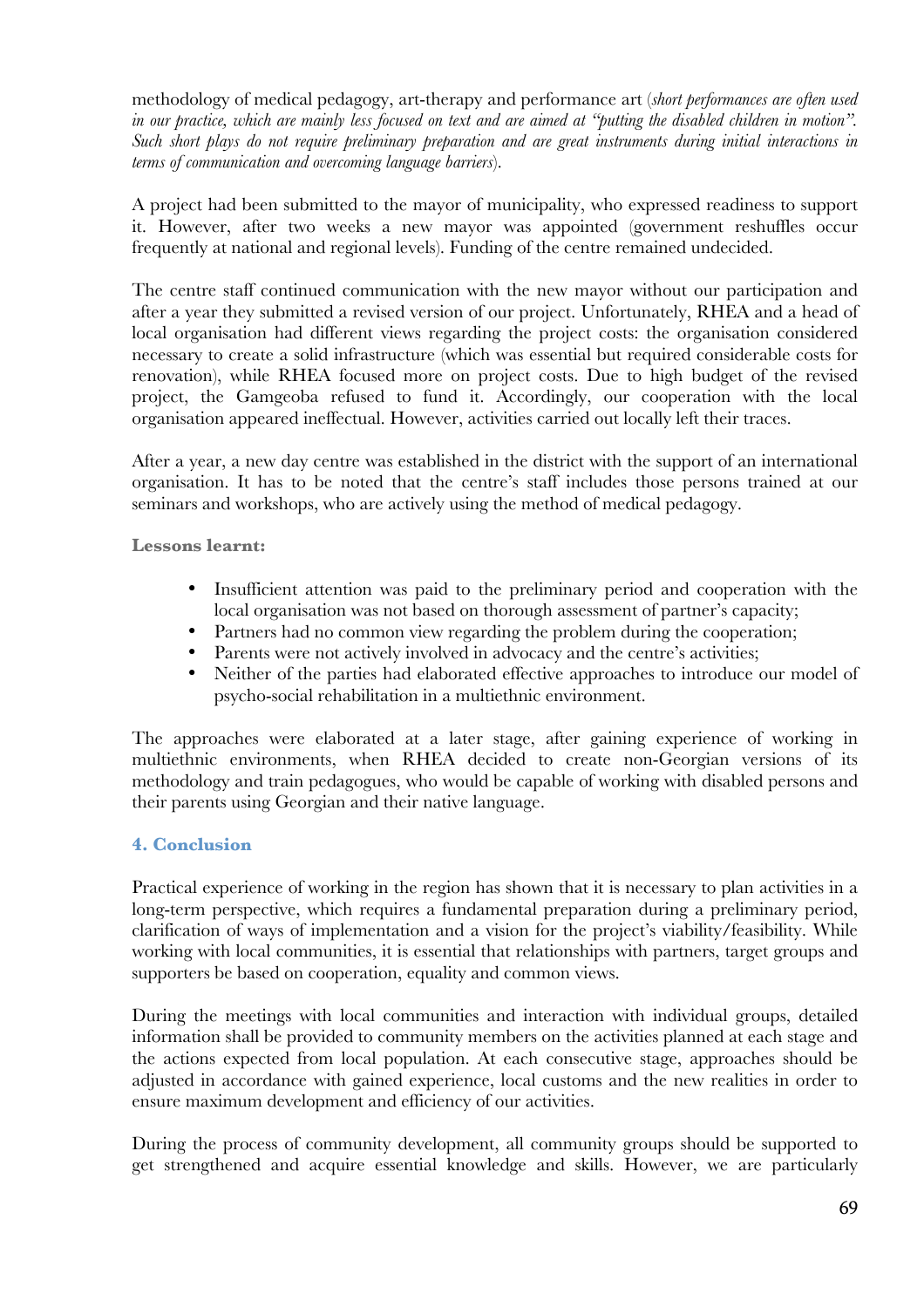methodology of medical pedagogy, art-therapy and performance art (*short performances are often used in our practice, which are mainly less focused on text and are aimed at "putting the disabled children in motion". Such short plays do not require preliminary preparation and are great instruments during initial interactions in terms of communication and overcoming language barriers*).

A project had been submitted to the mayor of municipality, who expressed readiness to support it. However, after two weeks a new mayor was appointed (government reshuffles occur frequently at national and regional levels). Funding of the centre remained undecided.

The centre staff continued communication with the new mayor without our participation and after a year they submitted a revised version of our project. Unfortunately, RHEA and a head of local organisation had different views regarding the project costs: the organisation considered necessary to create a solid infrastructure (which was essential but required considerable costs for renovation), while RHEA focused more on project costs. Due to high budget of the revised project, the Gamgeoba refused to fund it. Accordingly, our cooperation with the local organisation appeared ineffectual. However, activities carried out locally left their traces.

After a year, a new day centre was established in the district with the support of an international organisation. It has to be noted that the centre's staff includes those persons trained at our seminars and workshops, who are actively using the method of medical pedagogy.

**Lessons learnt:**

- Insufficient attention was paid to the preliminary period and cooperation with the local organisation was not based on thorough assessment of partner's capacity;
- Partners had no common view regarding the problem during the cooperation;
- Parents were not actively involved in advocacy and the centre's activities;
- Neither of the parties had elaborated effective approaches to introduce our model of psycho-social rehabilitation in a multiethnic environment.

The approaches were elaborated at a later stage, after gaining experience of working in multiethnic environments, when RHEA decided to create non-Georgian versions of its methodology and train pedagogues, who would be capable of working with disabled persons and their parents using Georgian and their native language.

## 4. Conclusion

Practical experience of working in the region has shown that it is necessary to plan activities in a long-term perspective, which requires a fundamental preparation during a preliminary period, clarification of ways of implementation and a vision for the project's viability/feasibility. While working with local communities, it is essential that relationships with partners, target groups and supporters be based on cooperation, equality and common views.

During the meetings with local communities and interaction with individual groups, detailed information shall be provided to community members on the activities planned at each stage and the actions expected from local population. At each consecutive stage, approaches should be adjusted in accordance with gained experience, local customs and the new realities in order to ensure maximum development and efficiency of our activities.

During the process of community development, all community groups should be supported to get strengthened and acquire essential knowledge and skills. However, we are particularly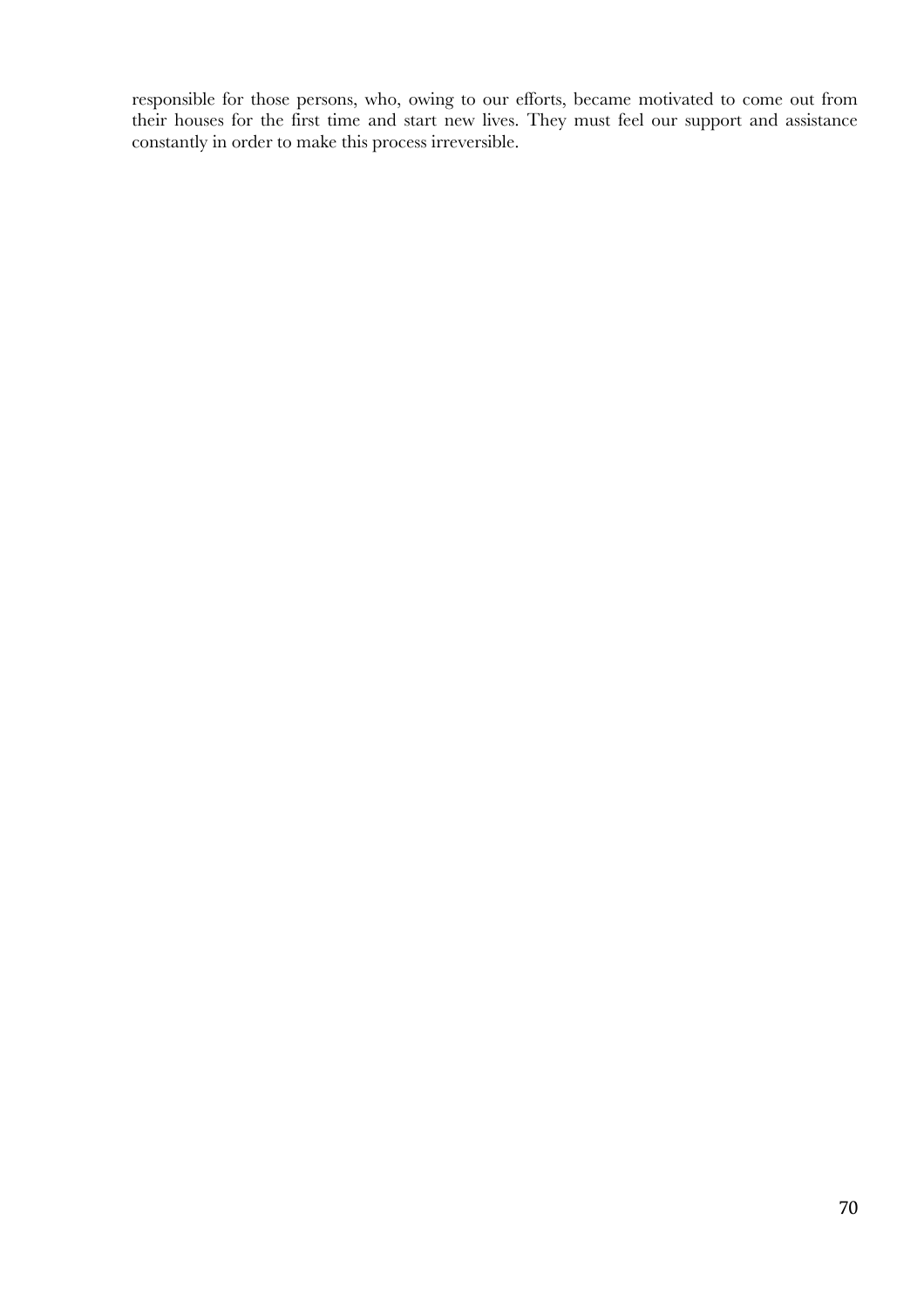responsible for those persons, who, owing to our efforts, became motivated to come out from their houses for the first time and start new lives. They must feel our support and assistance constantly in order to make this process irreversible.